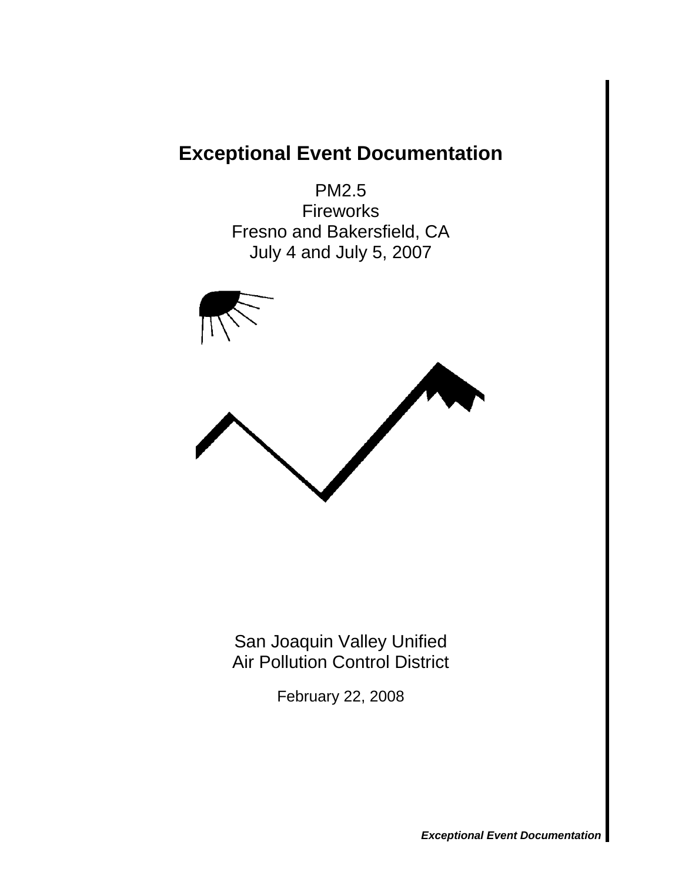# Exceptional Event Documentation

PM2.5

Fireworks

Fresno and Bakersfield, CA

July 4 and July 5, 2007

San Joaquin Valley Unified
Air Pollution Control District

February 22, 2008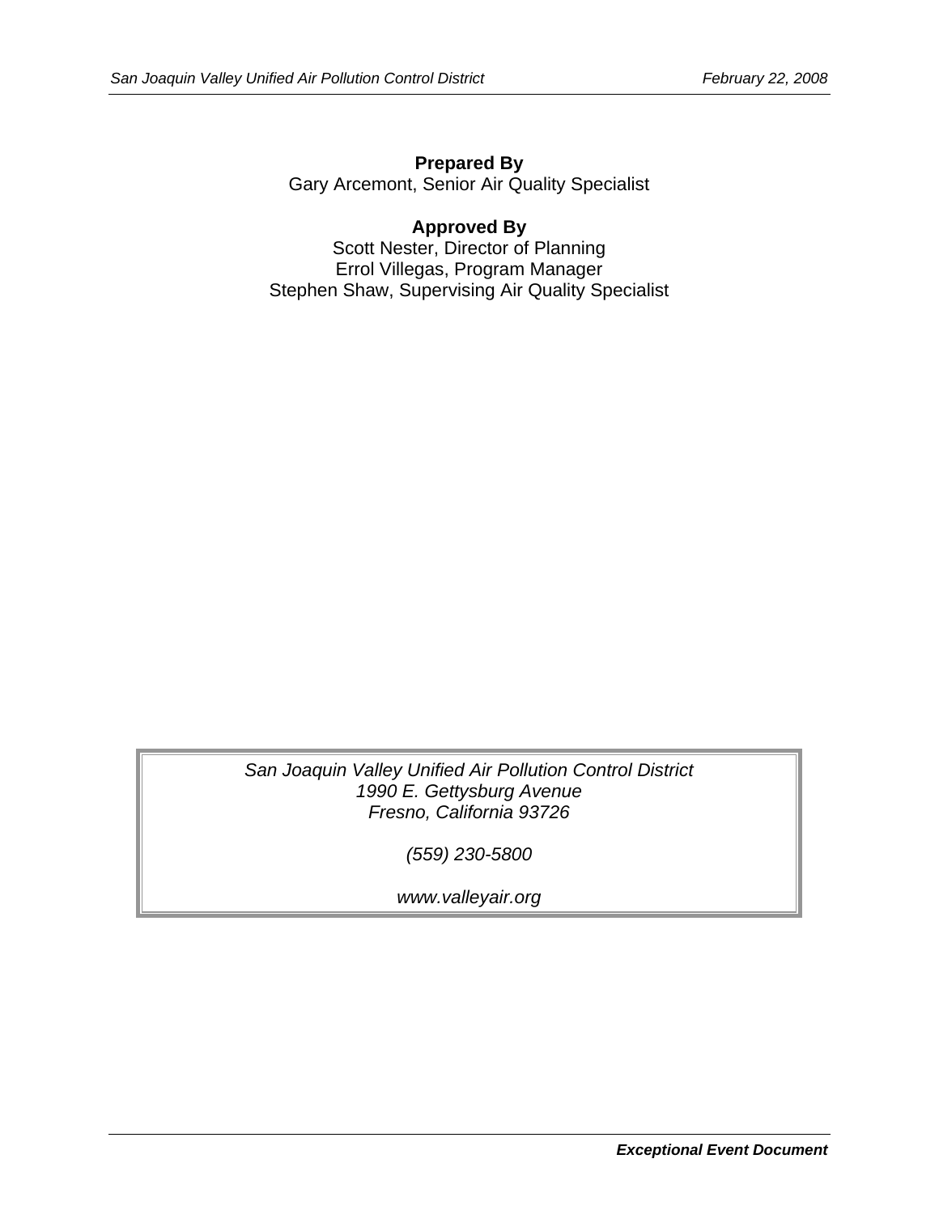**Prepared By**

Gary Arcemont, Senior Air Quality Specialist

**Approved By**

Scott Nester, Director of Planning
Errol Villegas, Program Manager
Stephen Shaw, Supervising Air Quality Specialist

*San Joaquin Valley Unified Air Pollution Control District*
*1990 E. Gettysburg Avenue*
*Fresno, California 93726*

*(559) 230-5800*

*www.valleyair.org*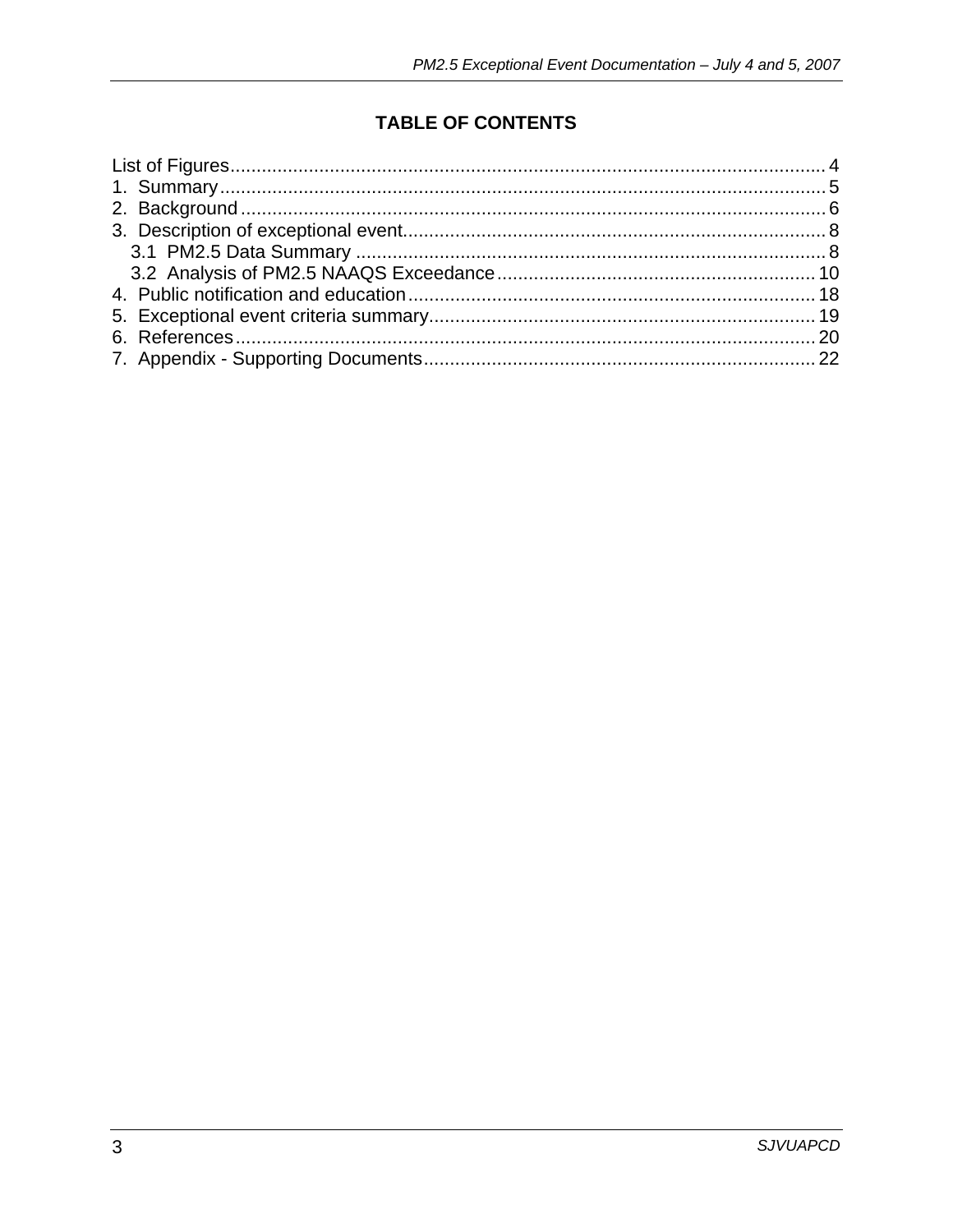# TABLE OF CONTENTS

List of Figures .......... 4

1. Summary .......... 5
2. Background .......... 6
3. Description of exceptional event .......... 8
   - 3.1 PM2.5 Data Summary .......... 8
   - 3.2 Analysis of PM2.5 NAAQS Exceedance .......... 10
4. Public notification and education .......... 18
5. Exceptional event criteria summary .......... 19
6. References .......... 20
7. Appendix - Supporting Documents .......... 22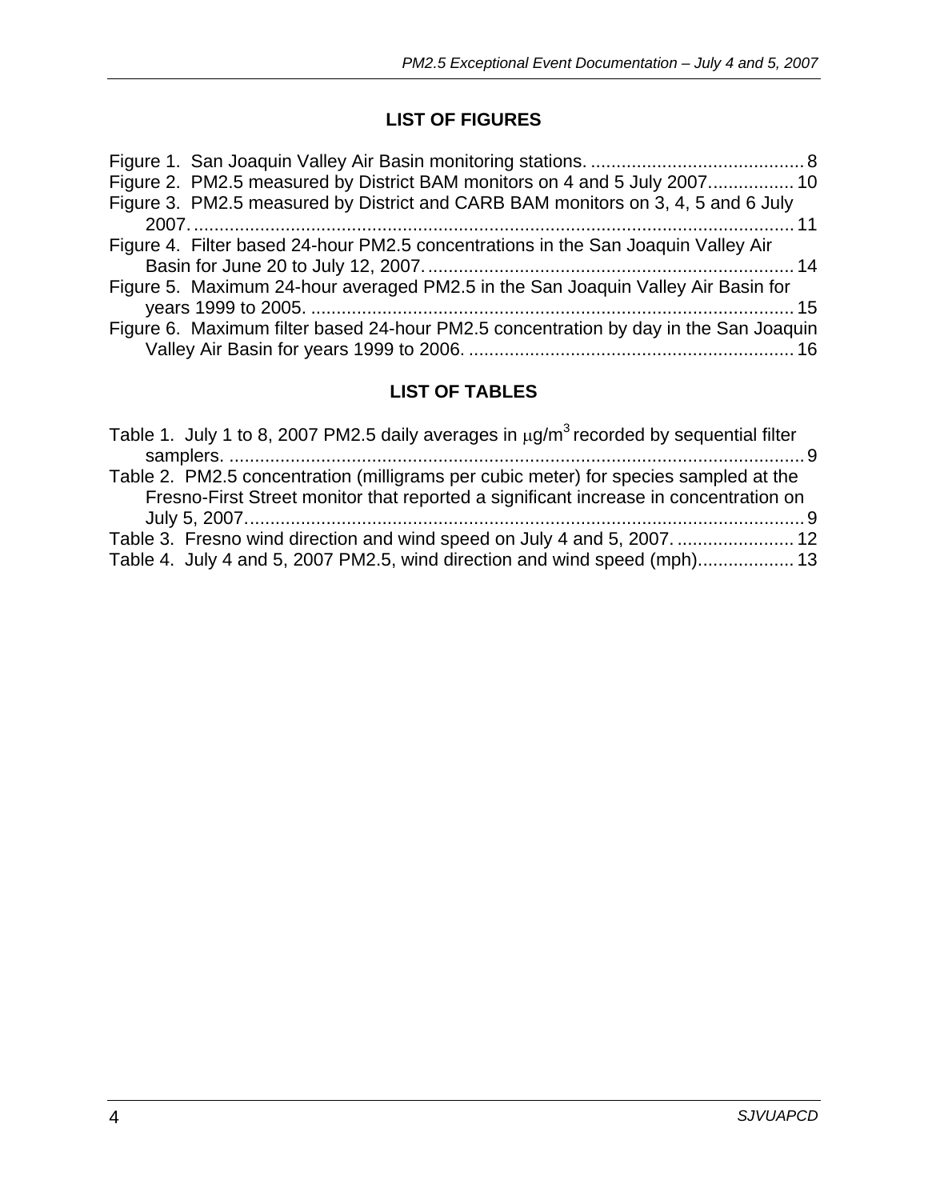## LIST OF FIGURES

Figure 1. San Joaquin Valley Air Basin monitoring stations. .......................................... 8

Figure 2. PM2.5 measured by District BAM monitors on 4 and 5 July 2007................. 10

Figure 3. PM2.5 measured by District and CARB BAM monitors on 3, 4, 5 and 6 July 2007. ...................................................................................................................... 11

Figure 4. Filter based 24-hour PM2.5 concentrations in the San Joaquin Valley Air Basin for June 20 to July 12, 2007. ........................................................................ 14

Figure 5. Maximum 24-hour averaged PM2.5 in the San Joaquin Valley Air Basin for years 1999 to 2005. ............................................................................................... 15

Figure 6. Maximum filter based 24-hour PM2.5 concentration by day in the San Joaquin Valley Air Basin for years 1999 to 2006. ................................................................ 16

## LIST OF TABLES

Table 1. July 1 to 8, 2007 PM2.5 daily averages in $\mu g/m^3$ recorded by sequential filter samplers. ................................................................................................................. 9

Table 2. PM2.5 concentration (milligrams per cubic meter) for species sampled at the Fresno-First Street monitor that reported a significant increase in concentration on July 5, 2007............................................................................................................... 9

Table 3. Fresno wind direction and wind speed on July 4 and 5, 2007. ....................... 12

Table 4. July 4 and 5, 2007 PM2.5, wind direction and wind speed (mph).................. 13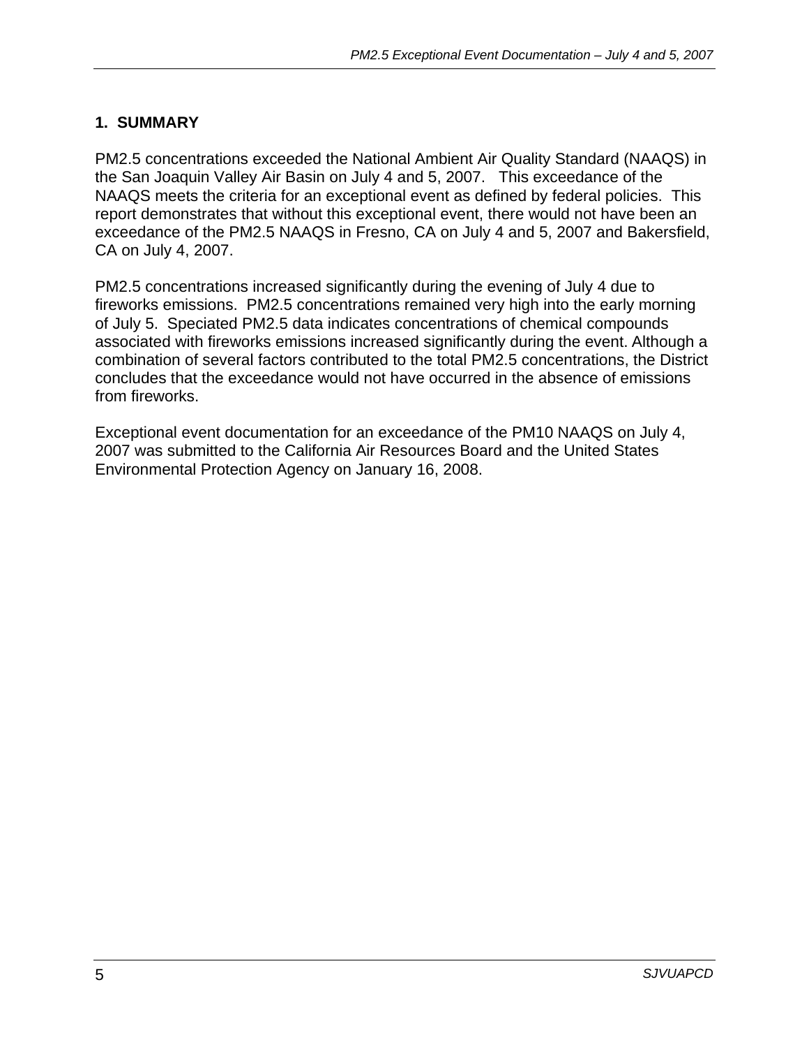# 1. SUMMARY

PM2.5 concentrations exceeded the National Ambient Air Quality Standard (NAAQS) in the San Joaquin Valley Air Basin on July 4 and 5, 2007. This exceedance of the NAAQS meets the criteria for an exceptional event as defined by federal policies. This report demonstrates that without this exceptional event, there would not have been an exceedance of the PM2.5 NAAQS in Fresno, CA on July 4 and 5, 2007 and Bakersfield, CA on July 4, 2007.

PM2.5 concentrations increased significantly during the evening of July 4 due to fireworks emissions. PM2.5 concentrations remained very high into the early morning of July 5. Speciated PM2.5 data indicates concentrations of chemical compounds associated with fireworks emissions increased significantly during the event. Although a combination of several factors contributed to the total PM2.5 concentrations, the District concludes that the exceedance would not have occurred in the absence of emissions from fireworks.

Exceptional event documentation for an exceedance of the PM10 NAAQS on July 4, 2007 was submitted to the California Air Resources Board and the United States Environmental Protection Agency on January 16, 2008.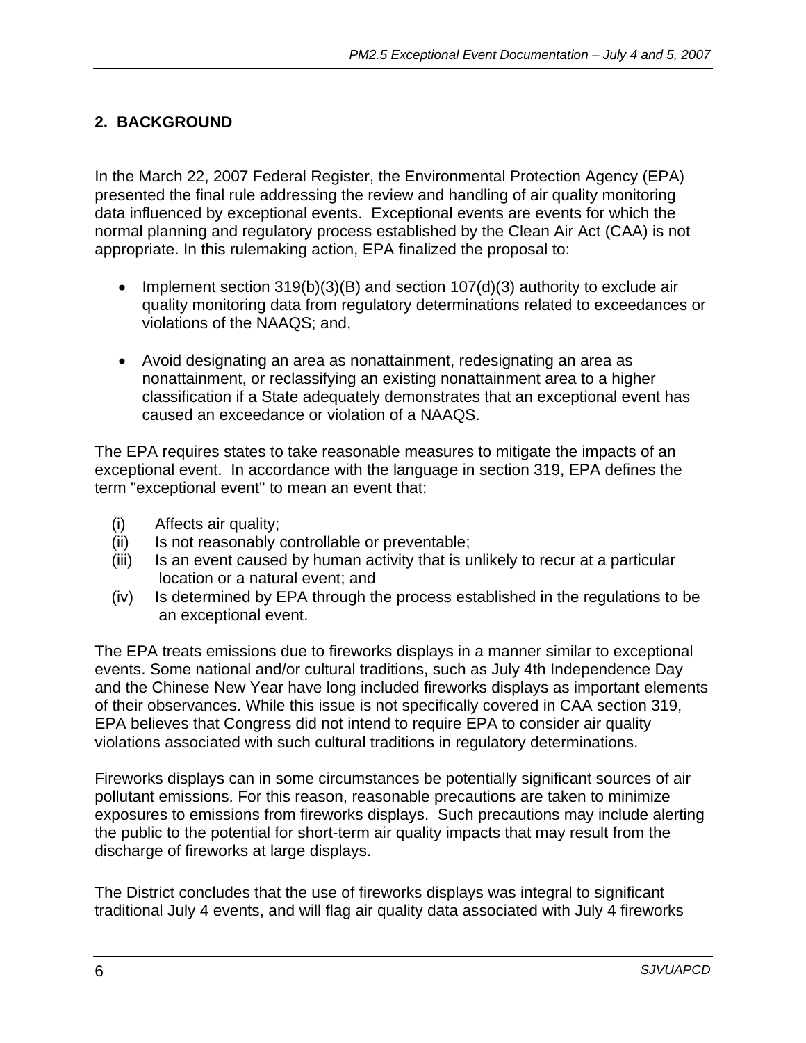## 2. BACKGROUND

In the March 22, 2007 Federal Register, the Environmental Protection Agency (EPA) presented the final rule addressing the review and handling of air quality monitoring data influenced by exceptional events. Exceptional events are events for which the normal planning and regulatory process established by the Clean Air Act (CAA) is not appropriate. In this rulemaking action, EPA finalized the proposal to:

- Implement section 319(b)(3)(B) and section 107(d)(3) authority to exclude air quality monitoring data from regulatory determinations related to exceedances or violations of the NAAQS; and,
- Avoid designating an area as nonattainment, redesignating an area as nonattainment, or reclassifying an existing nonattainment area to a higher classification if a State adequately demonstrates that an exceptional event has caused an exceedance or violation of a NAAQS.

The EPA requires states to take reasonable measures to mitigate the impacts of an exceptional event. In accordance with the language in section 319, EPA defines the term "exceptional event" to mean an event that:

(i) Affects air quality;
(ii) Is not reasonably controllable or preventable;
(iii) Is an event caused by human activity that is unlikely to recur at a particular location or a natural event; and
(iv) Is determined by EPA through the process established in the regulations to be an exceptional event.

The EPA treats emissions due to fireworks displays in a manner similar to exceptional events. Some national and/or cultural traditions, such as July 4th Independence Day and the Chinese New Year have long included fireworks displays as important elements of their observances. While this issue is not specifically covered in CAA section 319, EPA believes that Congress did not intend to require EPA to consider air quality violations associated with such cultural traditions in regulatory determinations.

Fireworks displays can in some circumstances be potentially significant sources of air pollutant emissions. For this reason, reasonable precautions are taken to minimize exposures to emissions from fireworks displays. Such precautions may include alerting the public to the potential for short-term air quality impacts that may result from the discharge of fireworks at large displays.

The District concludes that the use of fireworks displays was integral to significant traditional July 4 events, and will flag air quality data associated with July 4 fireworks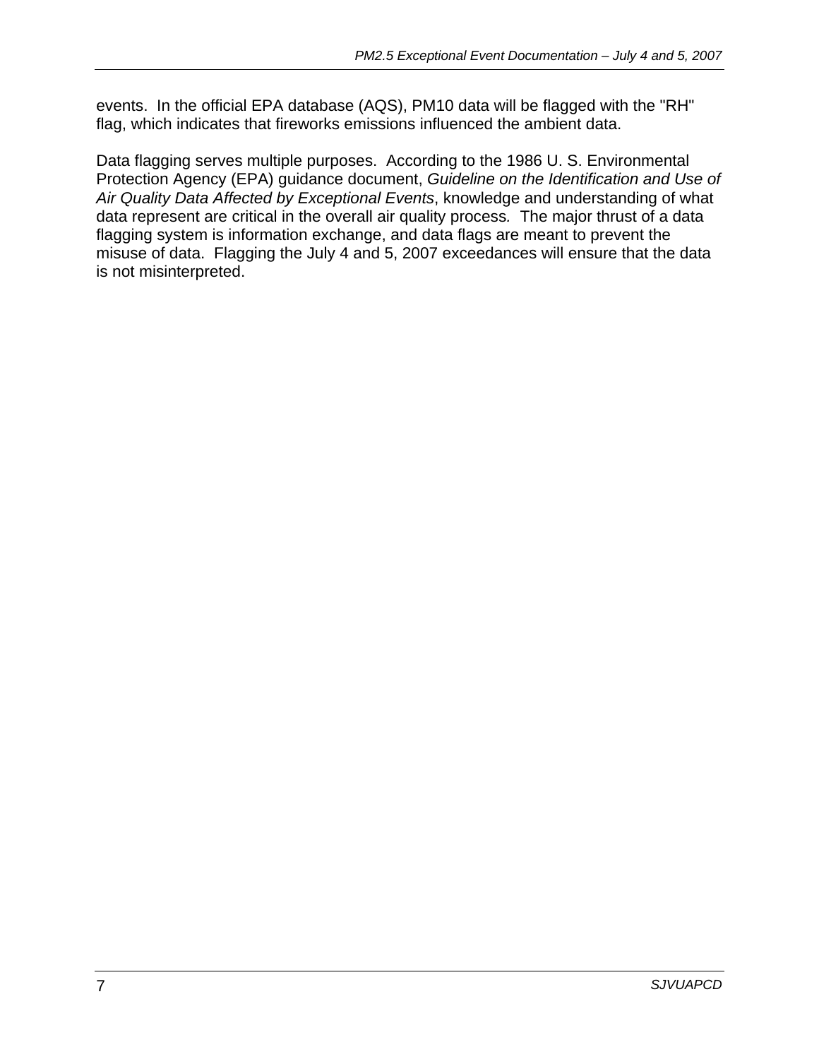events. In the official EPA database (AQS), PM10 data will be flagged with the "RH" flag, which indicates that fireworks emissions influenced the ambient data.

Data flagging serves multiple purposes. According to the 1986 U. S. Environmental Protection Agency (EPA) guidance document, *Guideline on the Identification and Use of Air Quality Data Affected by Exceptional Events*, knowledge and understanding of what data represent are critical in the overall air quality process. The major thrust of a data flagging system is information exchange, and data flags are meant to prevent the misuse of data. Flagging the July 4 and 5, 2007 exceedances will ensure that the data is not misinterpreted.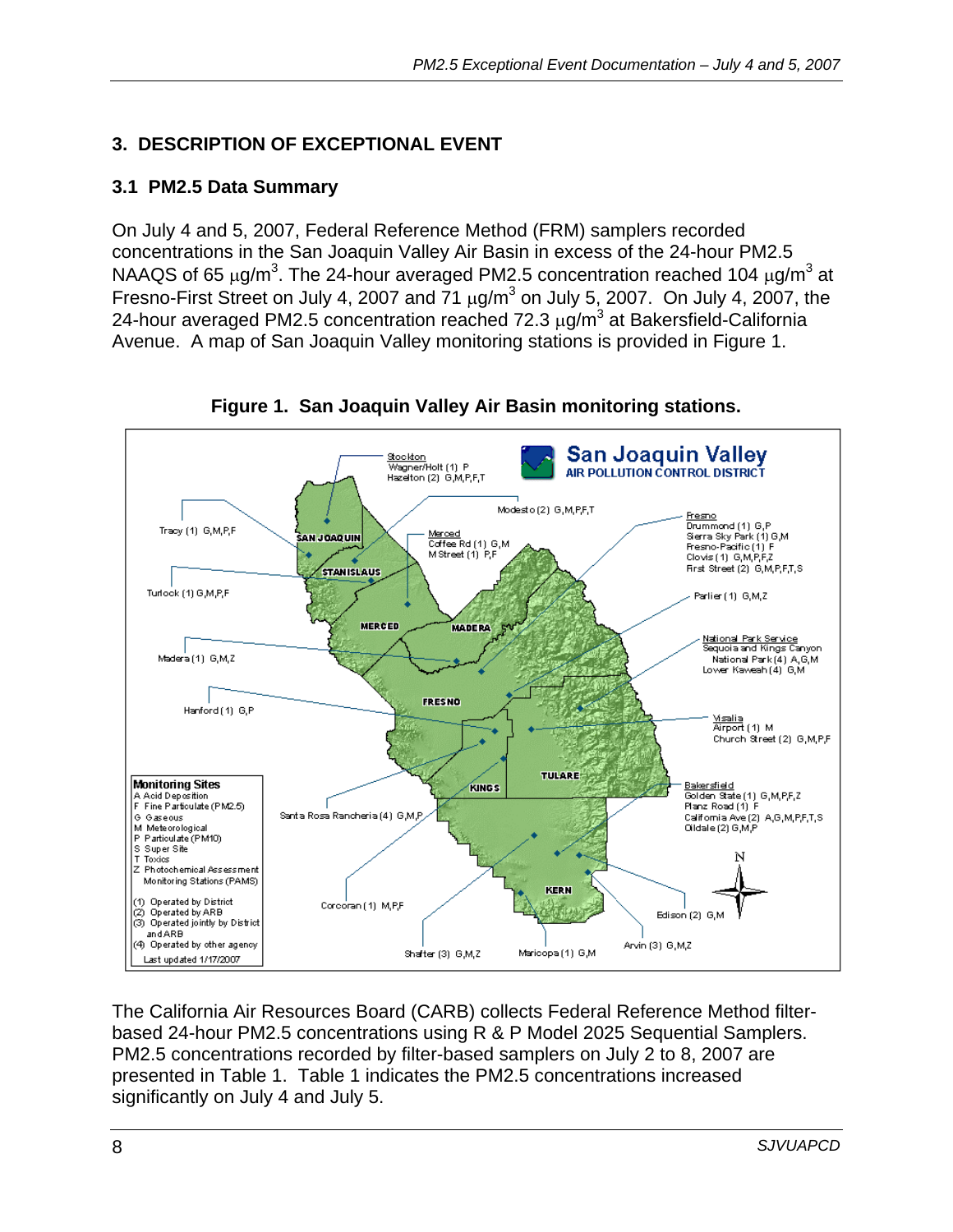## 3. DESCRIPTION OF EXCEPTIONAL EVENT

### 3.1 PM2.5 Data Summary

On July 4 and 5, 2007, Federal Reference Method (FRM) samplers recorded concentrations in the San Joaquin Valley Air Basin in excess of the 24-hour PM2.5 NAAQS of 65 $\mu g/m^3$. The 24-hour averaged PM2.5 concentration reached 104 $\mu g/m^3$ at Fresno-First Street on July 4, 2007 and 71 $\mu g/m^3$ on July 5, 2007. On July 4, 2007, the 24-hour averaged PM2.5 concentration reached 72.3 $\mu g/m^3$ at Bakersfield-California Avenue. A map of San Joaquin Valley monitoring stations is provided in Figure 1.

**Figure 1. San Joaquin Valley Air Basin monitoring stations.**

San Joaquin Valley
AIR POLLUTION CONTROL DISTRICT

Stockton
Wagner/Holt (1) P
Hazelton (2) G,M,P,F,T

Modesto (2) G,M,P,F,T

Tracy (1) G,M,P,F

Turlock (1) G,M,P,F

Merced
Coffee Rd (1) G,M
M Street (1) P,F

Fresno
Drummond (1) G,P
Sierra Sky Park (1) G,M
Fresno-Pacific (1) F
Clovis (1) G,M,P,F,Z
First Street (2) G,M,P,F,T,S

Parlier (1) G,M,Z

National Park Service
Sequoia and Kings Canyon
National Park (4) A,G,M
Lower Kaweah (4) G,M

Madera (1) G,M,Z

Hanford (1) G,P

Visalia
Airport (1) M
Church Street (2) G,M,P,F

Bakersfield
Golden State (1) G,M,P,F,Z
Planz Road (1) F
California Ave (2) A,G,M,P,F,T,S
Oildale (2) G,M,P

Santa Rosa Rancheria (4) G,M,P

Corcoran (1) M,P,F

Edison (2) G,M

Arvin (3) G,M,Z

Shafter (3) G,M,Z

Maricopa (1) G,M

SAN JOAQUIN
STANISLAUS
MERCED
MADERA
FRESNO
KINGS
TULARE
KERN

N

Monitoring Sites
A Acid Deposition
F Fine Particulate (PM2.5)
G Gaseous
M Meteorological
P Particulate (PM10)
S Super Site
T Toxics
Z Photochemical Assessment Monitoring Stations (PAMS)

(1) Operated by District
(2) Operated by ARB
(3) Operated jointly by District and ARB
(4) Operated by other agency
Last updated 1/17/2007

The California Air Resources Board (CARB) collects Federal Reference Method filter-based 24-hour PM2.5 concentrations using R & P Model 2025 Sequential Samplers. PM2.5 concentrations recorded by filter-based samplers on July 2 to 8, 2007 are presented in Table 1. Table 1 indicates the PM2.5 concentrations increased significantly on July 4 and July 5.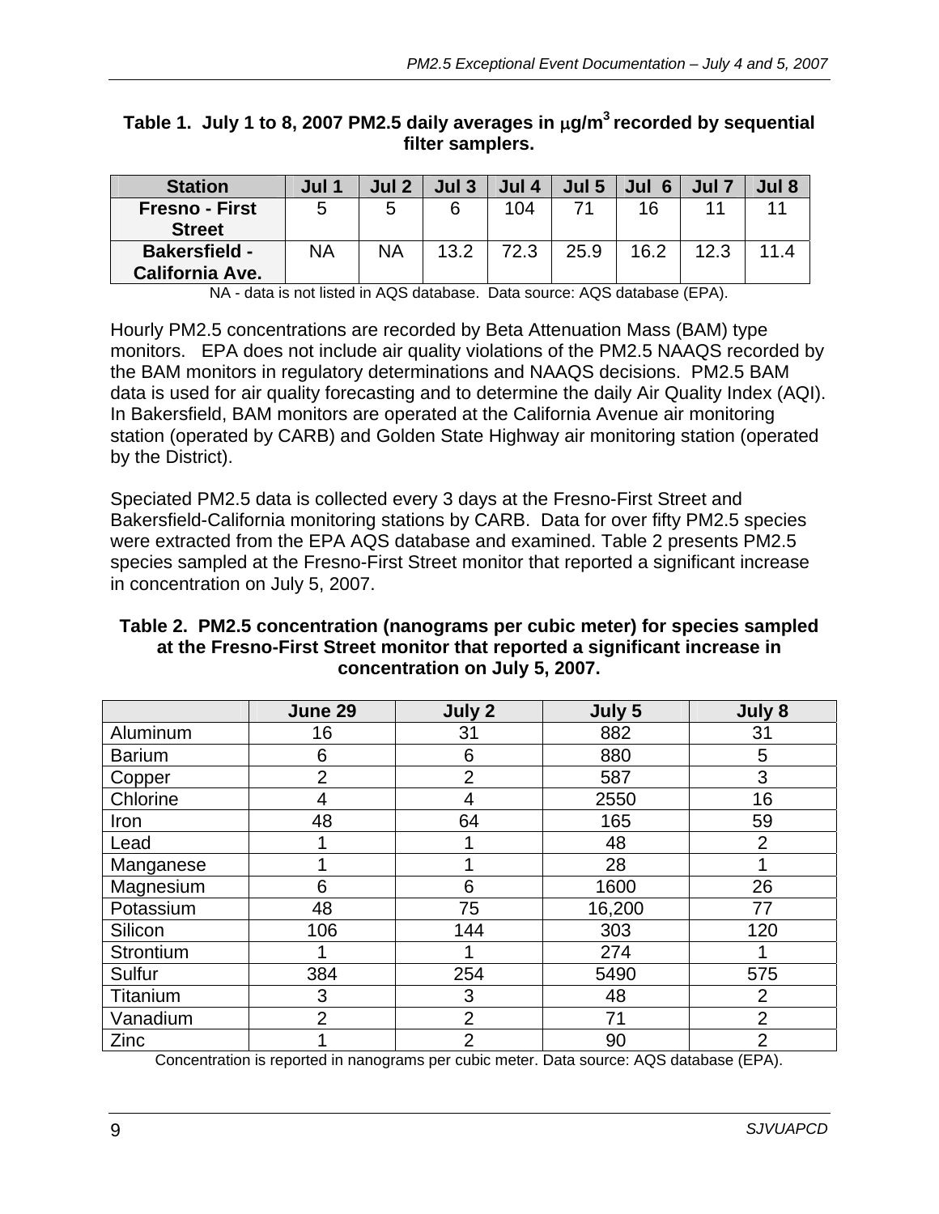**Table 1. July 1 to 8, 2007 PM2.5 daily averages in $\mu g/m^3$ recorded by sequential filter samplers.**

| Station | Jul 1 | Jul 2 | Jul 3 | Jul 4 | Jul 5 | Jul 6 | Jul 7 | Jul 8 |
|---|---|---|---|---|---|---|---|---|
| Fresno - First Street | 5 | 5 | 6 | 104 | 71 | 16 | 11 | 11 |
| Bakersfield - California Ave. | NA | NA | 13.2 | 72.3 | 25.9 | 16.2 | 12.3 | 11.4 |

NA - data is not listed in AQS database. Data source: AQS database (EPA).

Hourly PM2.5 concentrations are recorded by Beta Attenuation Mass (BAM) type monitors. EPA does not include air quality violations of the PM2.5 NAAQS recorded by the BAM monitors in regulatory determinations and NAAQS decisions. PM2.5 BAM data is used for air quality forecasting and to determine the daily Air Quality Index (AQI). In Bakersfield, BAM monitors are operated at the California Avenue air monitoring station (operated by CARB) and Golden State Highway air monitoring station (operated by the District).

Speciated PM2.5 data is collected every 3 days at the Fresno-First Street and Bakersfield-California monitoring stations by CARB. Data for over fifty PM2.5 species were extracted from the EPA AQS database and examined. Table 2 presents PM2.5 species sampled at the Fresno-First Street monitor that reported a significant increase in concentration on July 5, 2007.

**Table 2. PM2.5 concentration (nanograms per cubic meter) for species sampled at the Fresno-First Street monitor that reported a significant increase in concentration on July 5, 2007.**

| | June 29 | July 2 | July 5 | July 8 |
|---|---|---|---|---|
| Aluminum | 16 | 31 | 882 | 31 |
| Barium | 6 | 6 | 880 | 5 |
| Copper | 2 | 2 | 587 | 3 |
| Chlorine | 4 | 4 | 2550 | 16 |
| Iron | 48 | 64 | 165 | 59 |
| Lead | 1 | 1 | 48 | 2 |
| Manganese | 1 | 1 | 28 | 1 |
| Magnesium | 6 | 6 | 1600 | 26 |
| Potassium | 48 | 75 | 16,200 | 77 |
| Silicon | 106 | 144 | 303 | 120 |
| Strontium | 1 | 1 | 274 | 1 |
| Sulfur | 384 | 254 | 5490 | 575 |
| Titanium | 3 | 3 | 48 | 2 |
| Vanadium | 2 | 2 | 71 | 2 |
| Zinc | 1 | 2 | 90 | 2 |

Concentration is reported in nanograms per cubic meter. Data source: AQS database (EPA).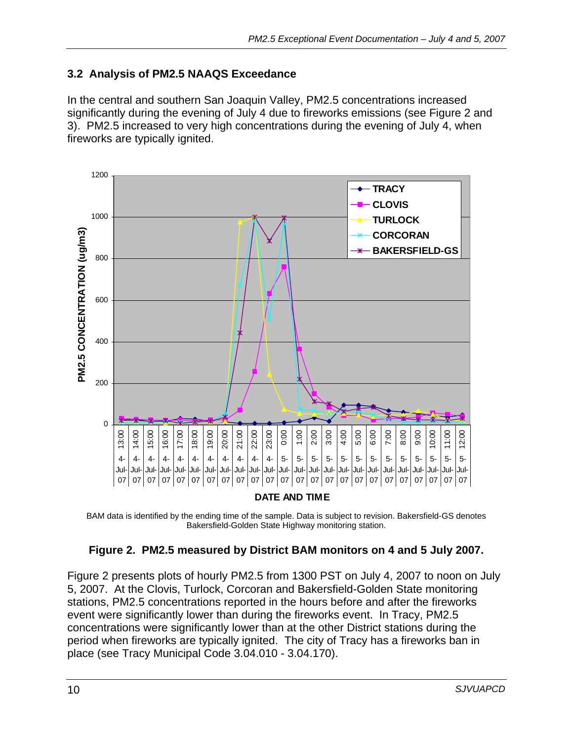## 3.2 Analysis of PM2.5 NAAQS Exceedance

In the central and southern San Joaquin Valley, PM2.5 concentrations increased significantly during the evening of July 4 due to fireworks emissions (see Figure 2 and 3). PM2.5 increased to very high concentrations during the evening of July 4, when fireworks are typically ignited.

PM2.5 CONCENTRATION (ug/m3)

1200
1000
800
600
400
200
0

TRACY
CLOVIS
TURLOCK
CORCORAN
BAKERSFIELD-GS

13:00 4-Jul-07
14:00 4-Jul-07
15:00 4-Jul-07
16:00 4-Jul-07
17:00 4-Jul-07
18:00 4-Jul-07
19:00 4-Jul-07
20:00 4-Jul-07
21:00 4-Jul-07
22:00 4-Jul-07
23:00 4-Jul-07
0:00 5-Jul-07
1:00 5-Jul-07
2:00 5-Jul-07
3:00 5-Jul-07
4:00 5-Jul-07
5:00 5-Jul-07
6:00 5-Jul-07
7:00 5-Jul-07
8:00 5-Jul-07
9:00 5-Jul-07
10:00 5-Jul-07
11:00 5-Jul-07
12:00 5-Jul-07

DATE AND TIME

BAM data is identified by the ending time of the sample. Data is subject to revision. Bakersfield-GS denotes Bakersfield-Golden State Highway monitoring station.

**Figure 2. PM2.5 measured by District BAM monitors on 4 and 5 July 2007.**

Figure 2 presents plots of hourly PM2.5 from 1300 PST on July 4, 2007 to noon on July 5, 2007. At the Clovis, Turlock, Corcoran and Bakersfield-Golden State monitoring stations, PM2.5 concentrations reported in the hours before and after the fireworks event were significantly lower than during the fireworks event. In Tracy, PM2.5 concentrations were significantly lower than at the other District stations during the period when fireworks are typically ignited. The city of Tracy has a fireworks ban in place (see Tracy Municipal Code 3.04.010 - 3.04.170).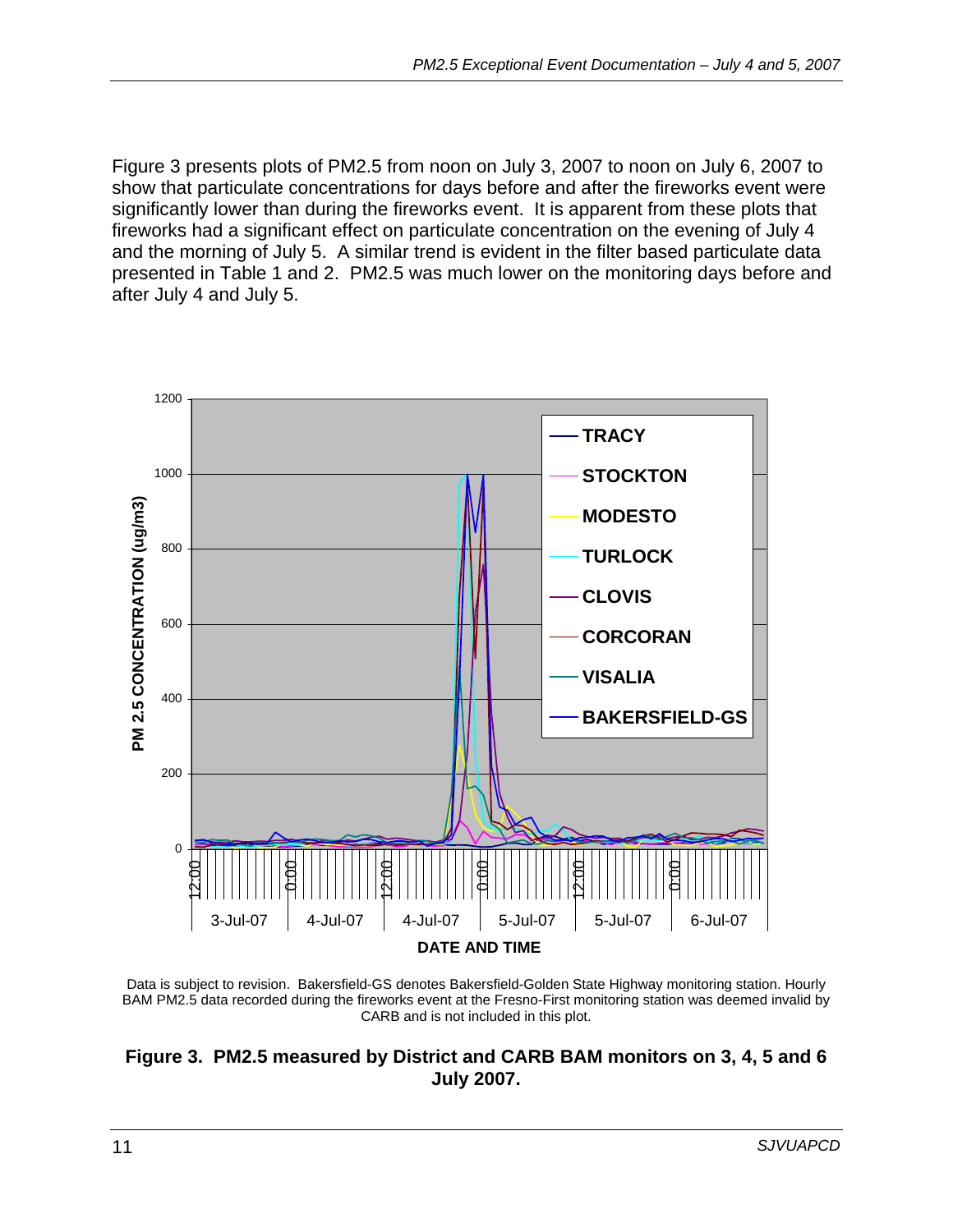Figure 3 presents plots of PM2.5 from noon on July 3, 2007 to noon on July 6, 2007 to show that particulate concentrations for days before and after the fireworks event were significantly lower than during the fireworks event. It is apparent from these plots that fireworks had a significant effect on particulate concentration on the evening of July 4 and the morning of July 5. A similar trend is evident in the filter based particulate data presented in Table 1 and 2. PM2.5 was much lower on the monitoring days before and after July 4 and July 5.

PM 2.5 CONCENTRATION (ug/m3)

1200
1000
800
600
400
200
0

TRACY
STOCKTON
MODESTO
TURLOCK
CLOVIS
CORCORAN
VISALIA
BAKERSFIELD-GS

12:00
0:00
12:00
0:00
12:00
0:00

3-Jul-07
4-Jul-07
4-Jul-07
5-Jul-07
5-Jul-07
6-Jul-07

DATE AND TIME

Data is subject to revision. Bakersfield-GS denotes Bakersfield-Golden State Highway monitoring station. Hourly BAM PM2.5 data recorded during the fireworks event at the Fresno-First monitoring station was deemed invalid by CARB and is not included in this plot.

**Figure 3. PM2.5 measured by District and CARB BAM monitors on 3, 4, 5 and 6 July 2007.**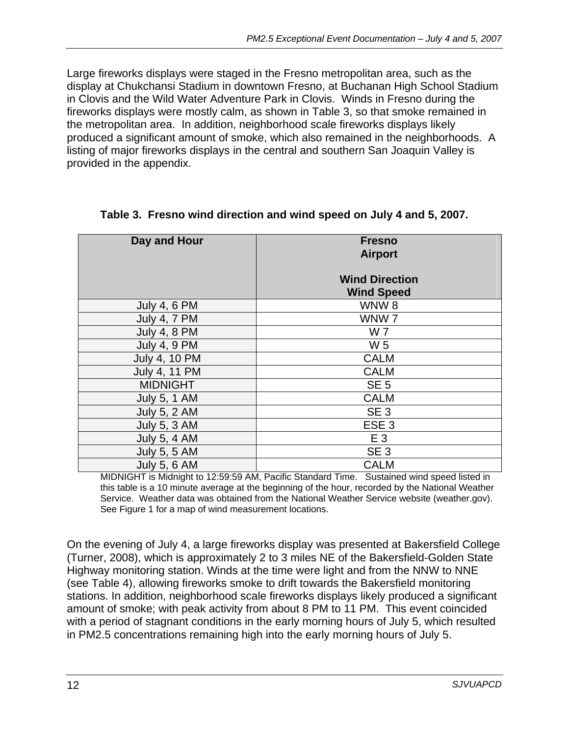Large fireworks displays were staged in the Fresno metropolitan area, such as the display at Chukchansi Stadium in downtown Fresno, at Buchanan High School Stadium in Clovis and the Wild Water Adventure Park in Clovis. Winds in Fresno during the fireworks displays were mostly calm, as shown in Table 3, so that smoke remained in the metropolitan area. In addition, neighborhood scale fireworks displays likely produced a significant amount of smoke, which also remained in the neighborhoods. A listing of major fireworks displays in the central and southern San Joaquin Valley is provided in the appendix.

**Table 3. Fresno wind direction and wind speed on July 4 and 5, 2007.**

| Day and Hour | Fresno Airport<br><br>Wind Direction<br>Wind Speed |
|---|---|
| July 4, 6 PM | WNW 8 |
| July 4, 7 PM | WNW 7 |
| July 4, 8 PM | W 7 |
| July 4, 9 PM | W 5 |
| July 4, 10 PM | CALM |
| July 4, 11 PM | CALM |
| MIDNIGHT | SE 5 |
| July 5, 1 AM | CALM |
| July 5, 2 AM | SE 3 |
| July 5, 3 AM | ESE 3 |
| July 5, 4 AM | E 3 |
| July 5, 5 AM | SE 3 |
| July 5, 6 AM | CALM |

MIDNIGHT is Midnight to 12:59:59 AM, Pacific Standard Time. Sustained wind speed listed in this table is a 10 minute average at the beginning of the hour, recorded by the National Weather Service. Weather data was obtained from the National Weather Service website (weather.gov). See Figure 1 for a map of wind measurement locations.

On the evening of July 4, a large fireworks display was presented at Bakersfield College (Turner, 2008), which is approximately 2 to 3 miles NE of the Bakersfield-Golden State Highway monitoring station. Winds at the time were light and from the NNW to NNE (see Table 4), allowing fireworks smoke to drift towards the Bakersfield monitoring stations. In addition, neighborhood scale fireworks displays likely produced a significant amount of smoke; with peak activity from about 8 PM to 11 PM. This event coincided with a period of stagnant conditions in the early morning hours of July 5, which resulted in PM2.5 concentrations remaining high into the early morning hours of July 5.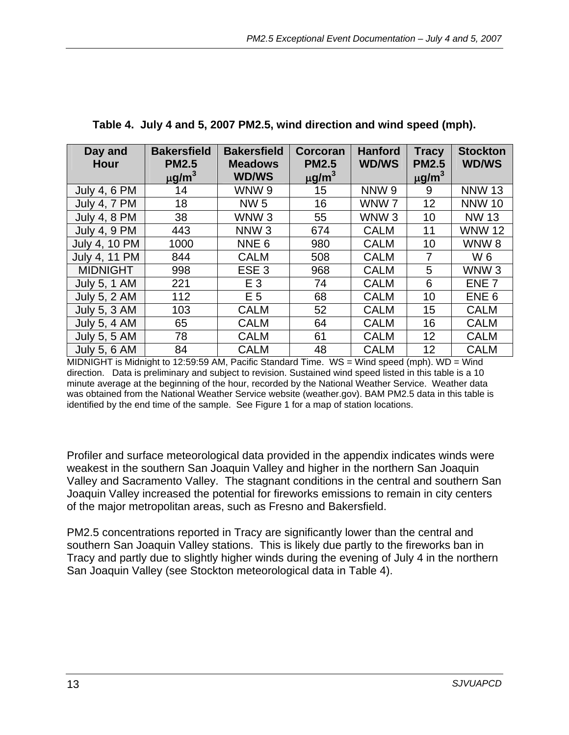**Table 4. July 4 and 5, 2007 PM2.5, wind direction and wind speed (mph).**

| Day and Hour | Bakersfield PM2.5 $\mu g/m^3$ | Bakersfield Meadows WD/WS | Corcoran PM2.5 $\mu g/m^3$ | Hanford WD/WS | Tracy PM2.5 $\mu g/m^3$ | Stockton WD/WS |
|---|---|---|---|---|---|---|
| July 4, 6 PM | 14 | WNW 9 | 15 | NNW 9 | 9 | NNW 13 |
| July 4, 7 PM | 18 | NW 5 | 16 | WNW 7 | 12 | NNW 10 |
| July 4, 8 PM | 38 | WNW 3 | 55 | WNW 3 | 10 | NW 13 |
| July 4, 9 PM | 443 | NNW 3 | 674 | CALM | 11 | WNW 12 |
| July 4, 10 PM | 1000 | NNE 6 | 980 | CALM | 10 | WNW 8 |
| July 4, 11 PM | 844 | CALM | 508 | CALM | 7 | W 6 |
| MIDNIGHT | 998 | ESE 3 | 968 | CALM | 5 | WNW 3 |
| July 5, 1 AM | 221 | E 3 | 74 | CALM | 6 | ENE 7 |
| July 5, 2 AM | 112 | E 5 | 68 | CALM | 10 | ENE 6 |
| July 5, 3 AM | 103 | CALM | 52 | CALM | 15 | CALM |
| July 5, 4 AM | 65 | CALM | 64 | CALM | 16 | CALM |
| July 5, 5 AM | 78 | CALM | 61 | CALM | 12 | CALM |
| July 5, 6 AM | 84 | CALM | 48 | CALM | 12 | CALM |

MIDNIGHT is Midnight to 12:59:59 AM, Pacific Standard Time. WS = Wind speed (mph). WD = Wind direction. Data is preliminary and subject to revision. Sustained wind speed listed in this table is a 10 minute average at the beginning of the hour, recorded by the National Weather Service. Weather data was obtained from the National Weather Service website (weather.gov). BAM PM2.5 data in this table is identified by the end time of the sample. See Figure 1 for a map of station locations.

Profiler and surface meteorological data provided in the appendix indicates winds were weakest in the southern San Joaquin Valley and higher in the northern San Joaquin Valley and Sacramento Valley. The stagnant conditions in the central and southern San Joaquin Valley increased the potential for fireworks emissions to remain in city centers of the major metropolitan areas, such as Fresno and Bakersfield.

PM2.5 concentrations reported in Tracy are significantly lower than the central and southern San Joaquin Valley stations. This is likely due partly to the fireworks ban in Tracy and partly due to slightly higher winds during the evening of July 4 in the northern San Joaquin Valley (see Stockton meteorological data in Table 4).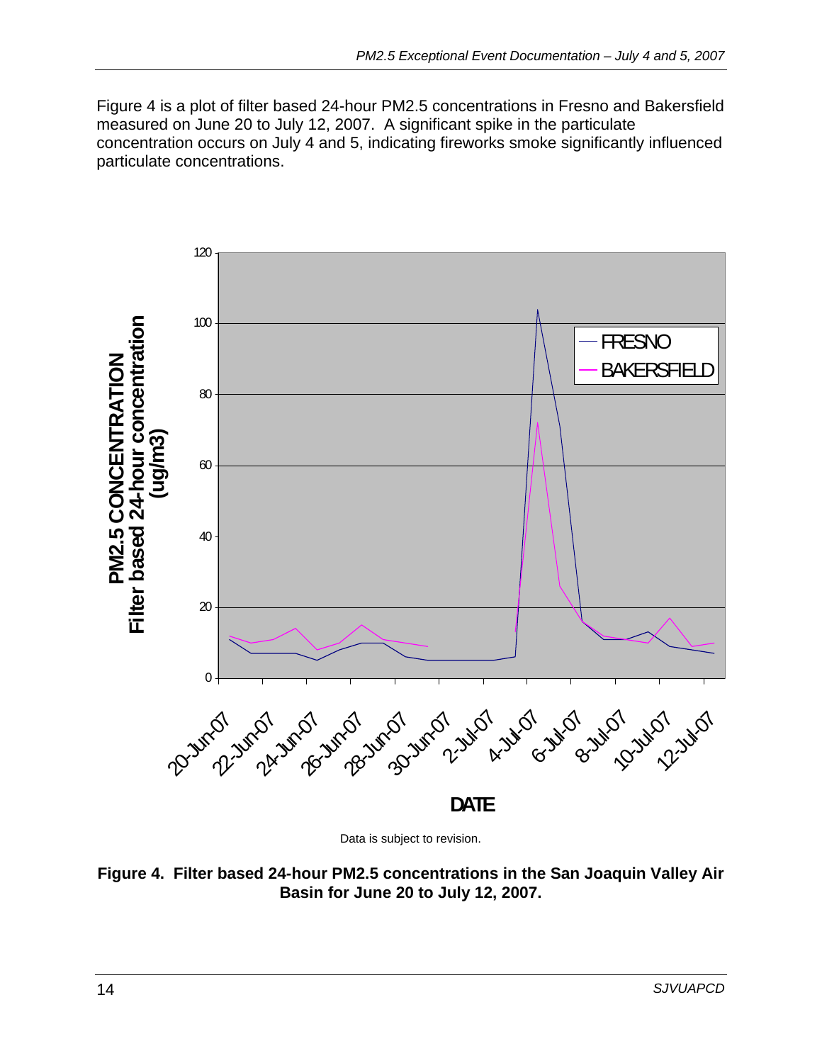Figure 4 is a plot of filter based 24-hour PM2.5 concentrations in Fresno and Bakersfield measured on June 20 to July 12, 2007. A significant spike in the particulate concentration occurs on July 4 and 5, indicating fireworks smoke significantly influenced particulate concentrations.

PM2.5 CONCENTRATION
Filter based 24-hour concentration
(ug/m3)

120
100
80
60
40
20
0

FRESNO
BAKERSFIELD

20-Jun-07
22-Jun-07
24-Jun-07
26-Jun-07
28-Jun-07
30-Jun-07
2-Jul-07
4-Jul-07
6-Jul-07
8-Jul-07
10-Jul-07
12-Jul-07

DATE

Data is subject to revision.

**Figure 4. Filter based 24-hour PM2.5 concentrations in the San Joaquin Valley Air Basin for June 20 to July 12, 2007.**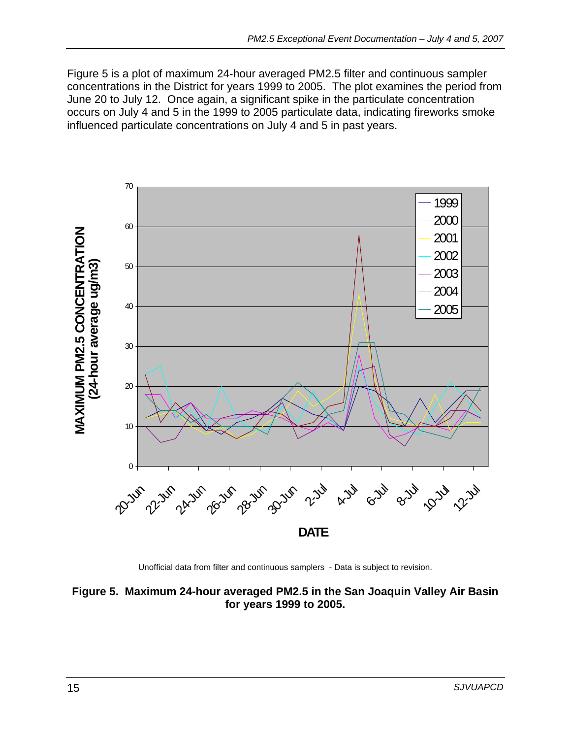Figure 5 is a plot of maximum 24-hour averaged PM2.5 filter and continuous sampler concentrations in the District for years 1999 to 2005. The plot examines the period from June 20 to July 12. Once again, a significant spike in the particulate concentration occurs on July 4 and 5 in the 1999 to 2005 particulate data, indicating fireworks smoke influenced particulate concentrations on July 4 and 5 in past years.

MAXIMUM PM2.5 CONCENTRATION (24-hour average ug/m3)

70
60
50
40
30
20
10
0

20-Jun
22-Jun
24-Jun
26-Jun
28-Jun
30-Jun
2-Jul
4-Jul
6-Jul
8-Jul
10-Jul
12-Jul

DATE

1999
2000
2001
2002
2003
2004
2005

Unofficial data from filter and continuous samplers - Data is subject to revision.

**Figure 5. Maximum 24-hour averaged PM2.5 in the San Joaquin Valley Air Basin for years 1999 to 2005.**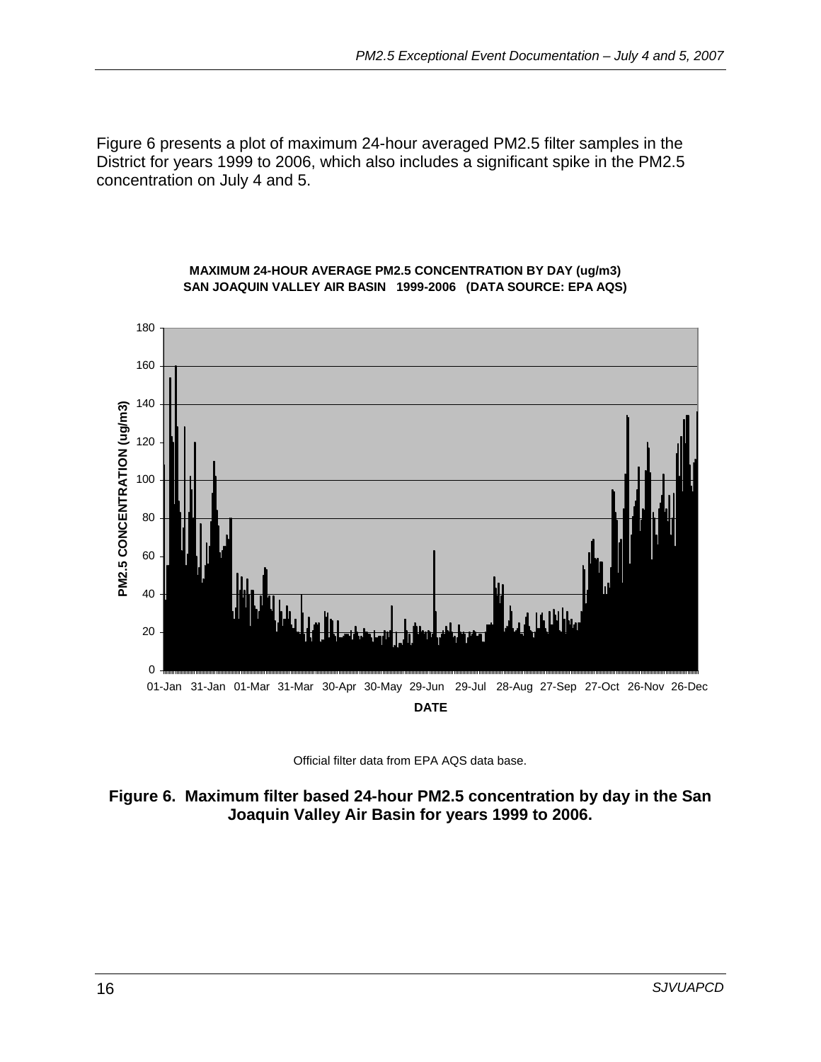Figure 6 presents a plot of maximum 24-hour averaged PM2.5 filter samples in the District for years 1999 to 2006, which also includes a significant spike in the PM2.5 concentration on July 4 and 5.

MAXIMUM 24-HOUR AVERAGE PM2.5 CONCENTRATION BY DAY (ug/m3)
SAN JOAQUIN VALLEY AIR BASIN 1999-2006 (DATA SOURCE: EPA AQS)

PM2.5 CONCENTRATION (ug/m3)

180
160
140
120
100
80
60
40
20
0

01-Jan 31-Jan 01-Mar 31-Mar 30-Apr 30-May 29-Jun 29-Jul 28-Aug 27-Sep 27-Oct 26-Nov 26-Dec

DATE

Official filter data from EPA AQS data base.

**Figure 6. Maximum filter based 24-hour PM2.5 concentration by day in the San Joaquin Valley Air Basin for years 1999 to 2006.**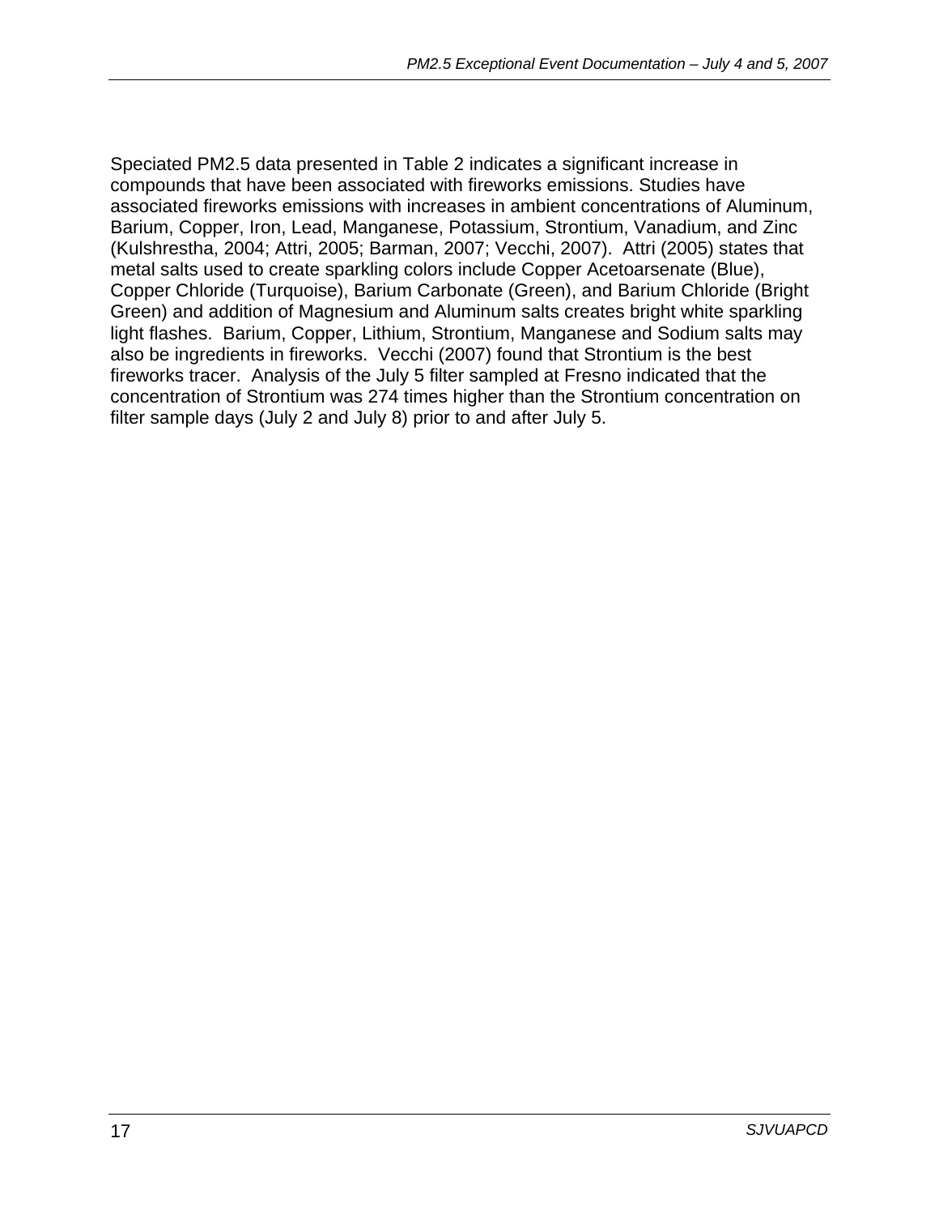Speciated PM2.5 data presented in Table 2 indicates a significant increase in compounds that have been associated with fireworks emissions. Studies have associated fireworks emissions with increases in ambient concentrations of Aluminum, Barium, Copper, Iron, Lead, Manganese, Potassium, Strontium, Vanadium, and Zinc (Kulshrestha, 2004; Attri, 2005; Barman, 2007; Vecchi, 2007). Attri (2005) states that metal salts used to create sparkling colors include Copper Acetoarsenate (Blue), Copper Chloride (Turquoise), Barium Carbonate (Green), and Barium Chloride (Bright Green) and addition of Magnesium and Aluminum salts creates bright white sparkling light flashes. Barium, Copper, Lithium, Strontium, Manganese and Sodium salts may also be ingredients in fireworks. Vecchi (2007) found that Strontium is the best fireworks tracer. Analysis of the July 5 filter sampled at Fresno indicated that the concentration of Strontium was 274 times higher than the Strontium concentration on filter sample days (July 2 and July 8) prior to and after July 5.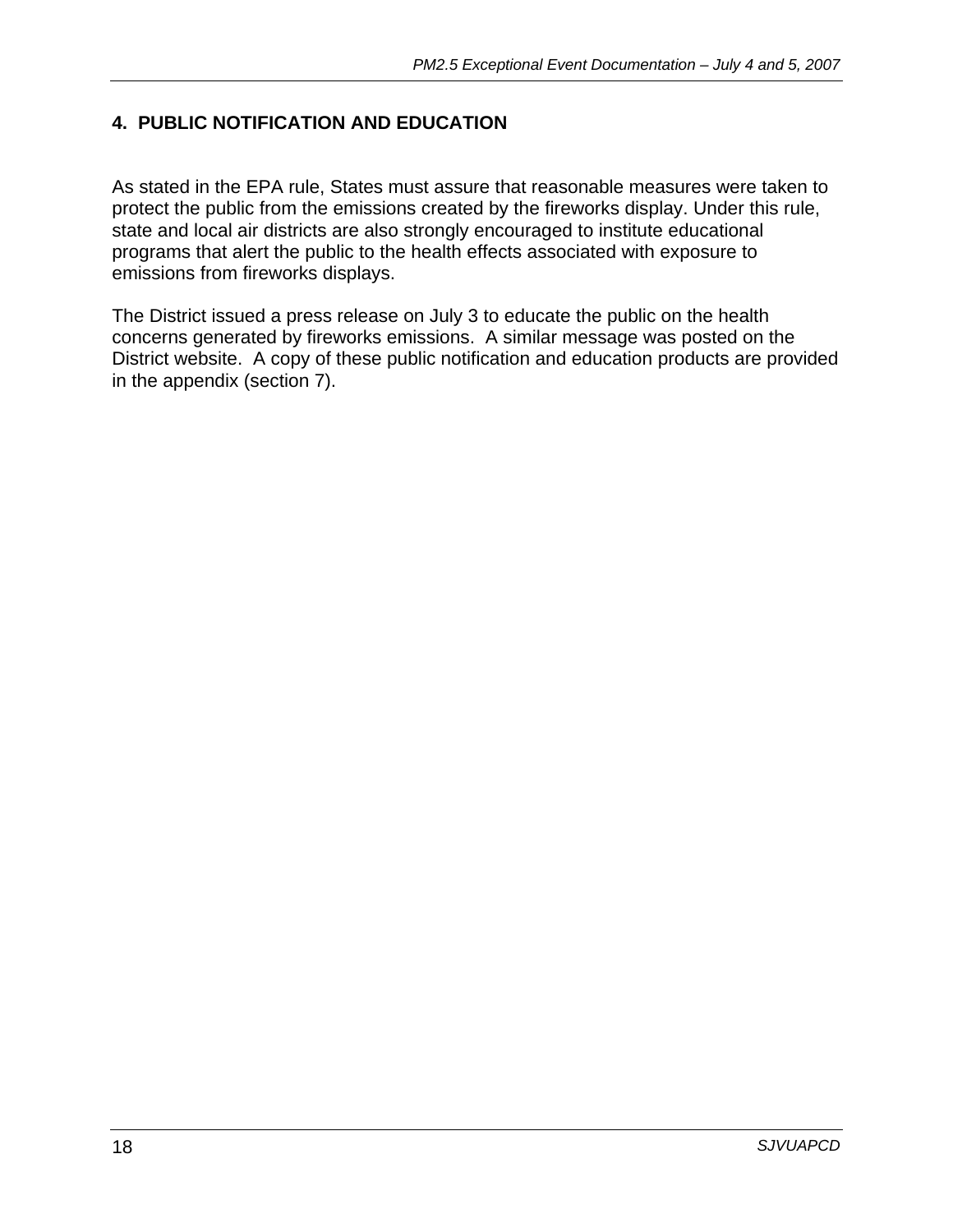## 4. PUBLIC NOTIFICATION AND EDUCATION

As stated in the EPA rule, States must assure that reasonable measures were taken to protect the public from the emissions created by the fireworks display. Under this rule, state and local air districts are also strongly encouraged to institute educational programs that alert the public to the health effects associated with exposure to emissions from fireworks displays.

The District issued a press release on July 3 to educate the public on the health concerns generated by fireworks emissions. A similar message was posted on the District website. A copy of these public notification and education products are provided in the appendix (section 7).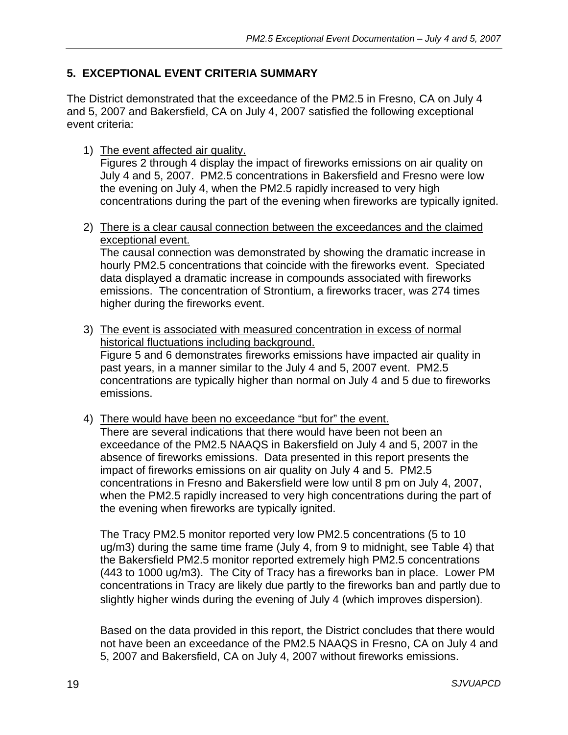## 5. EXCEPTIONAL EVENT CRITERIA SUMMARY

The District demonstrated that the exceedance of the PM2.5 in Fresno, CA on July 4 and 5, 2007 and Bakersfield, CA on July 4, 2007 satisfied the following exceptional event criteria:

1) <u>The event affected air quality.</u>
   Figures 2 through 4 display the impact of fireworks emissions on air quality on July 4 and 5, 2007. PM2.5 concentrations in Bakersfield and Fresno were low the evening on July 4, when the PM2.5 rapidly increased to very high concentrations during the part of the evening when fireworks are typically ignited.

2) <u>There is a clear causal connection between the exceedances and the claimed exceptional event.</u>
   The causal connection was demonstrated by showing the dramatic increase in hourly PM2.5 concentrations that coincide with the fireworks event. Speciated data displayed a dramatic increase in compounds associated with fireworks emissions. The concentration of Strontium, a fireworks tracer, was 274 times higher during the fireworks event.

3) <u>The event is associated with measured concentration in excess of normal historical fluctuations including background.</u>
   Figure 5 and 6 demonstrates fireworks emissions have impacted air quality in past years, in a manner similar to the July 4 and 5, 2007 event. PM2.5 concentrations are typically higher than normal on July 4 and 5 due to fireworks emissions.

4) <u>There would have been no exceedance "but for" the event.</u>
   There are several indications that there would have been not been an exceedance of the PM2.5 NAAQS in Bakersfield on July 4 and 5, 2007 in the absence of fireworks emissions. Data presented in this report presents the impact of fireworks emissions on air quality on July 4 and 5. PM2.5 concentrations in Fresno and Bakersfield were low until 8 pm on July 4, 2007, when the PM2.5 rapidly increased to very high concentrations during the part of the evening when fireworks are typically ignited.

   The Tracy PM2.5 monitor reported very low PM2.5 concentrations (5 to 10 ug/m3) during the same time frame (July 4, from 9 to midnight, see Table 4) that the Bakersfield PM2.5 monitor reported extremely high PM2.5 concentrations (443 to 1000 ug/m3). The City of Tracy has a fireworks ban in place. Lower PM concentrations in Tracy are likely due partly to the fireworks ban and partly due to slightly higher winds during the evening of July 4 (which improves dispersion).

   Based on the data provided in this report, the District concludes that there would not have been an exceedance of the PM2.5 NAAQS in Fresno, CA on July 4 and 5, 2007 and Bakersfield, CA on July 4, 2007 without fireworks emissions.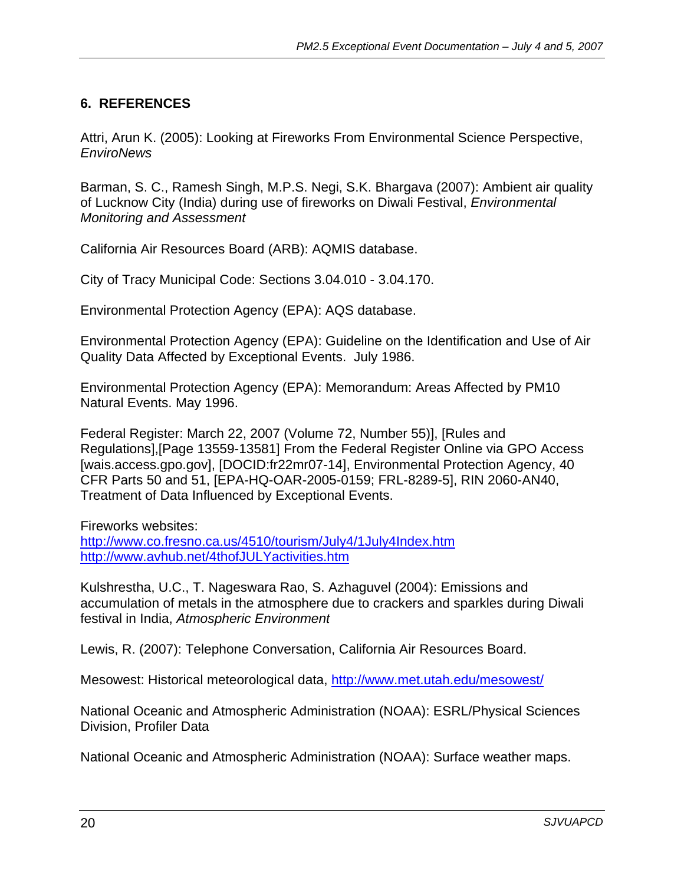## 6. REFERENCES

Attri, Arun K. (2005): Looking at Fireworks From Environmental Science Perspective, *EnviroNews*

Barman, S. C., Ramesh Singh, M.P.S. Negi, S.K. Bhargava (2007): Ambient air quality of Lucknow City (India) during use of fireworks on Diwali Festival, *Environmental Monitoring and Assessment*

California Air Resources Board (ARB): AQMIS database.

City of Tracy Municipal Code: Sections 3.04.010 - 3.04.170.

Environmental Protection Agency (EPA): AQS database.

Environmental Protection Agency (EPA): Guideline on the Identification and Use of Air Quality Data Affected by Exceptional Events. July 1986.

Environmental Protection Agency (EPA): Memorandum: Areas Affected by PM10 Natural Events. May 1996.

Federal Register: March 22, 2007 (Volume 72, Number 55)], [Rules and Regulations],[Page 13559-13581] From the Federal Register Online via GPO Access [wais.access.gpo.gov], [DOCID:fr22mr07-14], Environmental Protection Agency, 40 CFR Parts 50 and 51, [EPA-HQ-OAR-2005-0159; FRL-8289-5], RIN 2060-AN40, Treatment of Data Influenced by Exceptional Events.

Fireworks websites:
http://www.co.fresno.ca.us/4510/tourism/July4/1July4Index.htm
http://www.avhub.net/4thofJULYactivities.htm

Kulshrestha, U.C., T. Nageswara Rao, S. Azhaguvel (2004): Emissions and accumulation of metals in the atmosphere due to crackers and sparkles during Diwali festival in India, *Atmospheric Environment*

Lewis, R. (2007): Telephone Conversation, California Air Resources Board.

Mesowest: Historical meteorological data, http://www.met.utah.edu/mesowest/

National Oceanic and Atmospheric Administration (NOAA): ESRL/Physical Sciences Division, Profiler Data

National Oceanic and Atmospheric Administration (NOAA): Surface weather maps.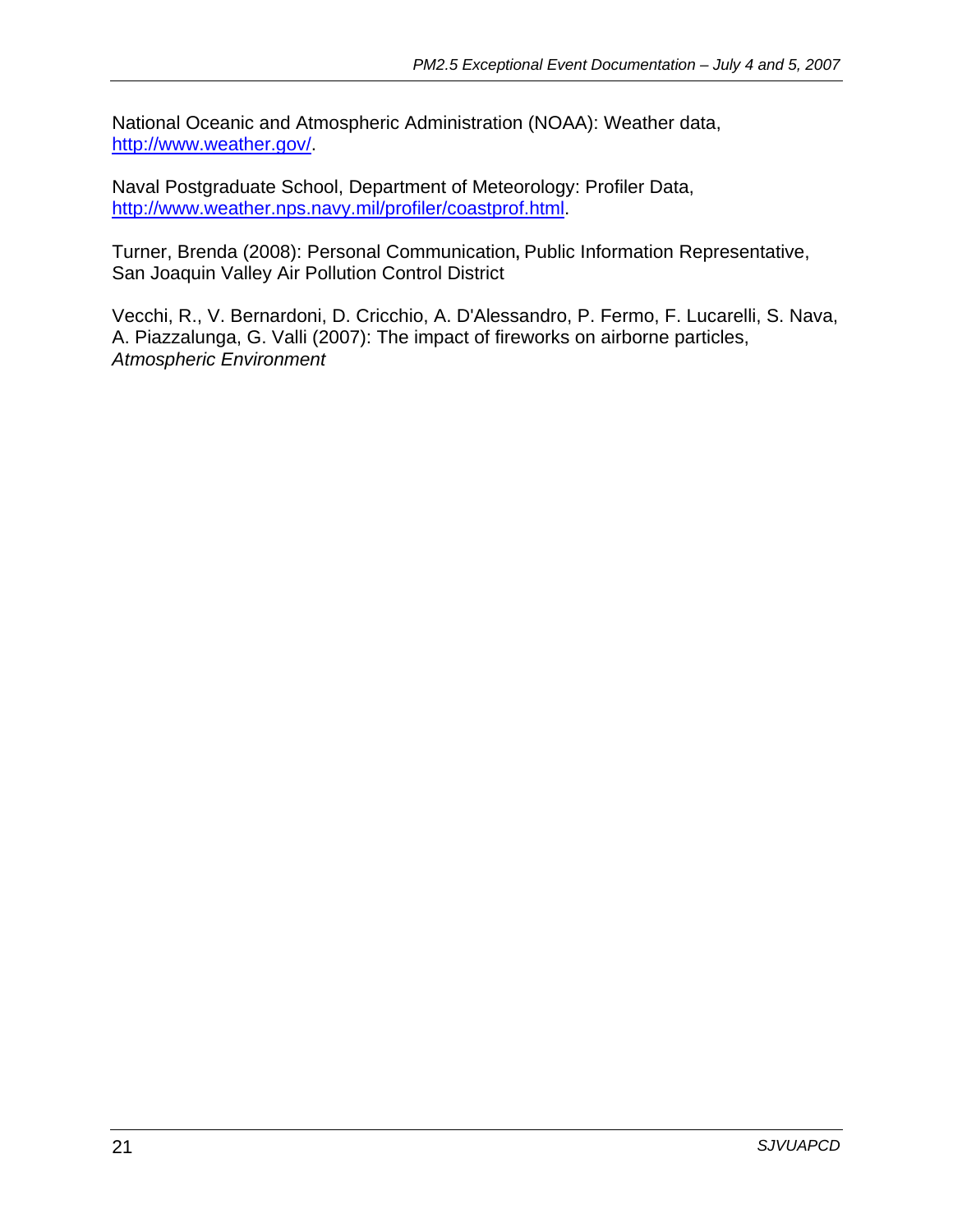National Oceanic and Atmospheric Administration (NOAA): Weather data, [http://www.weather.gov/](http://www.weather.gov/).

Naval Postgraduate School, Department of Meteorology: Profiler Data, [http://www.weather.nps.navy.mil/profiler/coastprof.html](http://www.weather.nps.navy.mil/profiler/coastprof.html).

Turner, Brenda (2008): Personal Communication, Public Information Representative, San Joaquin Valley Air Pollution Control District

Vecchi, R., V. Bernardoni, D. Cricchio, A. D'Alessandro, P. Fermo, F. Lucarelli, S. Nava, A. Piazzalunga, G. Valli (2007): The impact of fireworks on airborne particles, *Atmospheric Environment*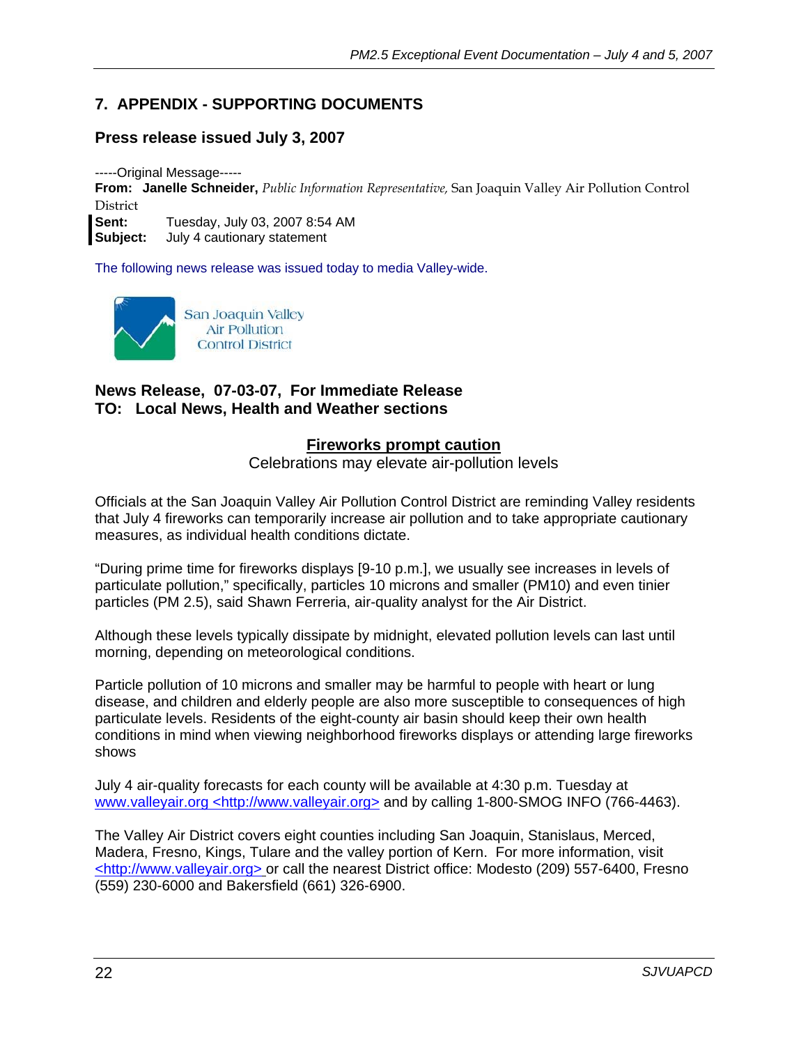## 7. APPENDIX - SUPPORTING DOCUMENTS

### Press release issued July 3, 2007

-----Original Message-----
**From:** **Janelle Schneider,** *Public Information Representative,* San Joaquin Valley Air Pollution Control District
**Sent:** Tuesday, July 03, 2007 8:54 AM
**Subject:** July 4 cautionary statement

The following news release was issued today to media Valley-wide.

San Joaquin Valley Air Pollution Control District

**News Release, 07-03-07, For Immediate Release**
**TO: Local News, Health and Weather sections**

**Fireworks prompt caution**

Celebrations may elevate air-pollution levels

Officials at the San Joaquin Valley Air Pollution Control District are reminding Valley residents that July 4 fireworks can temporarily increase air pollution and to take appropriate cautionary measures, as individual health conditions dictate.

"During prime time for fireworks displays [9-10 p.m.], we usually see increases in levels of particulate pollution," specifically, particles 10 microns and smaller (PM10) and even tinier particles (PM 2.5), said Shawn Ferreria, air-quality analyst for the Air District.

Although these levels typically dissipate by midnight, elevated pollution levels can last until morning, depending on meteorological conditions.

Particle pollution of 10 microns and smaller may be harmful to people with heart or lung disease, and children and elderly people are also more susceptible to consequences of high particulate levels. Residents of the eight-county air basin should keep their own health conditions in mind when viewing neighborhood fireworks displays or attending large fireworks shows

July 4 air-quality forecasts for each county will be available at 4:30 p.m. Tuesday at www.valleyair.org <http://www.valleyair.org> and by calling 1-800-SMOG INFO (766-4463).

The Valley Air District covers eight counties including San Joaquin, Stanislaus, Merced, Madera, Fresno, Kings, Tulare and the valley portion of Kern. For more information, visit <http://www.valleyair.org> or call the nearest District office: Modesto (209) 557-6400, Fresno (559) 230-6000 and Bakersfield (661) 326-6900.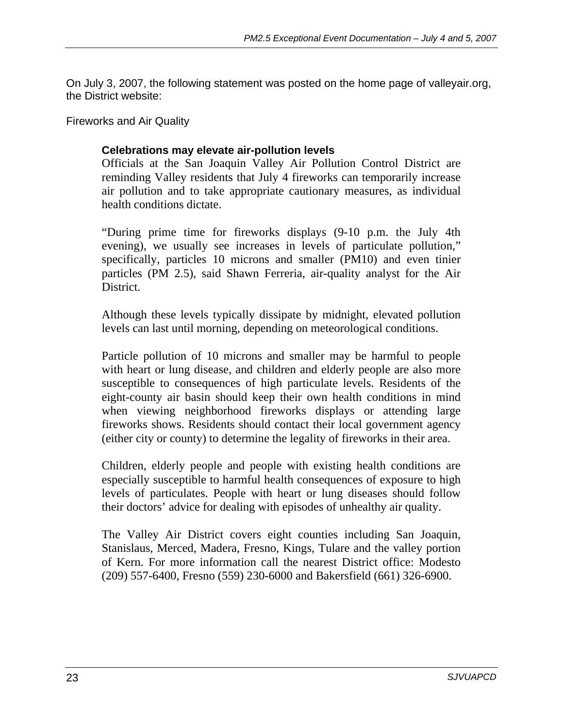On July 3, 2007, the following statement was posted on the home page of valleyair.org, the District website:

Fireworks and Air Quality

> **Celebrations may elevate air-pollution levels**
> Officials at the San Joaquin Valley Air Pollution Control District are reminding Valley residents that July 4 fireworks can temporarily increase air pollution and to take appropriate cautionary measures, as individual health conditions dictate.
>
> "During prime time for fireworks displays (9-10 p.m. the July 4th evening), we usually see increases in levels of particulate pollution," specifically, particles 10 microns and smaller (PM10) and even tinier particles (PM 2.5), said Shawn Ferreria, air-quality analyst for the Air District.
>
> Although these levels typically dissipate by midnight, elevated pollution levels can last until morning, depending on meteorological conditions.
>
> Particle pollution of 10 microns and smaller may be harmful to people with heart or lung disease, and children and elderly people are also more susceptible to consequences of high particulate levels. Residents of the eight-county air basin should keep their own health conditions in mind when viewing neighborhood fireworks displays or attending large fireworks shows. Residents should contact their local government agency (either city or county) to determine the legality of fireworks in their area.
>
> Children, elderly people and people with existing health conditions are especially susceptible to harmful health consequences of exposure to high levels of particulates. People with heart or lung diseases should follow their doctors' advice for dealing with episodes of unhealthy air quality.
>
> The Valley Air District covers eight counties including San Joaquin, Stanislaus, Merced, Madera, Fresno, Kings, Tulare and the valley portion of Kern. For more information call the nearest District office: Modesto (209) 557-6400, Fresno (559) 230-6000 and Bakersfield (661) 326-6900.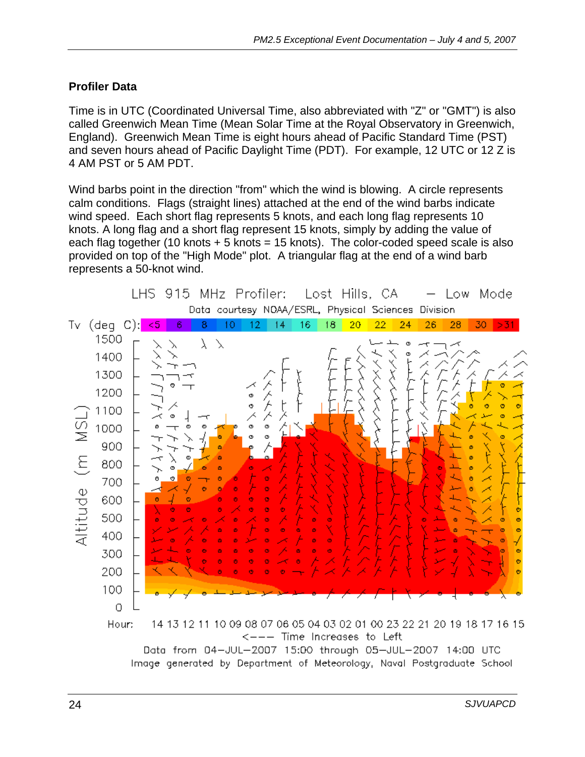## Profiler Data

Time is in UTC (Coordinated Universal Time, also abbreviated with "Z" or "GMT") is also called Greenwich Mean Time (Mean Solar Time at the Royal Observatory in Greenwich, England). Greenwich Mean Time is eight hours ahead of Pacific Standard Time (PST) and seven hours ahead of Pacific Daylight Time (PDT). For example, 12 UTC or 12 Z is 4 AM PST or 5 AM PDT.

Wind barbs point in the direction "from" which the wind is blowing. A circle represents calm conditions. Flags (straight lines) attached at the end of the wind barbs indicate wind speed. Each short flag represents 5 knots, and each long flag represents 10 knots. A long flag and a short flag represent 15 knots, simply by adding the value of each flag together (10 knots + 5 knots = 15 knots). The color-coded speed scale is also provided on top of the "High Mode" plot. A triangular flag at the end of a wind barb represents a 50-knot wind.

LHS 915 MHz Profiler: Lost Hills, CA — Low Mode

Data courtesy NOAA/ESRL, Physical Sciences Division

Tv (deg C): <5 6 8 10 12 14 16 18 20 22 24 26 28 30 >31

Altitude (m MSL)

1500 1400 1300 1200 1100 1000 900 800 700 600 500 400 300 200 100 0

Hour: 14 13 12 11 10 09 08 07 06 05 04 03 02 01 00 23 22 21 20 19 18 17 16 15

<--- Time Increases to Left

Data from 04-JUL-2007 15:00 through 05-JUL-2007 14:00 UTC

Image generated by Department of Meteorology, Naval Postgraduate School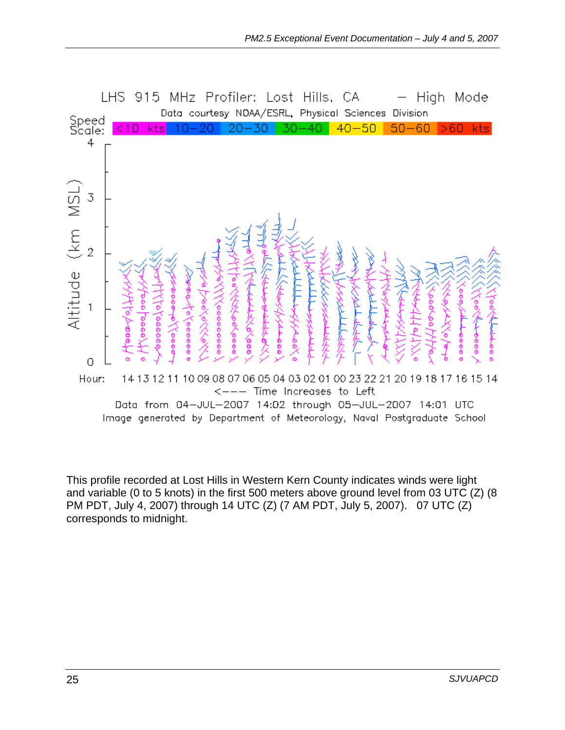LHS 915 MHz Profiler: Lost Hills, CA — High Mode

Data courtesy NOAA/ESRL, Physical Sciences Division

Speed Scale: <10 kts 10−20 20−30 30−40 40−50 50−60 >60 kts

Altitude (km MSL)

4
3
2
1
0

Hour: 14 13 12 11 10 09 08 07 06 05 04 03 02 01 00 23 22 21 20 19 18 17 16 15 14

<−−− Time Increases to Left

Data from 04−JUL−2007 14:02 through 05−JUL−2007 14:01 UTC

Image generated by Department of Meteorology, Naval Postgraduate School

This profile recorded at Lost Hills in Western Kern County indicates winds were light and variable (0 to 5 knots) in the first 500 meters above ground level from 03 UTC (Z) (8 PM PDT, July 4, 2007) through 14 UTC (Z) (7 AM PDT, July 5, 2007). 07 UTC (Z) corresponds to midnight.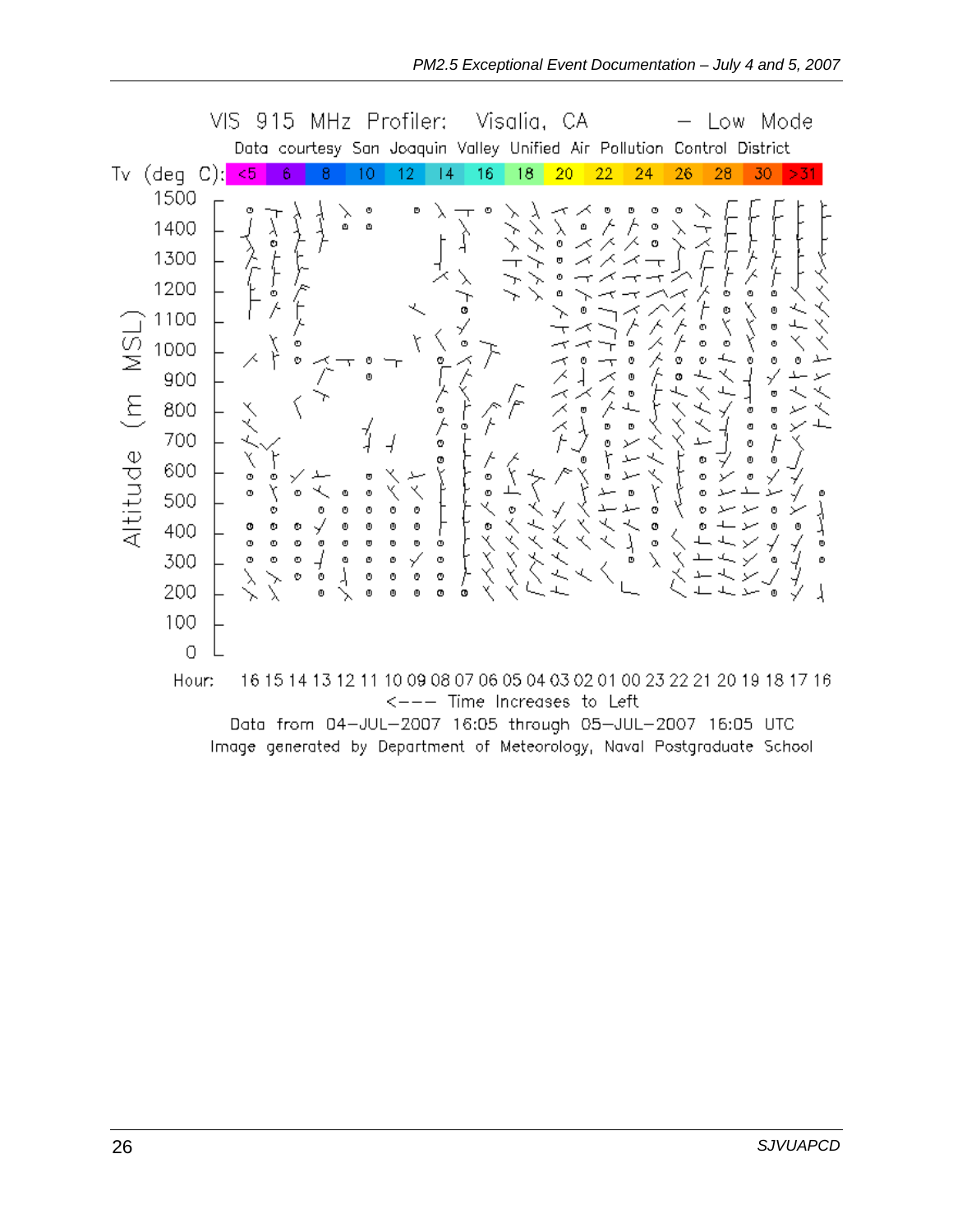VIS 915 MHz Profiler: Visalia, CA — Low Mode

Data courtesy San Joaquin Valley Unified Air Pollution Control District

Tv (deg C): <5 6 8 10 12 14 16 18 20 22 24 26 28 30 >31

Altitude (m MSL)

1500
1400
1300
1200
1100
1000
900
800
700
600
500
400
300
200
100
0

Hour: 16 15 14 13 12 11 10 09 08 07 06 05 04 03 02 01 00 23 22 21 20 19 18 17 16

<--- Time Increases to Left

Data from 04-JUL-2007 16:05 through 05-JUL-2007 16:05 UTC

Image generated by Department of Meteorology, Naval Postgraduate School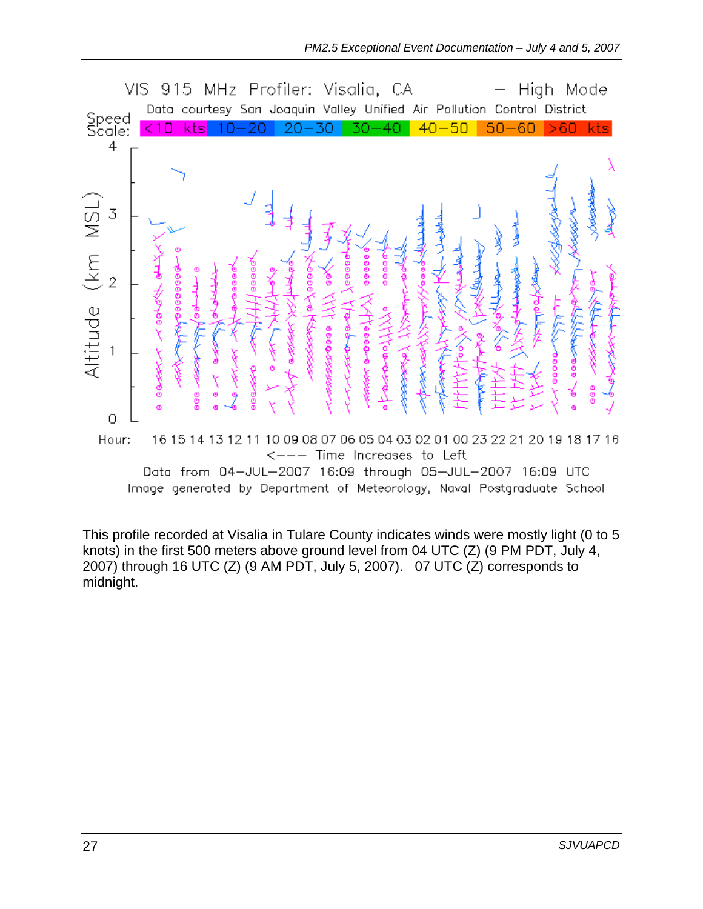VIS 915 MHz Profiler: Visalia, CA — High Mode

Data courtesy San Joaquin Valley Unified Air Pollution Control District

Speed Scale: <10 kts | 10–20 | 20–30 | 30–40 | 40–50 | 50–60 | >60 kts

Altitude (km MSL)

Hour: 16 15 14 13 12 11 10 09 08 07 06 05 04 03 02 01 00 23 22 21 20 19 18 17 16

<--- Time Increases to Left

Data from 04–JUL–2007 16:09 through 05–JUL–2007 16:09 UTC

Image generated by Department of Meteorology, Naval Postgraduate School

This profile recorded at Visalia in Tulare County indicates winds were mostly light (0 to 5 knots) in the first 500 meters above ground level from 04 UTC (Z) (9 PM PDT, July 4, 2007) through 16 UTC (Z) (9 AM PDT, July 5, 2007). 07 UTC (Z) corresponds to midnight.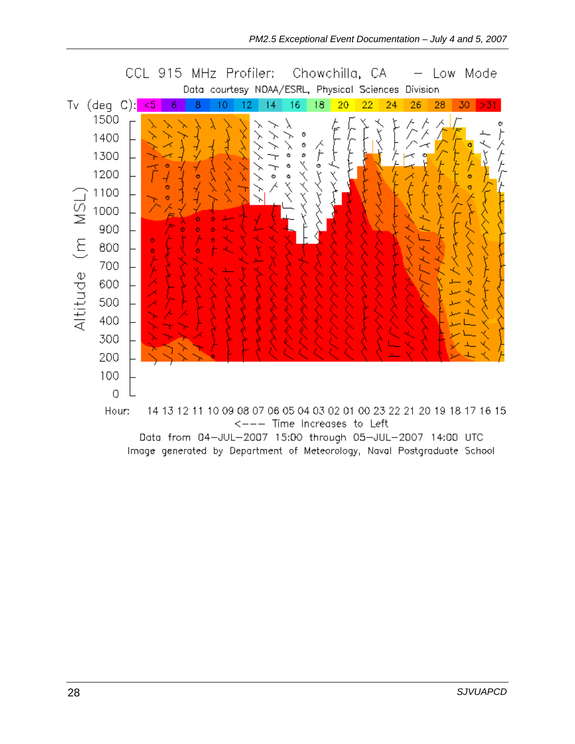CCL 915 MHz Profiler: Chowchilla, CA — Low Mode

Data courtesy NOAA/ESRL, Physical Sciences Division

Tv (deg C): <5 6 8 10 12 14 16 18 20 22 24 26 28 30 >31

Altitude (m MSL)

1500
1400
1300
1200
1100
1000
900
800
700
600
500
400
300
200
100
0

Hour: 14 13 12 11 10 09 08 07 06 05 04 03 02 01 00 23 22 21 20 19 18 17 16 15

<--- Time Increases to Left

Data from 04-JUL-2007 15:00 through 05-JUL-2007 14:00 UTC

Image generated by Department of Meteorology, Naval Postgraduate School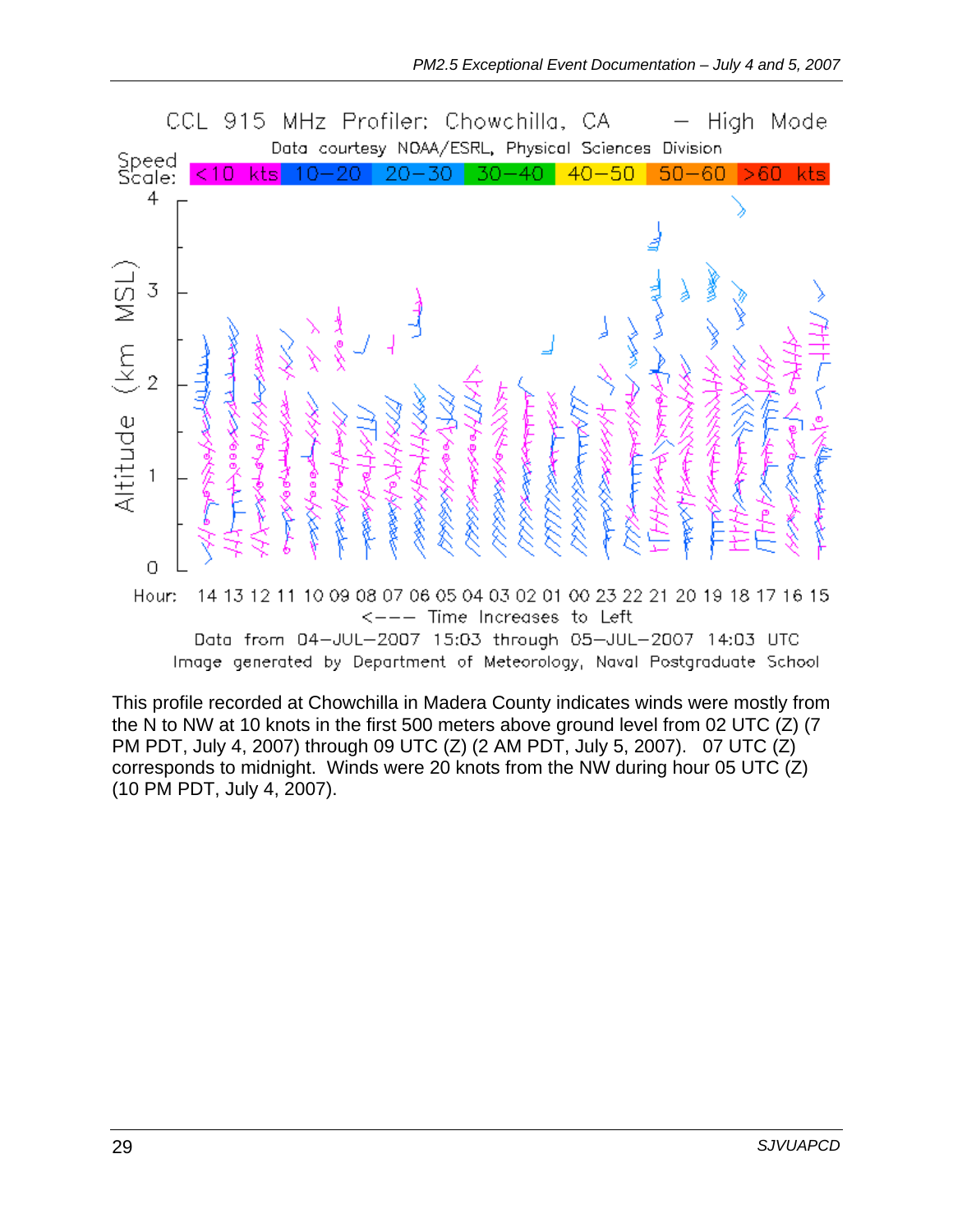CCL 915 MHz Profiler: Chowchilla, CA — High Mode

Data courtesy NOAA/ESRL, Physical Sciences Division

Speed Scale: <10 kts 10–20 20–30 30–40 40–50 50–60 >60 kts

Altitude (km MSL)

4

3

2

1

0

Hour: 14 13 12 11 10 09 08 07 06 05 04 03 02 01 00 23 22 21 20 19 18 17 16 15

<--- Time Increases to Left

Data from 04–JUL–2007 15:03 through 05–JUL–2007 14:03 UTC

Image generated by Department of Meteorology, Naval Postgraduate School

This profile recorded at Chowchilla in Madera County indicates winds were mostly from the N to NW at 10 knots in the first 500 meters above ground level from 02 UTC (Z) (7 PM PDT, July 4, 2007) through 09 UTC (Z) (2 AM PDT, July 5, 2007). 07 UTC (Z) corresponds to midnight. Winds were 20 knots from the NW during hour 05 UTC (Z) (10 PM PDT, July 4, 2007).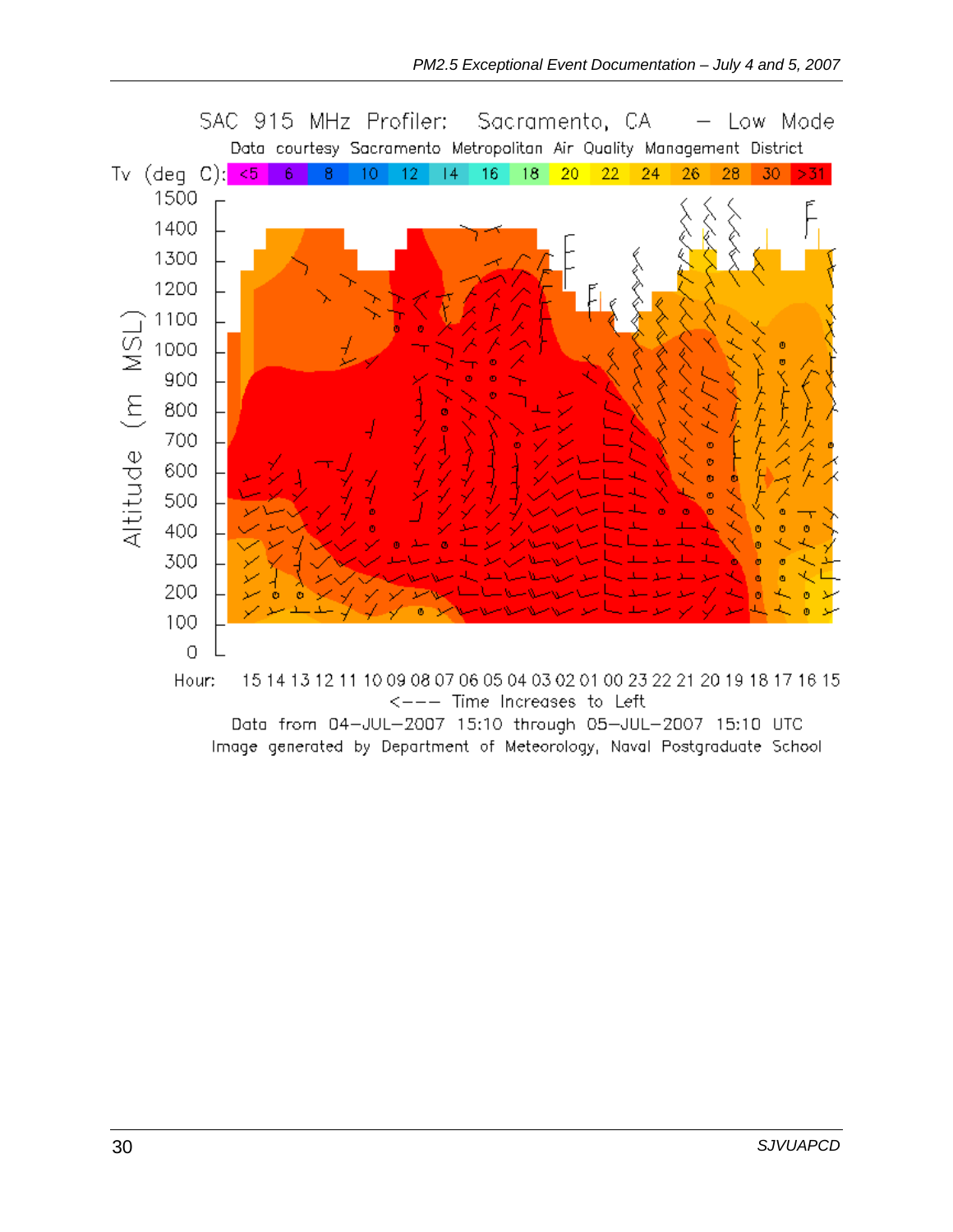SAC 915 MHz Profiler: Sacramento, CA — Low Mode

Data courtesy Sacramento Metropolitan Air Quality Management District

Tv (deg C): <5 6 8 10 12 14 16 18 20 22 24 26 28 30 >31

Altitude (m MSL)

1500
1400
1300
1200
1100
1000
900
800
700
600
500
400
300
200
100
0

Hour: 15 14 13 12 11 10 09 08 07 06 05 04 03 02 01 00 23 22 21 20 19 18 17 16 15

<--- Time Increases to Left

Data from 04-JUL-2007 15:10 through 05-JUL-2007 15:10 UTC

Image generated by Department of Meteorology, Naval Postgraduate School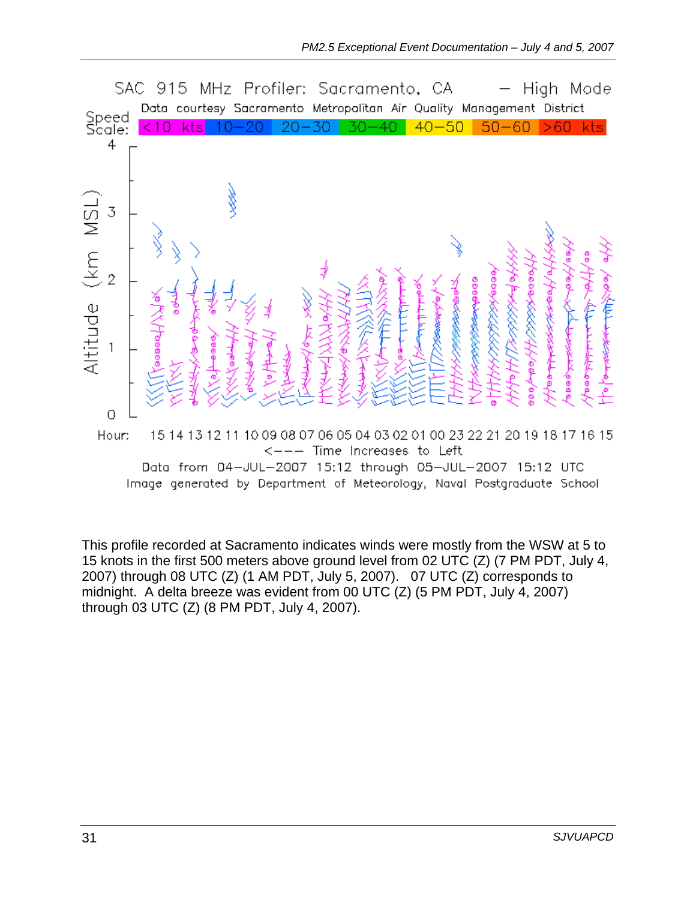SAC 915 MHz Profiler: Sacramento, CA — High Mode

Data courtesy Sacramento Metropolitan Air Quality Management District

Speed Scale: <10 kts 10–20 20–30 30–40 40–50 50–60 >60 kts

Altitude (km MSL)

4

3

2

1

0

Hour: 15 14 13 12 11 10 09 08 07 06 05 04 03 02 01 00 23 22 21 20 19 18 17 16 15

<--- Time Increases to Left

Data from 04–JUL–2007 15:12 through 05–JUL–2007 15:12 UTC

Image generated by Department of Meteorology, Naval Postgraduate School

This profile recorded at Sacramento indicates winds were mostly from the WSW at 5 to 15 knots in the first 500 meters above ground level from 02 UTC (Z) (7 PM PDT, July 4, 2007) through 08 UTC (Z) (1 AM PDT, July 5, 2007). 07 UTC (Z) corresponds to midnight. A delta breeze was evident from 00 UTC (Z) (5 PM PDT, July 4, 2007) through 03 UTC (Z) (8 PM PDT, July 4, 2007).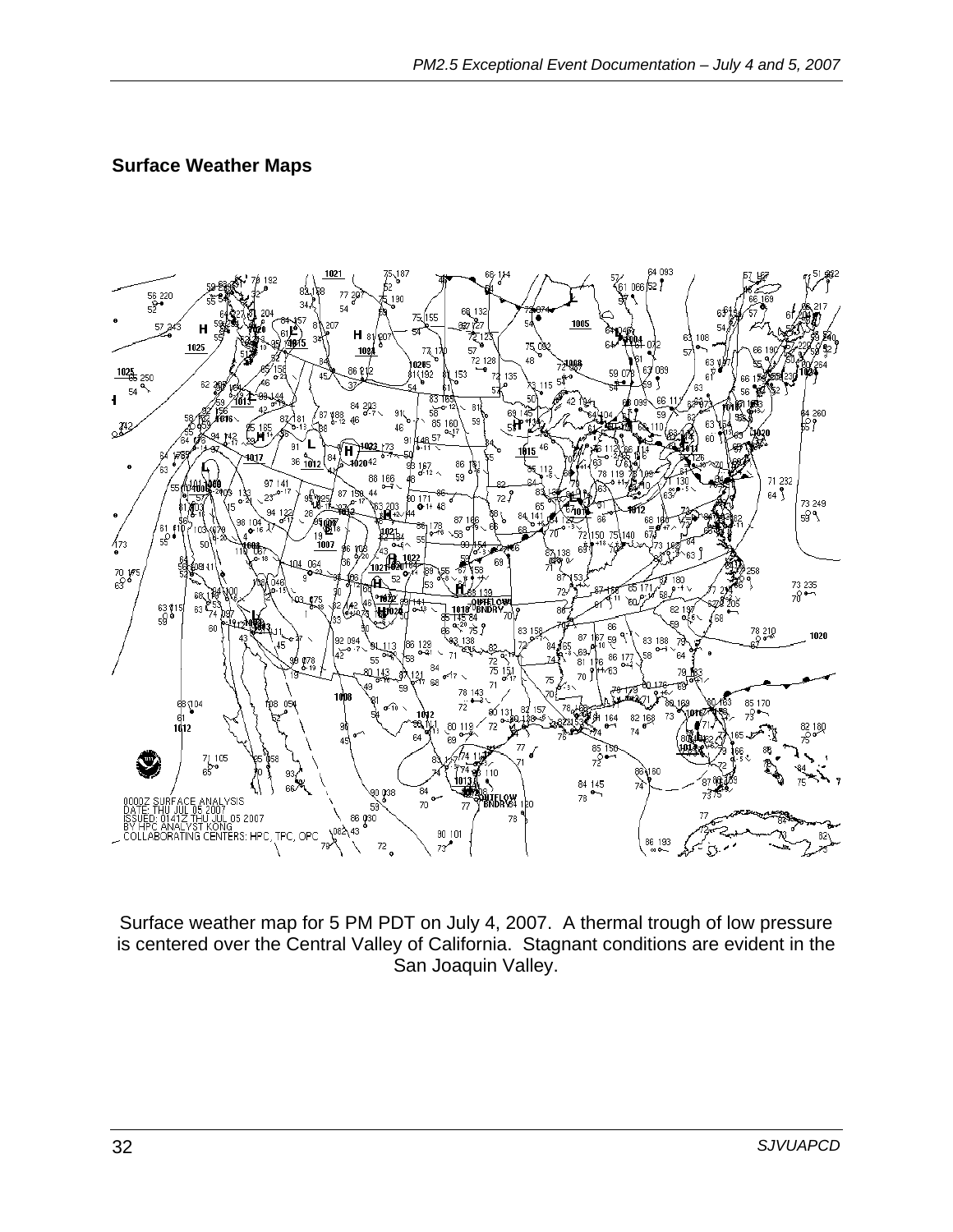## Surface Weather Maps

0000Z SURFACE ANALYSIS
DATE: THU JUL 05 2007
ISSUED: 0141Z THU JUL 05 2007
BY HPC ANALYST KONG
COLLABORATING CENTERS: HPC, TPC, OPC

Surface weather map for 5 PM PDT on July 4, 2007. A thermal trough of low pressure is centered over the Central Valley of California. Stagnant conditions are evident in the San Joaquin Valley.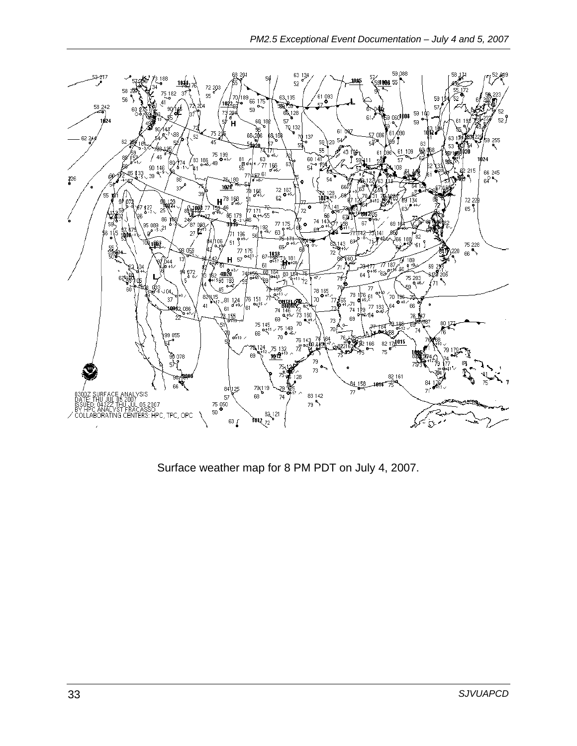0300Z SURFACE ANALYSIS
DATE: THU JUL 05 2007
ISSUED: 0432Z THU JUL 05 2007
BY HPC ANALYST FRACASSO
COLLABORATING CENTERS: HPC, TPC, OPC

Surface weather map for 8 PM PDT on July 4, 2007.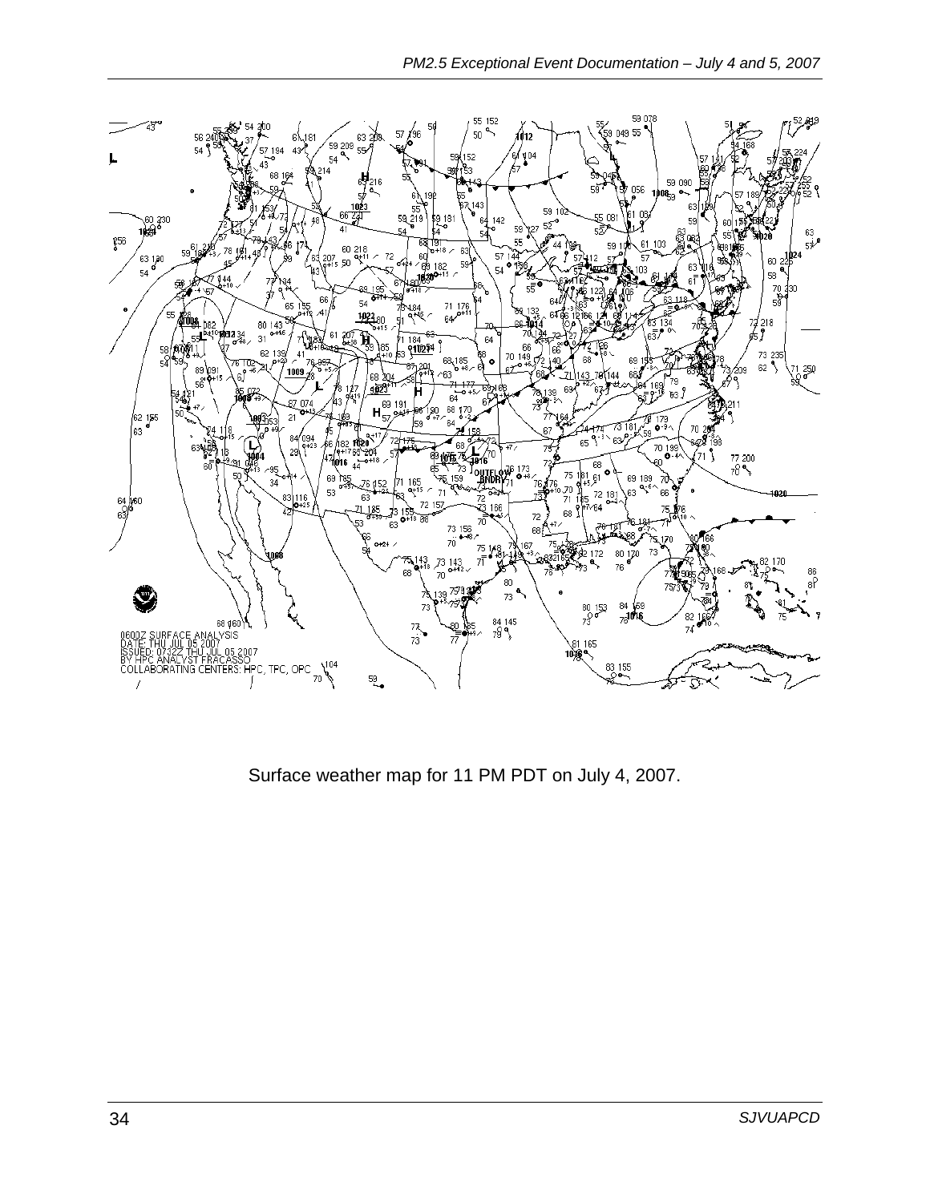0600Z SURFACE ANALYSIS
DATE: THU JUL 05 2007
ISSUED: 0732Z THU JUL 05 2007
BY HPC ANALYST FRACASSO
COLLABORATING CENTERS: HPC, TPC, OPC

Surface weather map for 11 PM PDT on July 4, 2007.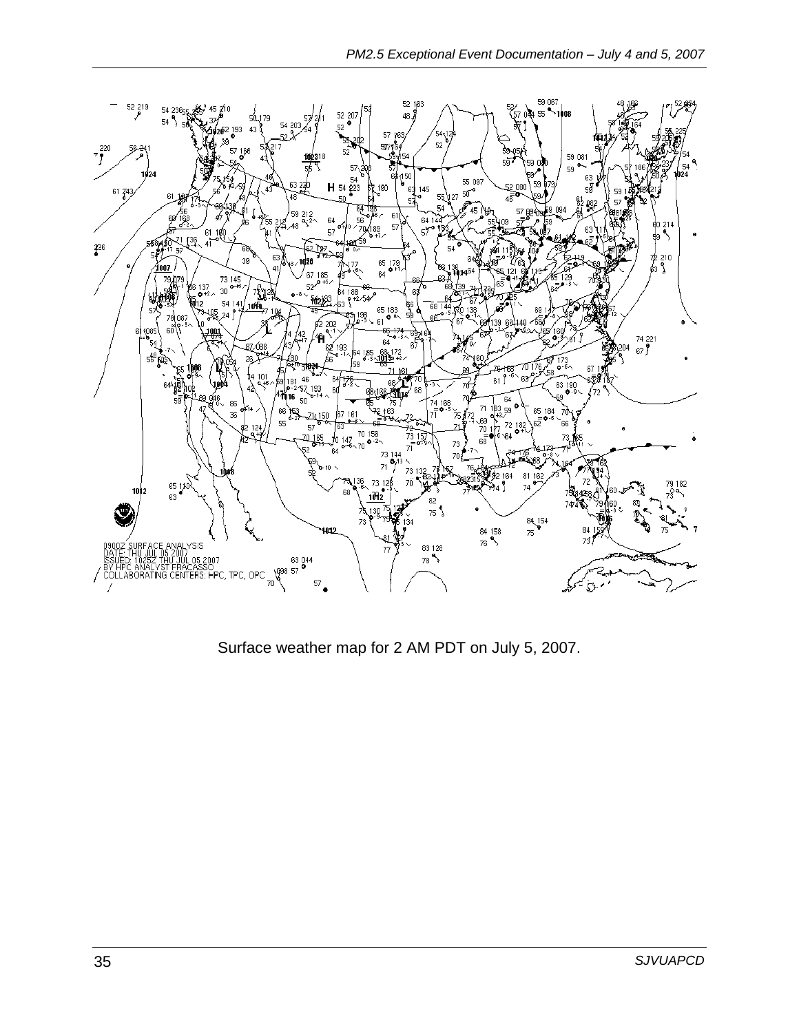0900Z SURFACE ANALYSIS
DATE: THU JUL 05 2007
ISSUED: 1025Z THU JUL 05 2007
BY HPC ANALYST FRACASSO
COLLABORATING CENTERS: HPC, TPC, OPC

Surface weather map for 2 AM PDT on July 5, 2007.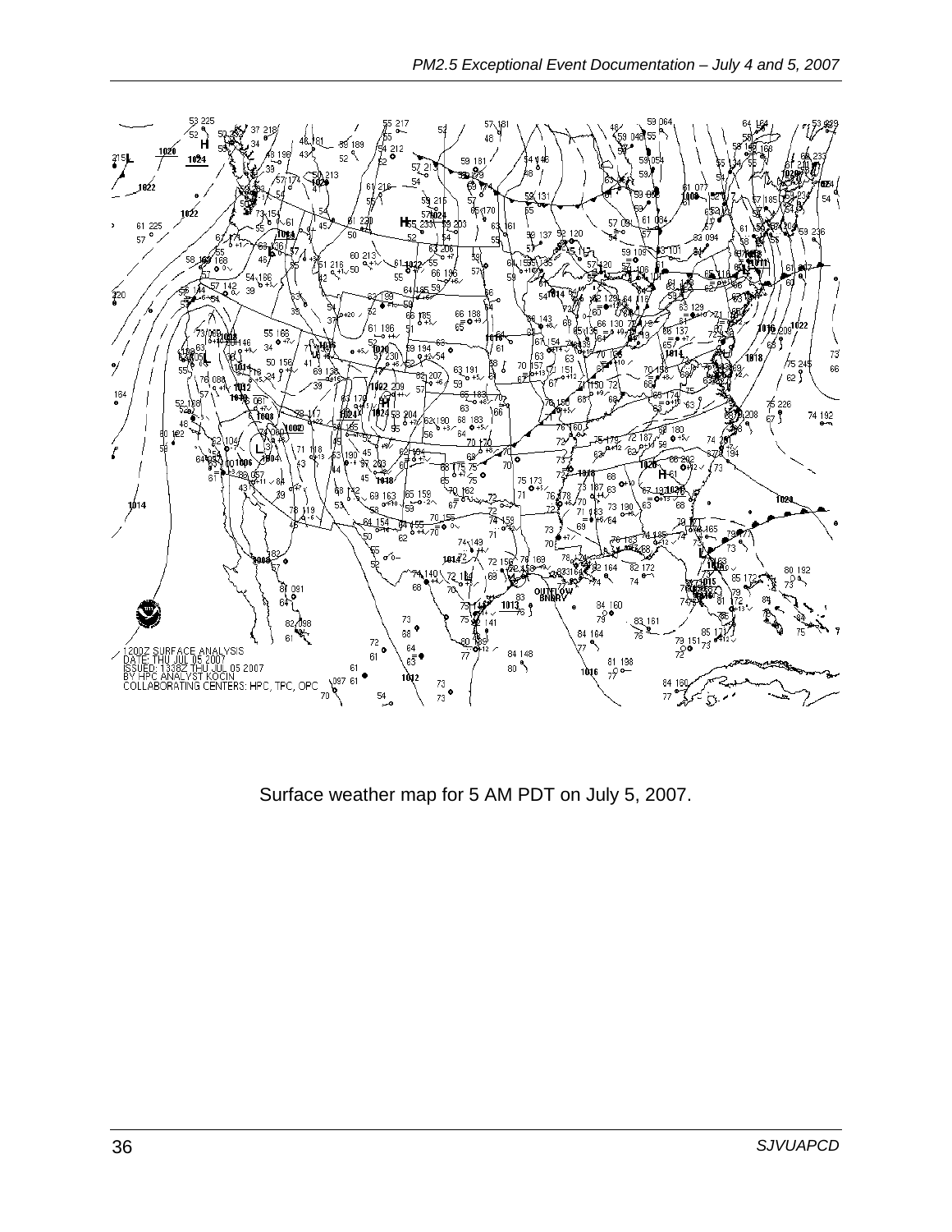1200Z SURFACE ANALYSIS
DATE: THU JUL 05 2007
ISSUED: 1338Z THU JUL 05 2007
BY HPC ANALYST KOCIN
COLLABORATING CENTERS: HPC, TPC, OPC

Surface weather map for 5 AM PDT on July 5, 2007.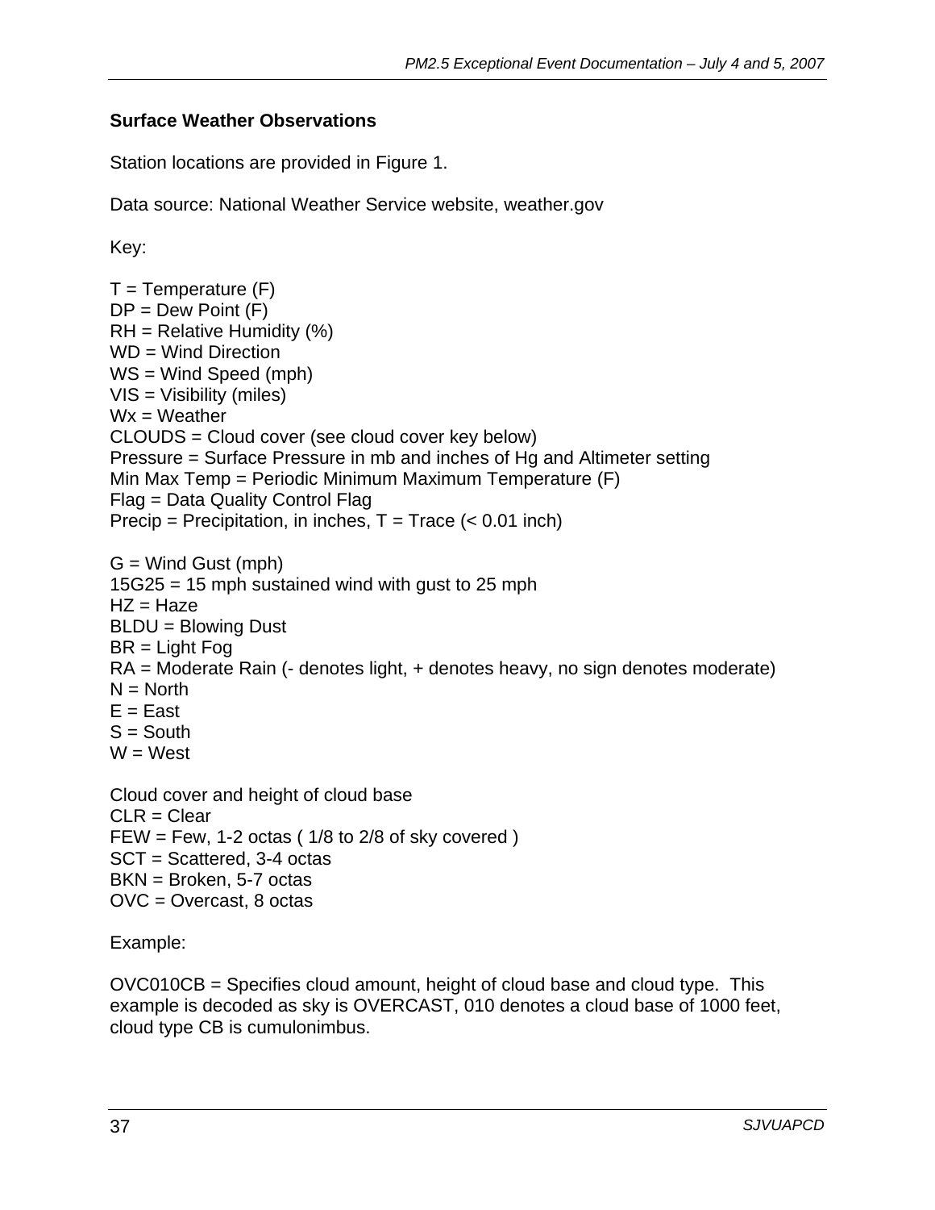**Surface Weather Observations**

Station locations are provided in Figure 1.

Data source: National Weather Service website, weather.gov

Key:

T = Temperature (F)
DP = Dew Point (F)
RH = Relative Humidity (%)
WD = Wind Direction
WS = Wind Speed (mph)
VIS = Visibility (miles)
Wx = Weather
CLOUDS = Cloud cover (see cloud cover key below)
Pressure = Surface Pressure in mb and inches of Hg and Altimeter setting
Min Max Temp = Periodic Minimum Maximum Temperature (F)
Flag = Data Quality Control Flag
Precip = Precipitation, in inches, T = Trace (< 0.01 inch)

G = Wind Gust (mph)
15G25 = 15 mph sustained wind with gust to 25 mph
HZ = Haze
BLDU = Blowing Dust
BR = Light Fog
RA = Moderate Rain (- denotes light, + denotes heavy, no sign denotes moderate)
N = North
E = East
S = South
W = West

Cloud cover and height of cloud base
CLR = Clear
FEW = Few, 1-2 octas ( 1/8 to 2/8 of sky covered )
SCT = Scattered, 3-4 octas
BKN = Broken, 5-7 octas
OVC = Overcast, 8 octas

Example:

OVC010CB = Specifies cloud amount, height of cloud base and cloud type. This example is decoded as sky is OVERCAST, 010 denotes a cloud base of 1000 feet, cloud type CB is cumulonimbus.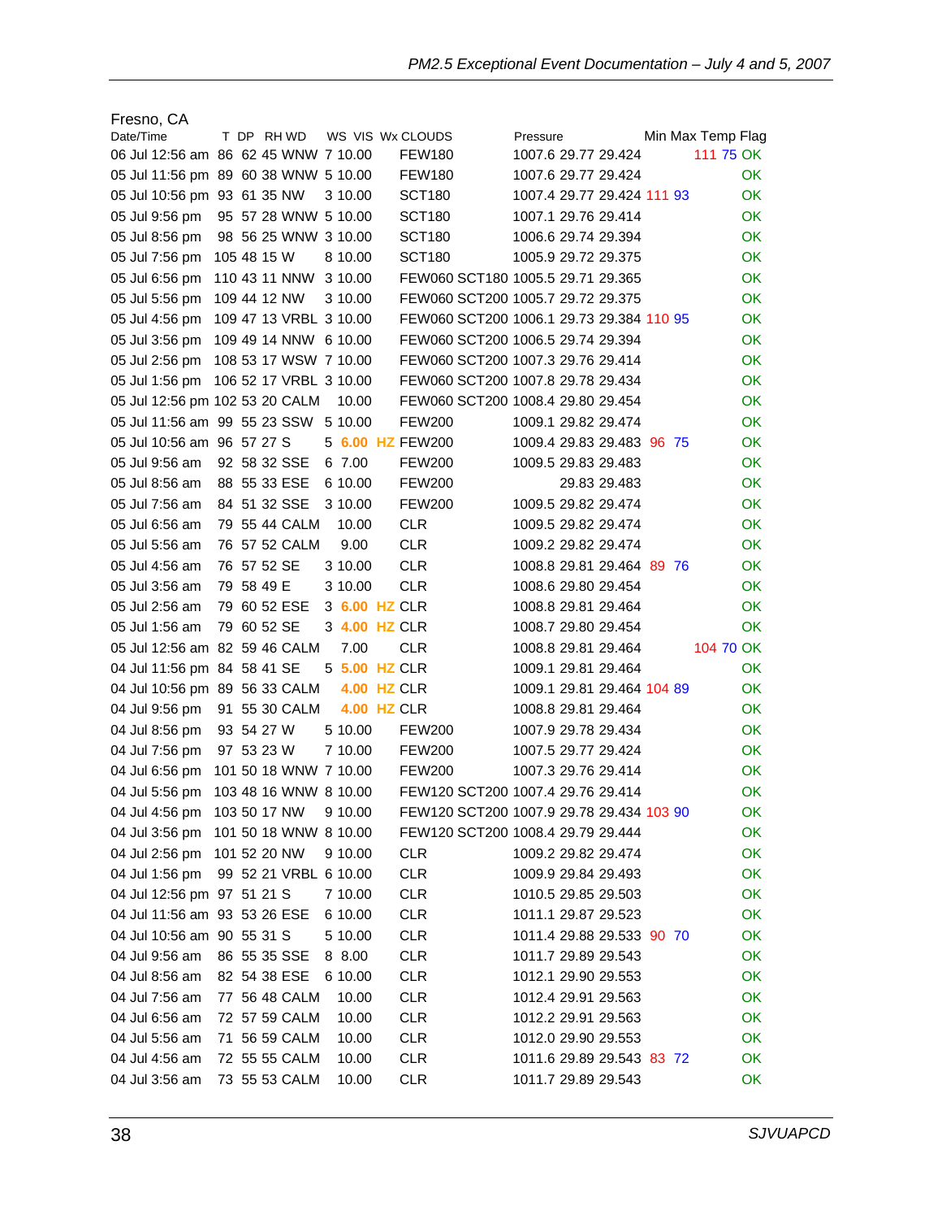Fresno, CA

| Date/Time | T | DP | RH | WD | WS | VIS | Wx | CLOUDS | Pressure | | | Min | Max | Temp Flag |
|---|---|---|---|---|---|---|---|---|---|---|---|---|---|---|
| 06 Jul 12:56 am | 86 | 62 | 45 | WNW | 7 | 10.00 | | FEW180 | 1007.6 | 29.77 | 29.424 | 111 | 75 | OK |
| 05 Jul 11:56 pm | 89 | 60 | 38 | WNW | 5 | 10.00 | | FEW180 | 1007.6 | 29.77 | 29.424 | | | OK |
| 05 Jul 10:56 pm | 93 | 61 | 35 | NW | 3 | 10.00 | | SCT180 | 1007.4 | 29.77 | 29.424 | 111 | 93 | OK |
| 05 Jul 9:56 pm | 95 | 57 | 28 | WNW | 5 | 10.00 | | SCT180 | 1007.1 | 29.76 | 29.414 | | | OK |
| 05 Jul 8:56 pm | 98 | 56 | 25 | WNW | 3 | 10.00 | | SCT180 | 1006.6 | 29.74 | 29.394 | | | OK |
| 05 Jul 7:56 pm | 105 | 48 | 15 | W | 8 | 10.00 | | SCT180 | 1005.9 | 29.72 | 29.375 | | | OK |
| 05 Jul 6:56 pm | 110 | 43 | 11 | NNW | 3 | 10.00 | | FEW060 SCT180 | 1005.5 | 29.71 | 29.365 | | | OK |
| 05 Jul 5:56 pm | 109 | 44 | 12 | NW | 3 | 10.00 | | FEW060 SCT200 | 1005.7 | 29.72 | 29.375 | | | OK |
| 05 Jul 4:56 pm | 109 | 47 | 13 | VRBL | 3 | 10.00 | | FEW060 SCT200 | 1006.1 | 29.73 | 29.384 | 110 | 95 | OK |
| 05 Jul 3:56 pm | 109 | 49 | 14 | NNW | 6 | 10.00 | | FEW060 SCT200 | 1006.5 | 29.74 | 29.394 | | | OK |
| 05 Jul 2:56 pm | 108 | 53 | 17 | WSW | 7 | 10.00 | | FEW060 SCT200 | 1007.3 | 29.76 | 29.414 | | | OK |
| 05 Jul 1:56 pm | 106 | 52 | 17 | VRBL | 3 | 10.00 | | FEW060 SCT200 | 1007.8 | 29.78 | 29.434 | | | OK |
| 05 Jul 12:56 pm | 102 | 53 | 20 | CALM | | 10.00 | | FEW060 SCT200 | 1008.4 | 29.80 | 29.454 | | | OK |
| 05 Jul 11:56 am | 99 | 55 | 23 | SSW | 5 | 10.00 | | FEW200 | 1009.1 | 29.82 | 29.474 | | | OK |
| 05 Jul 10:56 am | 96 | 57 | 27 | S | 5 | 6.00 | HZ | FEW200 | 1009.4 | 29.83 | 29.483 | 96 | 75 | OK |
| 05 Jul 9:56 am | 92 | 58 | 32 | SSE | 6 | 7.00 | | FEW200 | 1009.5 | 29.83 | 29.483 | | | OK |
| 05 Jul 8:56 am | 88 | 55 | 33 | ESE | 6 | 10.00 | | FEW200 | | 29.83 | 29.483 | | | OK |
| 05 Jul 7:56 am | 84 | 51 | 32 | SSE | 3 | 10.00 | | FEW200 | 1009.5 | 29.82 | 29.474 | | | OK |
| 05 Jul 6:56 am | 79 | 55 | 44 | CALM | | 10.00 | | CLR | 1009.5 | 29.82 | 29.474 | | | OK |
| 05 Jul 5:56 am | 76 | 57 | 52 | CALM | | 9.00 | | CLR | 1009.2 | 29.82 | 29.474 | | | OK |
| 05 Jul 4:56 am | 76 | 57 | 52 | SE | 3 | 10.00 | | CLR | 1008.8 | 29.81 | 29.464 | 89 | 76 | OK |
| 05 Jul 3:56 am | 79 | 58 | 49 | E | 3 | 10.00 | | CLR | 1008.6 | 29.80 | 29.454 | | | OK |
| 05 Jul 2:56 am | 79 | 60 | 52 | ESE | 3 | 6.00 | HZ | CLR | 1008.8 | 29.81 | 29.464 | | | OK |
| 05 Jul 1:56 am | 79 | 60 | 52 | SE | 3 | 4.00 | HZ | CLR | 1008.7 | 29.80 | 29.454 | | | OK |
| 05 Jul 12:56 am | 82 | 59 | 46 | CALM | | 7.00 | | CLR | 1008.8 | 29.81 | 29.464 | 104 | 70 | OK |
| 04 Jul 11:56 pm | 84 | 58 | 41 | SE | 5 | 5.00 | HZ | CLR | 1009.1 | 29.81 | 29.464 | | | OK |
| 04 Jul 10:56 pm | 89 | 56 | 33 | CALM | | 4.00 | HZ | CLR | 1009.1 | 29.81 | 29.464 | 104 | 89 | OK |
| 04 Jul 9:56 pm | 91 | 55 | 30 | CALM | | 4.00 | HZ | CLR | 1008.8 | 29.81 | 29.464 | | | OK |
| 04 Jul 8:56 pm | 93 | 54 | 27 | W | 5 | 10.00 | | FEW200 | 1007.9 | 29.78 | 29.434 | | | OK |
| 04 Jul 7:56 pm | 97 | 53 | 23 | W | 7 | 10.00 | | FEW200 | 1007.5 | 29.77 | 29.424 | | | OK |
| 04 Jul 6:56 pm | 101 | 50 | 18 | WNW | 7 | 10.00 | | FEW200 | 1007.3 | 29.76 | 29.414 | | | OK |
| 04 Jul 5:56 pm | 103 | 48 | 16 | WNW | 8 | 10.00 | | FEW120 SCT200 | 1007.4 | 29.76 | 29.414 | | | OK |
| 04 Jul 4:56 pm | 103 | 50 | 17 | NW | 9 | 10.00 | | FEW120 SCT200 | 1007.9 | 29.78 | 29.434 | 103 | 90 | OK |
| 04 Jul 3:56 pm | 101 | 50 | 18 | WNW | 8 | 10.00 | | FEW120 SCT200 | 1008.4 | 29.79 | 29.444 | | | OK |
| 04 Jul 2:56 pm | 101 | 52 | 20 | NW | 9 | 10.00 | | CLR | 1009.2 | 29.82 | 29.474 | | | OK |
| 04 Jul 1:56 pm | 99 | 52 | 21 | VRBL | 6 | 10.00 | | CLR | 1009.9 | 29.84 | 29.493 | | | OK |
| 04 Jul 12:56 pm | 97 | 51 | 21 | S | 7 | 10.00 | | CLR | 1010.5 | 29.85 | 29.503 | | | OK |
| 04 Jul 11:56 am | 93 | 53 | 26 | ESE | 6 | 10.00 | | CLR | 1011.1 | 29.87 | 29.523 | | | OK |
| 04 Jul 10:56 am | 90 | 55 | 31 | S | 5 | 10.00 | | CLR | 1011.4 | 29.88 | 29.533 | 90 | 70 | OK |
| 04 Jul 9:56 am | 86 | 55 | 35 | SSE | 8 | 8.00 | | CLR | 1011.7 | 29.89 | 29.543 | | | OK |
| 04 Jul 8:56 am | 82 | 54 | 38 | ESE | 6 | 10.00 | | CLR | 1012.1 | 29.90 | 29.553 | | | OK |
| 04 Jul 7:56 am | 77 | 56 | 48 | CALM | | 10.00 | | CLR | 1012.4 | 29.91 | 29.563 | | | OK |
| 04 Jul 6:56 am | 72 | 57 | 59 | CALM | | 10.00 | | CLR | 1012.2 | 29.91 | 29.563 | | | OK |
| 04 Jul 5:56 am | 71 | 56 | 59 | CALM | | 10.00 | | CLR | 1012.0 | 29.90 | 29.553 | | | OK |
| 04 Jul 4:56 am | 72 | 55 | 55 | CALM | | 10.00 | | CLR | 1011.6 | 29.89 | 29.543 | 83 | 72 | OK |
| 04 Jul 3:56 am | 73 | 55 | 53 | CALM | | 10.00 | | CLR | 1011.7 | 29.89 | 29.543 | | | OK |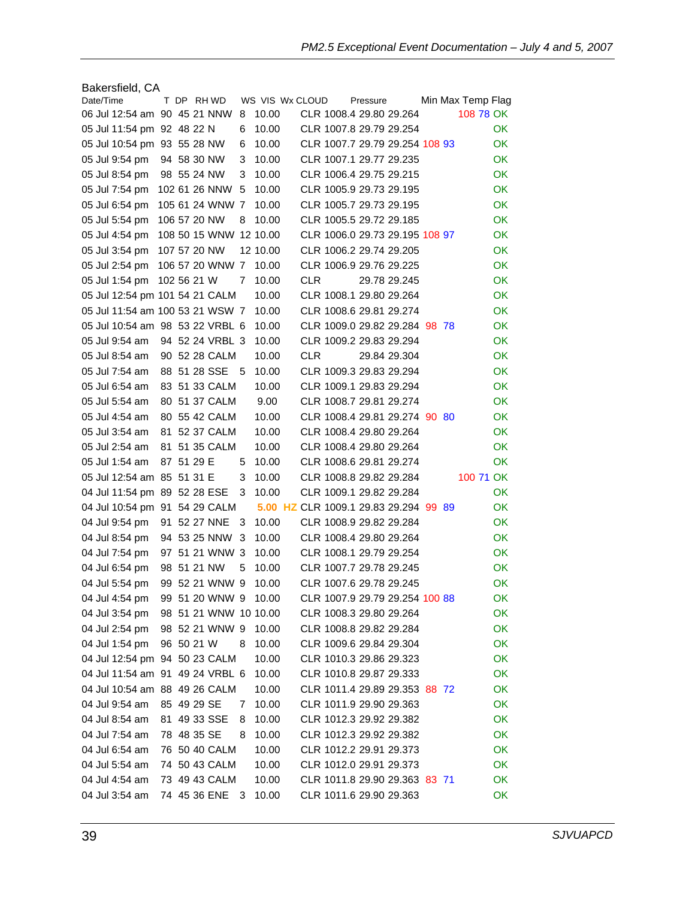Bakersfield, CA

| Date/Time | T | DP | RH | WD | WS | VIS | Wx | CLOUD | Pressure | | | Min | Max | Temp Flag |
|---|---|---|---|---|---|---|---|---|---|---|---|---|---|---|
| 06 Jul 12:54 am | 90 | 45 | 21 | NNW | 8 | 10.00 | | CLR | 1008.4 | 29.80 | 29.264 | 108 | 78 | OK |
| 05 Jul 11:54 pm | 92 | 48 | 22 | N | 6 | 10.00 | | CLR | 1007.8 | 29.79 | 29.254 | | | OK |
| 05 Jul 10:54 pm | 93 | 55 | 28 | NW | 6 | 10.00 | | CLR | 1007.7 | 29.79 | 29.254 | 108 | 93 | OK |
| 05 Jul 9:54 pm | 94 | 58 | 30 | NW | 3 | 10.00 | | CLR | 1007.1 | 29.77 | 29.235 | | | OK |
| 05 Jul 8:54 pm | 98 | 55 | 24 | NW | 3 | 10.00 | | CLR | 1006.4 | 29.75 | 29.215 | | | OK |
| 05 Jul 7:54 pm | 102 | 61 | 26 | NNW | 5 | 10.00 | | CLR | 1005.9 | 29.73 | 29.195 | | | OK |
| 05 Jul 6:54 pm | 105 | 61 | 24 | WNW | 7 | 10.00 | | CLR | 1005.7 | 29.73 | 29.195 | | | OK |
| 05 Jul 5:54 pm | 106 | 57 | 20 | NW | 8 | 10.00 | | CLR | 1005.5 | 29.72 | 29.185 | | | OK |
| 05 Jul 4:54 pm | 108 | 50 | 15 | WNW | 12 | 10.00 | | CLR | 1006.0 | 29.73 | 29.195 | 108 | 97 | OK |
| 05 Jul 3:54 pm | 107 | 57 | 20 | NW | 12 | 10.00 | | CLR | 1006.2 | 29.74 | 29.205 | | | OK |
| 05 Jul 2:54 pm | 106 | 57 | 20 | WNW | 7 | 10.00 | | CLR | 1006.9 | 29.76 | 29.225 | | | OK |
| 05 Jul 1:54 pm | 102 | 56 | 21 | W | 7 | 10.00 | | CLR | | 29.78 | 29.245 | | | OK |
| 05 Jul 12:54 pm | 101 | 54 | 21 | CALM | | 10.00 | | CLR | 1008.1 | 29.80 | 29.264 | | | OK |
| 05 Jul 11:54 am | 100 | 53 | 21 | WSW | 7 | 10.00 | | CLR | 1008.6 | 29.81 | 29.274 | | | OK |
| 05 Jul 10:54 am | 98 | 53 | 22 | VRBL | 6 | 10.00 | | CLR | 1009.0 | 29.82 | 29.284 | 98 | 78 | OK |
| 05 Jul 9:54 am | 94 | 52 | 24 | VRBL | 3 | 10.00 | | CLR | 1009.2 | 29.83 | 29.294 | | | OK |
| 05 Jul 8:54 am | 90 | 52 | 28 | CALM | | 10.00 | | CLR | | 29.84 | 29.304 | | | OK |
| 05 Jul 7:54 am | 88 | 51 | 28 | SSE | 5 | 10.00 | | CLR | 1009.3 | 29.83 | 29.294 | | | OK |
| 05 Jul 6:54 am | 83 | 51 | 33 | CALM | | 10.00 | | CLR | 1009.1 | 29.83 | 29.294 | | | OK |
| 05 Jul 5:54 am | 80 | 51 | 37 | CALM | | 9.00 | | CLR | 1008.7 | 29.81 | 29.274 | | | OK |
| 05 Jul 4:54 am | 80 | 55 | 42 | CALM | | 10.00 | | CLR | 1008.4 | 29.81 | 29.274 | 90 | 80 | OK |
| 05 Jul 3:54 am | 81 | 52 | 37 | CALM | | 10.00 | | CLR | 1008.4 | 29.80 | 29.264 | | | OK |
| 05 Jul 2:54 am | 81 | 51 | 35 | CALM | | 10.00 | | CLR | 1008.4 | 29.80 | 29.264 | | | OK |
| 05 Jul 1:54 am | 87 | 51 | 29 | E | 5 | 10.00 | | CLR | 1008.6 | 29.81 | 29.274 | | | OK |
| 05 Jul 12:54 am | 85 | 51 | 31 | E | 3 | 10.00 | | CLR | 1008.8 | 29.82 | 29.284 | 100 | 71 | OK |
| 04 Jul 11:54 pm | 89 | 52 | 28 | ESE | 3 | 10.00 | | CLR | 1009.1 | 29.82 | 29.284 | | | OK |
| 04 Jul 10:54 pm | 91 | 54 | 29 | CALM | | 5.00 | HZ | CLR | 1009.1 | 29.83 | 29.294 | 99 | 89 | OK |
| 04 Jul 9:54 pm | 91 | 52 | 27 | NNE | 3 | 10.00 | | CLR | 1008.9 | 29.82 | 29.284 | | | OK |
| 04 Jul 8:54 pm | 94 | 53 | 25 | NNW | 3 | 10.00 | | CLR | 1008.4 | 29.80 | 29.264 | | | OK |
| 04 Jul 7:54 pm | 97 | 51 | 21 | WNW | 3 | 10.00 | | CLR | 1008.1 | 29.79 | 29.254 | | | OK |
| 04 Jul 6:54 pm | 98 | 51 | 21 | NW | 5 | 10.00 | | CLR | 1007.7 | 29.78 | 29.245 | | | OK |
| 04 Jul 5:54 pm | 99 | 52 | 21 | WNW | 9 | 10.00 | | CLR | 1007.6 | 29.78 | 29.245 | | | OK |
| 04 Jul 4:54 pm | 99 | 51 | 20 | WNW | 9 | 10.00 | | CLR | 1007.9 | 29.79 | 29.254 | 100 | 88 | OK |
| 04 Jul 3:54 pm | 98 | 51 | 21 | WNW | 10 | 10.00 | | CLR | 1008.3 | 29.80 | 29.264 | | | OK |
| 04 Jul 2:54 pm | 98 | 52 | 21 | WNW | 9 | 10.00 | | CLR | 1008.8 | 29.82 | 29.284 | | | OK |
| 04 Jul 1:54 pm | 96 | 50 | 21 | W | 8 | 10.00 | | CLR | 1009.6 | 29.84 | 29.304 | | | OK |
| 04 Jul 12:54 pm | 94 | 50 | 23 | CALM | | 10.00 | | CLR | 1010.3 | 29.86 | 29.323 | | | OK |
| 04 Jul 11:54 am | 91 | 49 | 24 | VRBL | 6 | 10.00 | | CLR | 1010.8 | 29.87 | 29.333 | | | OK |
| 04 Jul 10:54 am | 88 | 49 | 26 | CALM | | 10.00 | | CLR | 1011.4 | 29.89 | 29.353 | 88 | 72 | OK |
| 04 Jul 9:54 am | 85 | 49 | 29 | SE | 7 | 10.00 | | CLR | 1011.9 | 29.90 | 29.363 | | | OK |
| 04 Jul 8:54 am | 81 | 49 | 33 | SSE | 8 | 10.00 | | CLR | 1012.3 | 29.92 | 29.382 | | | OK |
| 04 Jul 7:54 am | 78 | 48 | 35 | SE | 8 | 10.00 | | CLR | 1012.3 | 29.92 | 29.382 | | | OK |
| 04 Jul 6:54 am | 76 | 50 | 40 | CALM | | 10.00 | | CLR | 1012.2 | 29.91 | 29.373 | | | OK |
| 04 Jul 5:54 am | 74 | 50 | 43 | CALM | | 10.00 | | CLR | 1012.0 | 29.91 | 29.373 | | | OK |
| 04 Jul 4:54 am | 73 | 49 | 43 | CALM | | 10.00 | | CLR | 1011.8 | 29.90 | 29.363 | 83 | 71 | OK |
| 04 Jul 3:54 am | 74 | 45 | 36 | ENE | 3 | 10.00 | | CLR | 1011.6 | 29.90 | 29.363 | | | OK |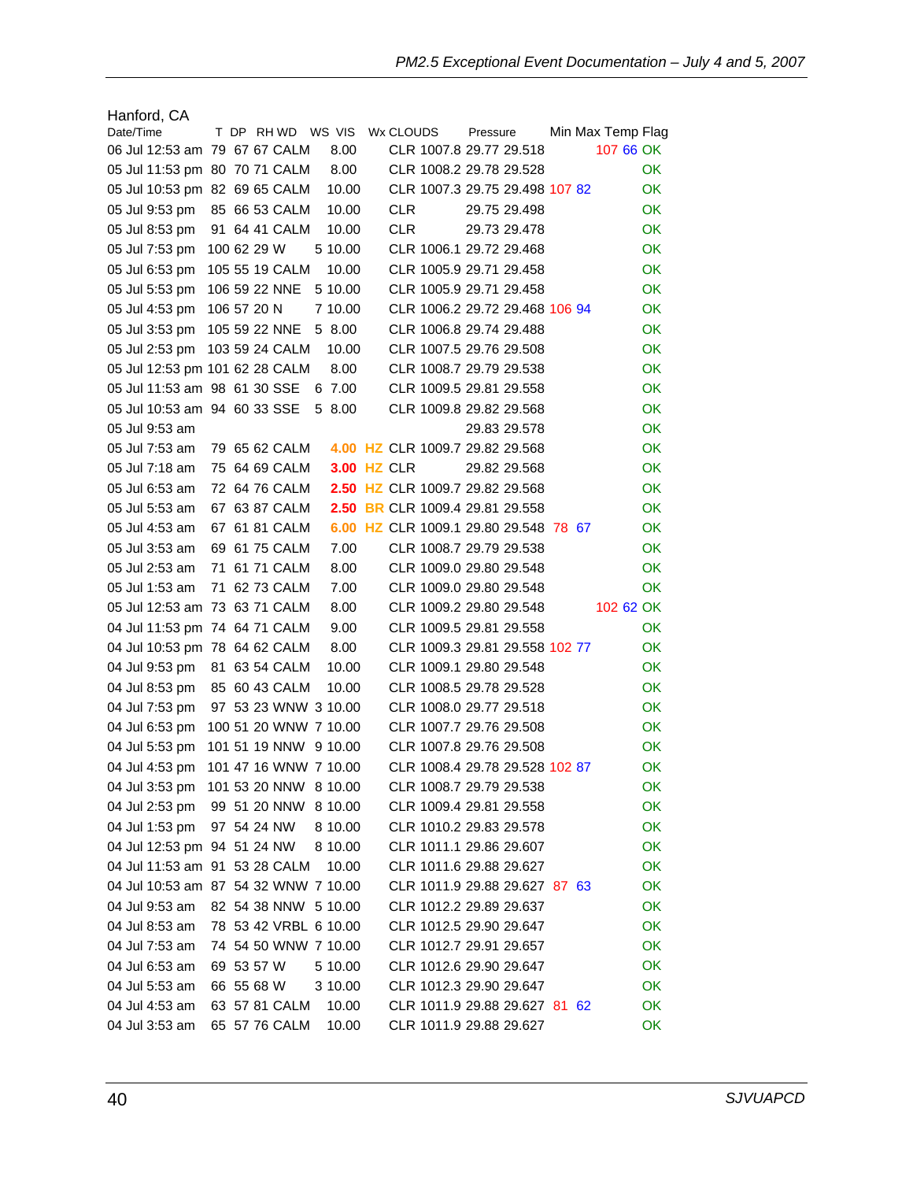Hanford, CA

| Date/Time | T | DP | RH | WD | WS | VIS | Wx | CLOUDS | Pressure | | | Min | Max | Temp | Flag |
|---|---|---|---|---|---|---|---|---|---|---|---|---|---|---|---|
| 06 Jul 12:53 am | 79 | 67 | 67 | CALM | | 8.00 | | CLR | 1007.8 | 29.77 | 29.518 | | | 107 66 | OK |
| 05 Jul 11:53 pm | 80 | 70 | 71 | CALM | | 8.00 | | CLR | 1008.2 | 29.78 | 29.528 | | | | OK |
| 05 Jul 10:53 pm | 82 | 69 | 65 | CALM | | 10.00 | | CLR | 1007.3 | 29.75 | 29.498 | 107 | 82 | | OK |
| 05 Jul 9:53 pm | 85 | 66 | 53 | CALM | | 10.00 | | CLR | | 29.75 | 29.498 | | | | OK |
| 05 Jul 8:53 pm | 91 | 64 | 41 | CALM | | 10.00 | | CLR | | 29.73 | 29.478 | | | | OK |
| 05 Jul 7:53 pm | 100 | 62 | 29 | W | 5 | 10.00 | | CLR | 1006.1 | 29.72 | 29.468 | | | | OK |
| 05 Jul 6:53 pm | 105 | 55 | 19 | CALM | | 10.00 | | CLR | 1005.9 | 29.71 | 29.458 | | | | OK |
| 05 Jul 5:53 pm | 106 | 59 | 22 | NNE | 5 | 10.00 | | CLR | 1005.9 | 29.71 | 29.458 | | | | OK |
| 05 Jul 4:53 pm | 106 | 57 | 20 | N | 7 | 10.00 | | CLR | 1006.2 | 29.72 | 29.468 | 106 | 94 | | OK |
| 05 Jul 3:53 pm | 105 | 59 | 22 | NNE | 5 | 8.00 | | CLR | 1006.8 | 29.74 | 29.488 | | | | OK |
| 05 Jul 2:53 pm | 103 | 59 | 24 | CALM | | 10.00 | | CLR | 1007.5 | 29.76 | 29.508 | | | | OK |
| 05 Jul 12:53 pm | 101 | 62 | 28 | CALM | | 8.00 | | CLR | 1008.7 | 29.79 | 29.538 | | | | OK |
| 05 Jul 11:53 am | 98 | 61 | 30 | SSE | 6 | 7.00 | | CLR | 1009.5 | 29.81 | 29.558 | | | | OK |
| 05 Jul 10:53 am | 94 | 60 | 33 | SSE | 5 | 8.00 | | CLR | 1009.8 | 29.82 | 29.568 | | | | OK |
| 05 Jul 9:53 am | | | | | | | | | | 29.83 | 29.578 | | | | OK |
| 05 Jul 7:53 am | 79 | 65 | 62 | CALM | | 4.00 | HZ | CLR | 1009.7 | 29.82 | 29.568 | | | | OK |
| 05 Jul 7:18 am | 75 | 64 | 69 | CALM | | 3.00 | HZ | CLR | | 29.82 | 29.568 | | | | OK |
| 05 Jul 6:53 am | 72 | 64 | 76 | CALM | | 2.50 | HZ | CLR | 1009.7 | 29.82 | 29.568 | | | | OK |
| 05 Jul 5:53 am | 67 | 63 | 87 | CALM | | 2.50 | BR | CLR | 1009.4 | 29.81 | 29.558 | | | | OK |
| 05 Jul 4:53 am | 67 | 61 | 81 | CALM | | 6.00 | HZ | CLR | 1009.1 | 29.80 | 29.548 | 78 | 67 | | OK |
| 05 Jul 3:53 am | 69 | 61 | 75 | CALM | | 7.00 | | CLR | 1008.7 | 29.79 | 29.538 | | | | OK |
| 05 Jul 2:53 am | 71 | 61 | 71 | CALM | | 8.00 | | CLR | 1009.0 | 29.80 | 29.548 | | | | OK |
| 05 Jul 1:53 am | 71 | 62 | 73 | CALM | | 7.00 | | CLR | 1009.0 | 29.80 | 29.548 | | | | OK |
| 05 Jul 12:53 am | 73 | 63 | 71 | CALM | | 8.00 | | CLR | 1009.2 | 29.80 | 29.548 | | | 102 62 | OK |
| 04 Jul 11:53 pm | 74 | 64 | 71 | CALM | | 9.00 | | CLR | 1009.5 | 29.81 | 29.558 | | | | OK |
| 04 Jul 10:53 pm | 78 | 64 | 62 | CALM | | 8.00 | | CLR | 1009.3 | 29.81 | 29.558 | 102 | 77 | | OK |
| 04 Jul 9:53 pm | 81 | 63 | 54 | CALM | | 10.00 | | CLR | 1009.1 | 29.80 | 29.548 | | | | OK |
| 04 Jul 8:53 pm | 85 | 60 | 43 | CALM | | 10.00 | | CLR | 1008.5 | 29.78 | 29.528 | | | | OK |
| 04 Jul 7:53 pm | 97 | 53 | 23 | WNW | 3 | 10.00 | | CLR | 1008.0 | 29.77 | 29.518 | | | | OK |
| 04 Jul 6:53 pm | 100 | 51 | 20 | WNW | 7 | 10.00 | | CLR | 1007.7 | 29.76 | 29.508 | | | | OK |
| 04 Jul 5:53 pm | 101 | 51 | 19 | NNW | 9 | 10.00 | | CLR | 1007.8 | 29.76 | 29.508 | | | | OK |
| 04 Jul 4:53 pm | 101 | 47 | 16 | WNW | 7 | 10.00 | | CLR | 1008.4 | 29.78 | 29.528 | 102 | 87 | | OK |
| 04 Jul 3:53 pm | 101 | 53 | 20 | NNW | 8 | 10.00 | | CLR | 1008.7 | 29.79 | 29.538 | | | | OK |
| 04 Jul 2:53 pm | 99 | 51 | 20 | NNW | 8 | 10.00 | | CLR | 1009.4 | 29.81 | 29.558 | | | | OK |
| 04 Jul 1:53 pm | 97 | 54 | 24 | NW | 8 | 10.00 | | CLR | 1010.2 | 29.83 | 29.578 | | | | OK |
| 04 Jul 12:53 pm | 94 | 51 | 24 | NW | 8 | 10.00 | | CLR | 1011.1 | 29.86 | 29.607 | | | | OK |
| 04 Jul 11:53 am | 91 | 53 | 28 | CALM | | 10.00 | | CLR | 1011.6 | 29.88 | 29.627 | | | | OK |
| 04 Jul 10:53 am | 87 | 54 | 32 | WNW | 7 | 10.00 | | CLR | 1011.9 | 29.88 | 29.627 | 87 | 63 | | OK |
| 04 Jul 9:53 am | 82 | 54 | 38 | NNW | 5 | 10.00 | | CLR | 1012.2 | 29.89 | 29.637 | | | | OK |
| 04 Jul 8:53 am | 78 | 53 | 42 | VRBL | 6 | 10.00 | | CLR | 1012.5 | 29.90 | 29.647 | | | | OK |
| 04 Jul 7:53 am | 74 | 54 | 50 | WNW | 7 | 10.00 | | CLR | 1012.7 | 29.91 | 29.657 | | | | OK |
| 04 Jul 6:53 am | 69 | 53 | 57 | W | 5 | 10.00 | | CLR | 1012.6 | 29.90 | 29.647 | | | | OK |
| 04 Jul 5:53 am | 66 | 55 | 68 | W | 3 | 10.00 | | CLR | 1012.3 | 29.90 | 29.647 | | | | OK |
| 04 Jul 4:53 am | 63 | 57 | 81 | CALM | | 10.00 | | CLR | 1011.9 | 29.88 | 29.627 | 81 | 62 | | OK |
| 04 Jul 3:53 am | 65 | 57 | 76 | CALM | | 10.00 | | CLR | 1011.9 | 29.88 | 29.627 | | | | OK |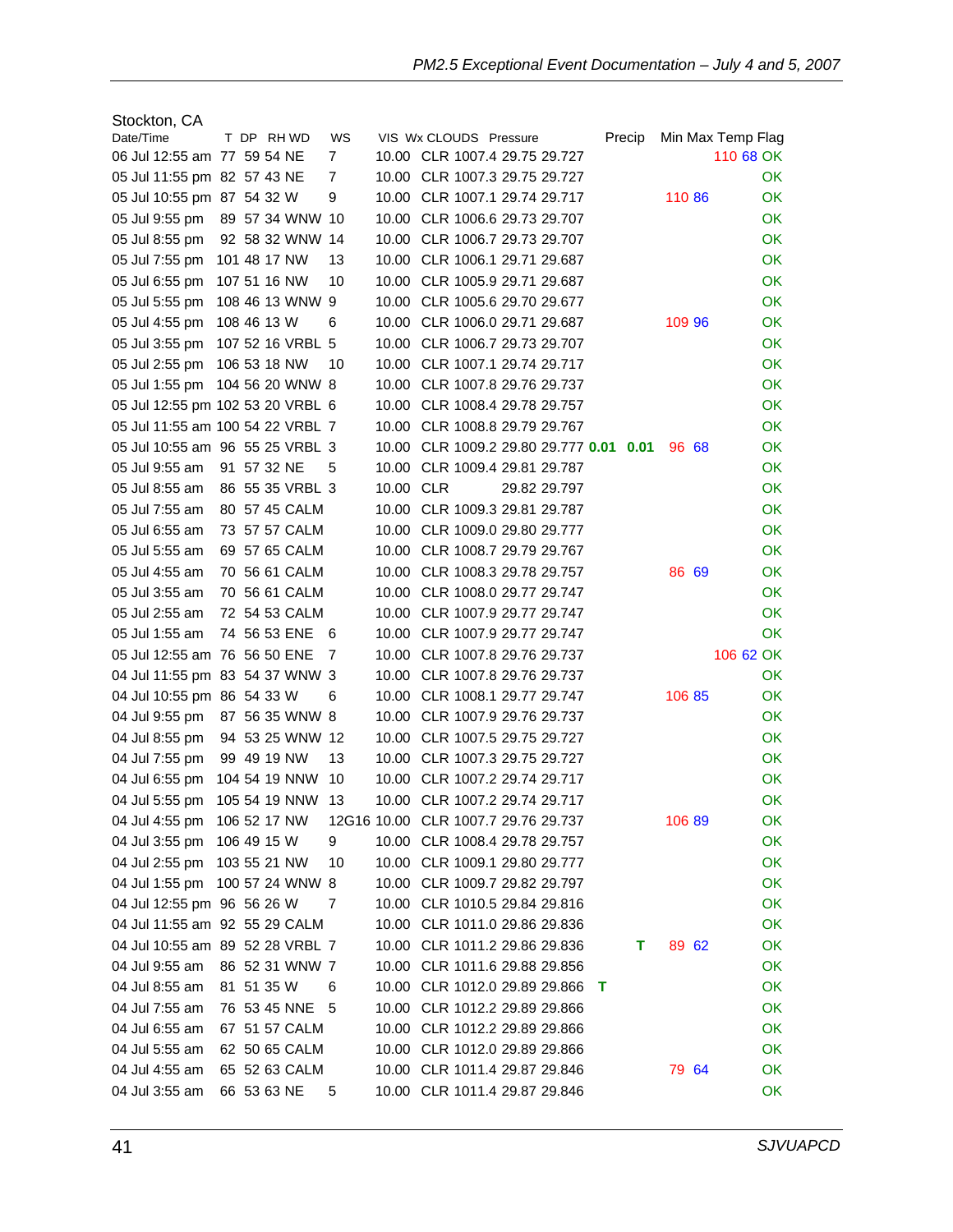Stockton, CA

| Date/Time | T | DP | RH | WD | WS | VIS | Wx | CLOUDS | Pressure | | | Precip | | Min Max | | Temp | | Flag |
|---|---|---|---|---|---|---|---|---|---|---|---|---|---|---|---|---|---|---|
| 06 Jul 12:55 am | 77 | 59 | 54 | NE | 7 | 10.00 | | CLR | 1007.4 | 29.75 | 29.727 | | | | | 110 | 68 | OK |
| 05 Jul 11:55 pm | 82 | 57 | 43 | NE | 7 | 10.00 | | CLR | 1007.3 | 29.75 | 29.727 | | | | | | | OK |
| 05 Jul 10:55 pm | 87 | 54 | 32 | W | 9 | 10.00 | | CLR | 1007.1 | 29.74 | 29.717 | | | 110 | 86 | | | OK |
| 05 Jul 9:55 pm | 89 | 57 | 34 | WNW | 10 | 10.00 | | CLR | 1006.6 | 29.73 | 29.707 | | | | | | | OK |
| 05 Jul 8:55 pm | 92 | 58 | 32 | WNW | 14 | 10.00 | | CLR | 1006.7 | 29.73 | 29.707 | | | | | | | OK |
| 05 Jul 7:55 pm | 101 | 48 | 17 | NW | 13 | 10.00 | | CLR | 1006.1 | 29.71 | 29.687 | | | | | | | OK |
| 05 Jul 6:55 pm | 107 | 51 | 16 | NW | 10 | 10.00 | | CLR | 1005.9 | 29.71 | 29.687 | | | | | | | OK |
| 05 Jul 5:55 pm | 108 | 46 | 13 | WNW | 9 | 10.00 | | CLR | 1005.6 | 29.70 | 29.677 | | | | | | | OK |
| 05 Jul 4:55 pm | 108 | 46 | 13 | W | 6 | 10.00 | | CLR | 1006.0 | 29.71 | 29.687 | | | 109 | 96 | | | OK |
| 05 Jul 3:55 pm | 107 | 52 | 16 | VRBL | 5 | 10.00 | | CLR | 1006.7 | 29.73 | 29.707 | | | | | | | OK |
| 05 Jul 2:55 pm | 106 | 53 | 18 | NW | 10 | 10.00 | | CLR | 1007.1 | 29.74 | 29.717 | | | | | | | OK |
| 05 Jul 1:55 pm | 104 | 56 | 20 | WNW | 8 | 10.00 | | CLR | 1007.8 | 29.76 | 29.737 | | | | | | | OK |
| 05 Jul 12:55 pm | 102 | 53 | 20 | VRBL | 6 | 10.00 | | CLR | 1008.4 | 29.78 | 29.757 | | | | | | | OK |
| 05 Jul 11:55 am | 100 | 54 | 22 | VRBL | 7 | 10.00 | | CLR | 1008.8 | 29.79 | 29.767 | | | | | | | OK |
| 05 Jul 10:55 am | 96 | 55 | 25 | VRBL | 3 | 10.00 | | CLR | 1009.2 | 29.80 | 29.777 | **0.01** | **0.01** | 96 | 68 | | | OK |
| 05 Jul 9:55 am | 91 | 57 | 32 | NE | 5 | 10.00 | | CLR | 1009.4 | 29.81 | 29.787 | | | | | | | OK |
| 05 Jul 8:55 am | 86 | 55 | 35 | VRBL | 3 | 10.00 | | CLR | | 29.82 | 29.797 | | | | | | | OK |
| 05 Jul 7:55 am | 80 | 57 | 45 | CALM | | 10.00 | | CLR | 1009.3 | 29.81 | 29.787 | | | | | | | OK |
| 05 Jul 6:55 am | 73 | 57 | 57 | CALM | | 10.00 | | CLR | 1009.0 | 29.80 | 29.777 | | | | | | | OK |
| 05 Jul 5:55 am | 69 | 57 | 65 | CALM | | 10.00 | | CLR | 1008.7 | 29.79 | 29.767 | | | | | | | OK |
| 05 Jul 4:55 am | 70 | 56 | 61 | CALM | | 10.00 | | CLR | 1008.3 | 29.78 | 29.757 | | | 86 | 69 | | | OK |
| 05 Jul 3:55 am | 70 | 56 | 61 | CALM | | 10.00 | | CLR | 1008.0 | 29.77 | 29.747 | | | | | | | OK |
| 05 Jul 2:55 am | 72 | 54 | 53 | CALM | | 10.00 | | CLR | 1007.9 | 29.77 | 29.747 | | | | | | | OK |
| 05 Jul 1:55 am | 74 | 56 | 53 | ENE | 6 | 10.00 | | CLR | 1007.9 | 29.77 | 29.747 | | | | | | | OK |
| 05 Jul 12:55 am | 76 | 56 | 50 | ENE | 7 | 10.00 | | CLR | 1007.8 | 29.76 | 29.737 | | | | | 106 | 62 | OK |
| 04 Jul 11:55 pm | 83 | 54 | 37 | WNW | 3 | 10.00 | | CLR | 1007.8 | 29.76 | 29.737 | | | | | | | OK |
| 04 Jul 10:55 pm | 86 | 54 | 33 | W | 6 | 10.00 | | CLR | 1008.1 | 29.77 | 29.747 | | | 106 | 85 | | | OK |
| 04 Jul 9:55 pm | 87 | 56 | 35 | WNW | 8 | 10.00 | | CLR | 1007.9 | 29.76 | 29.737 | | | | | | | OK |
| 04 Jul 8:55 pm | 94 | 53 | 25 | WNW | 12 | 10.00 | | CLR | 1007.5 | 29.75 | 29.727 | | | | | | | OK |
| 04 Jul 7:55 pm | 99 | 49 | 19 | NW | 13 | 10.00 | | CLR | 1007.3 | 29.75 | 29.727 | | | | | | | OK |
| 04 Jul 6:55 pm | 104 | 54 | 19 | NNW | 10 | 10.00 | | CLR | 1007.2 | 29.74 | 29.717 | | | | | | | OK |
| 04 Jul 5:55 pm | 105 | 54 | 19 | NNW | 13 | 10.00 | | CLR | 1007.2 | 29.74 | 29.717 | | | | | | | OK |
| 04 Jul 4:55 pm | 106 | 52 | 17 | NW | 12G16 | 10.00 | | CLR | 1007.7 | 29.76 | 29.737 | | | 106 | 89 | | | OK |
| 04 Jul 3:55 pm | 106 | 49 | 15 | W | 9 | 10.00 | | CLR | 1008.4 | 29.78 | 29.757 | | | | | | | OK |
| 04 Jul 2:55 pm | 103 | 55 | 21 | NW | 10 | 10.00 | | CLR | 1009.1 | 29.80 | 29.777 | | | | | | | OK |
| 04 Jul 1:55 pm | 100 | 57 | 24 | WNW | 8 | 10.00 | | CLR | 1009.7 | 29.82 | 29.797 | | | | | | | OK |
| 04 Jul 12:55 pm | 96 | 56 | 26 | W | 7 | 10.00 | | CLR | 1010.5 | 29.84 | 29.816 | | | | | | | OK |
| 04 Jul 11:55 am | 92 | 55 | 29 | CALM | | 10.00 | | CLR | 1011.0 | 29.86 | 29.836 | | | | | | | OK |
| 04 Jul 10:55 am | 89 | 52 | 28 | VRBL | 7 | 10.00 | | CLR | 1011.2 | 29.86 | 29.836 | | **T** | 89 | 62 | | | OK |
| 04 Jul 9:55 am | 86 | 52 | 31 | WNW | 7 | 10.00 | | CLR | 1011.6 | 29.88 | 29.856 | | | | | | | OK |
| 04 Jul 8:55 am | 81 | 51 | 35 | W | 6 | 10.00 | | CLR | 1012.0 | 29.89 | 29.866 | **T** | | | | | | OK |
| 04 Jul 7:55 am | 76 | 53 | 45 | NNE | 5 | 10.00 | | CLR | 1012.2 | 29.89 | 29.866 | | | | | | | OK |
| 04 Jul 6:55 am | 67 | 51 | 57 | CALM | | 10.00 | | CLR | 1012.2 | 29.89 | 29.866 | | | | | | | OK |
| 04 Jul 5:55 am | 62 | 50 | 65 | CALM | | 10.00 | | CLR | 1012.0 | 29.89 | 29.866 | | | | | | | OK |
| 04 Jul 4:55 am | 65 | 52 | 63 | CALM | | 10.00 | | CLR | 1011.4 | 29.87 | 29.846 | | | 79 | 64 | | | OK |
| 04 Jul 3:55 am | 66 | 53 | 63 | NE | 5 | 10.00 | | CLR | 1011.4 | 29.87 | 29.846 | | | | | | | OK |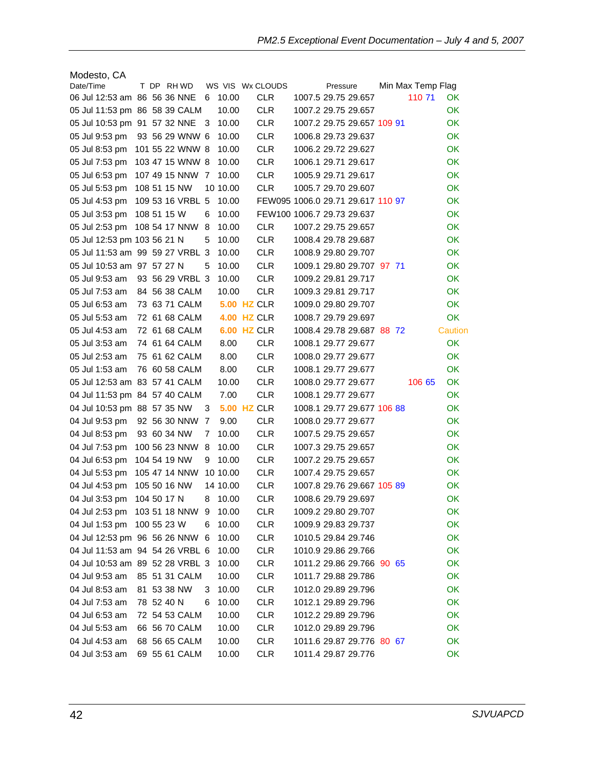Modesto, CA

| Date/Time | T | DP | RH | WD | WS | VIS | Wx | CLOUDS | Pressure | Min Max Temp | Flag |
|---|---|---|---|---|---|---|---|---|---|---|---|
| 06 Jul 12:53 am | 86 | 56 | 36 | NNE | 6 | 10.00 | | CLR | 1007.5 29.75 29.657 | 110 71 | OK |
| 05 Jul 11:53 pm | 86 | 58 | 39 | CALM | | 10.00 | | CLR | 1007.2 29.75 29.657 | | OK |
| 05 Jul 10:53 pm | 91 | 57 | 32 | NNE | 3 | 10.00 | | CLR | 1007.2 29.75 29.657 | 109 91 | OK |
| 05 Jul 9:53 pm | 93 | 56 | 29 | WNW | 6 | 10.00 | | CLR | 1006.8 29.73 29.637 | | OK |
| 05 Jul 8:53 pm | 101 | 55 | 22 | WNW | 8 | 10.00 | | CLR | 1006.2 29.72 29.627 | | OK |
| 05 Jul 7:53 pm | 103 | 47 | 15 | WNW | 8 | 10.00 | | CLR | 1006.1 29.71 29.617 | | OK |
| 05 Jul 6:53 pm | 107 | 49 | 15 | NNW | 7 | 10.00 | | CLR | 1005.9 29.71 29.617 | | OK |
| 05 Jul 5:53 pm | 108 | 51 | 15 | NW | 10 | 10.00 | | CLR | 1005.7 29.70 29.607 | | OK |
| 05 Jul 4:53 pm | 109 | 53 | 16 | VRBL | 5 | 10.00 | | FEW095 | 1006.0 29.71 29.617 | 110 97 | OK |
| 05 Jul 3:53 pm | 108 | 51 | 15 | W | 6 | 10.00 | | FEW100 | 1006.7 29.73 29.637 | | OK |
| 05 Jul 2:53 pm | 108 | 54 | 17 | NNW | 8 | 10.00 | | CLR | 1007.2 29.75 29.657 | | OK |
| 05 Jul 12:53 pm | 103 | 56 | 21 | N | 5 | 10.00 | | CLR | 1008.4 29.78 29.687 | | OK |
| 05 Jul 11:53 am | 99 | 59 | 27 | VRBL | 3 | 10.00 | | CLR | 1008.9 29.80 29.707 | | OK |
| 05 Jul 10:53 am | 97 | 57 | 27 | N | 5 | 10.00 | | CLR | 1009.1 29.80 29.707 | 97 71 | OK |
| 05 Jul 9:53 am | 93 | 56 | 29 | VRBL | 3 | 10.00 | | CLR | 1009.2 29.81 29.717 | | OK |
| 05 Jul 7:53 am | 84 | 56 | 38 | CALM | | 10.00 | | CLR | 1009.3 29.81 29.717 | | OK |
| 05 Jul 6:53 am | 73 | 63 | 71 | CALM | | 5.00 | HZ | CLR | 1009.0 29.80 29.707 | | OK |
| 05 Jul 5:53 am | 72 | 61 | 68 | CALM | | 4.00 | HZ | CLR | 1008.7 29.79 29.697 | | OK |
| 05 Jul 4:53 am | 72 | 61 | 68 | CALM | | 6.00 | HZ | CLR | 1008.4 29.78 29.687 | 88 72 | Caution |
| 05 Jul 3:53 am | 74 | 61 | 64 | CALM | | 8.00 | | CLR | 1008.1 29.77 29.677 | | OK |
| 05 Jul 2:53 am | 75 | 61 | 62 | CALM | | 8.00 | | CLR | 1008.0 29.77 29.677 | | OK |
| 05 Jul 1:53 am | 76 | 60 | 58 | CALM | | 8.00 | | CLR | 1008.1 29.77 29.677 | | OK |
| 05 Jul 12:53 am | 83 | 57 | 41 | CALM | | 10.00 | | CLR | 1008.0 29.77 29.677 | 106 65 | OK |
| 04 Jul 11:53 pm | 84 | 57 | 40 | CALM | | 7.00 | | CLR | 1008.1 29.77 29.677 | | OK |
| 04 Jul 10:53 pm | 88 | 57 | 35 | NW | 3 | 5.00 | HZ | CLR | 1008.1 29.77 29.677 | 106 88 | OK |
| 04 Jul 9:53 pm | 92 | 56 | 30 | NNW | 7 | 9.00 | | CLR | 1008.0 29.77 29.677 | | OK |
| 04 Jul 8:53 pm | 93 | 60 | 34 | NW | 7 | 10.00 | | CLR | 1007.5 29.75 29.657 | | OK |
| 04 Jul 7:53 pm | 100 | 56 | 23 | NNW | 8 | 10.00 | | CLR | 1007.3 29.75 29.657 | | OK |
| 04 Jul 6:53 pm | 104 | 54 | 19 | NW | 9 | 10.00 | | CLR | 1007.2 29.75 29.657 | | OK |
| 04 Jul 5:53 pm | 105 | 47 | 14 | NNW | 10 | 10.00 | | CLR | 1007.4 29.75 29.657 | | OK |
| 04 Jul 4:53 pm | 105 | 50 | 16 | NW | 14 | 10.00 | | CLR | 1007.8 29.76 29.667 | 105 89 | OK |
| 04 Jul 3:53 pm | 104 | 50 | 17 | N | 8 | 10.00 | | CLR | 1008.6 29.79 29.697 | | OK |
| 04 Jul 2:53 pm | 103 | 51 | 18 | NNW | 9 | 10.00 | | CLR | 1009.2 29.80 29.707 | | OK |
| 04 Jul 1:53 pm | 100 | 55 | 23 | W | 6 | 10.00 | | CLR | 1009.9 29.83 29.737 | | OK |
| 04 Jul 12:53 pm | 96 | 56 | 26 | NNW | 6 | 10.00 | | CLR | 1010.5 29.84 29.746 | | OK |
| 04 Jul 11:53 am | 94 | 54 | 26 | VRBL | 6 | 10.00 | | CLR | 1010.9 29.86 29.766 | | OK |
| 04 Jul 10:53 am | 89 | 52 | 28 | VRBL | 3 | 10.00 | | CLR | 1011.2 29.86 29.766 | 90 65 | OK |
| 04 Jul 9:53 am | 85 | 51 | 31 | CALM | | 10.00 | | CLR | 1011.7 29.88 29.786 | | OK |
| 04 Jul 8:53 am | 81 | 53 | 38 | NW | 3 | 10.00 | | CLR | 1012.0 29.89 29.796 | | OK |
| 04 Jul 7:53 am | 78 | 52 | 40 | N | 6 | 10.00 | | CLR | 1012.1 29.89 29.796 | | OK |
| 04 Jul 6:53 am | 72 | 54 | 53 | CALM | | 10.00 | | CLR | 1012.2 29.89 29.796 | | OK |
| 04 Jul 5:53 am | 66 | 56 | 70 | CALM | | 10.00 | | CLR | 1012.0 29.89 29.796 | | OK |
| 04 Jul 4:53 am | 68 | 56 | 65 | CALM | | 10.00 | | CLR | 1011.6 29.87 29.776 | 80 67 | OK |
| 04 Jul 3:53 am | 69 | 55 | 61 | CALM | | 10.00 | | CLR | 1011.4 29.87 29.776 | | OK |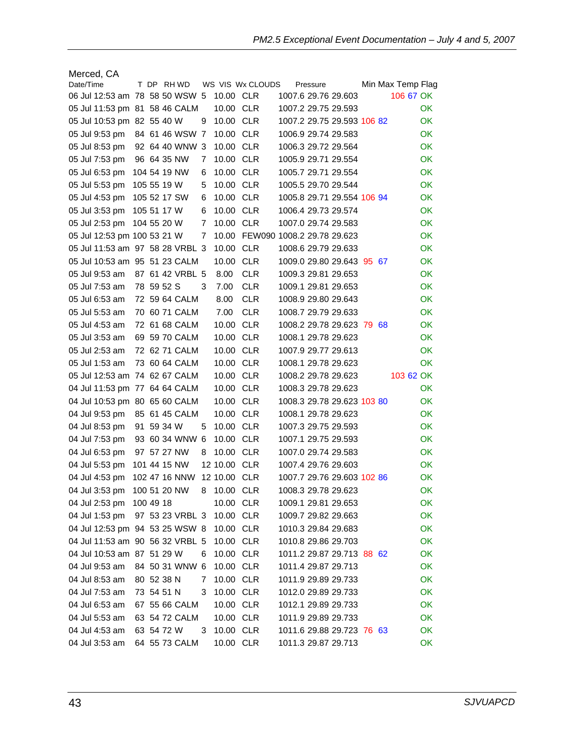Merced, CA

| Date/Time | T | DP | RH | WD | WS | VIS | Wx | CLOUDS | Pressure | | | Min | Max | Temp | Flag |
|---|---|---|---|---|---|---|---|---|---|---|---|---|---|---|---|
| 06 Jul 12:53 am | 78 | 58 | 50 | WSW | 5 | 10.00 | | CLR | 1007.6 | 29.76 | 29.603 | | | 106 67 | OK |
| 05 Jul 11:53 pm | 81 | 58 | 46 | CALM | | 10.00 | | CLR | 1007.2 | 29.75 | 29.593 | | | | OK |
| 05 Jul 10:53 pm | 82 | 55 | 40 | W | 9 | 10.00 | | CLR | 1007.2 | 29.75 | 29.593 | 106 | 82 | | OK |
| 05 Jul 9:53 pm | 84 | 61 | 46 | WSW | 7 | 10.00 | | CLR | 1006.9 | 29.74 | 29.583 | | | | OK |
| 05 Jul 8:53 pm | 92 | 64 | 40 | WNW | 3 | 10.00 | | CLR | 1006.3 | 29.72 | 29.564 | | | | OK |
| 05 Jul 7:53 pm | 96 | 64 | 35 | NW | 7 | 10.00 | | CLR | 1005.9 | 29.71 | 29.554 | | | | OK |
| 05 Jul 6:53 pm | 104 | 54 | 19 | NW | 6 | 10.00 | | CLR | 1005.7 | 29.71 | 29.554 | | | | OK |
| 05 Jul 5:53 pm | 105 | 55 | 19 | W | 5 | 10.00 | | CLR | 1005.5 | 29.70 | 29.544 | | | | OK |
| 05 Jul 4:53 pm | 105 | 52 | 17 | SW | 6 | 10.00 | | CLR | 1005.8 | 29.71 | 29.554 | 106 | 94 | | OK |
| 05 Jul 3:53 pm | 105 | 51 | 17 | W | 6 | 10.00 | | CLR | 1006.4 | 29.73 | 29.574 | | | | OK |
| 05 Jul 2:53 pm | 104 | 55 | 20 | W | 7 | 10.00 | | CLR | 1007.0 | 29.74 | 29.583 | | | | OK |
| 05 Jul 12:53 pm | 100 | 53 | 21 | W | 7 | 10.00 | | FEW090 | 1008.2 | 29.78 | 29.623 | | | | OK |
| 05 Jul 11:53 am | 97 | 58 | 28 | VRBL | 3 | 10.00 | | CLR | 1008.6 | 29.79 | 29.633 | | | | OK |
| 05 Jul 10:53 am | 95 | 51 | 23 | CALM | | 10.00 | | CLR | 1009.0 | 29.80 | 29.643 | 95 | 67 | | OK |
| 05 Jul 9:53 am | 87 | 61 | 42 | VRBL | 5 | 8.00 | | CLR | 1009.3 | 29.81 | 29.653 | | | | OK |
| 05 Jul 7:53 am | 78 | 59 | 52 | S | 3 | 7.00 | | CLR | 1009.1 | 29.81 | 29.653 | | | | OK |
| 05 Jul 6:53 am | 72 | 59 | 64 | CALM | | 8.00 | | CLR | 1008.9 | 29.80 | 29.643 | | | | OK |
| 05 Jul 5:53 am | 70 | 60 | 71 | CALM | | 7.00 | | CLR | 1008.7 | 29.79 | 29.633 | | | | OK |
| 05 Jul 4:53 am | 72 | 61 | 68 | CALM | | 10.00 | | CLR | 1008.2 | 29.78 | 29.623 | 79 | 68 | | OK |
| 05 Jul 3:53 am | 69 | 59 | 70 | CALM | | 10.00 | | CLR | 1008.1 | 29.78 | 29.623 | | | | OK |
| 05 Jul 2:53 am | 72 | 62 | 71 | CALM | | 10.00 | | CLR | 1007.9 | 29.77 | 29.613 | | | | OK |
| 05 Jul 1:53 am | 73 | 60 | 64 | CALM | | 10.00 | | CLR | 1008.1 | 29.78 | 29.623 | | | | OK |
| 05 Jul 12:53 am | 74 | 62 | 67 | CALM | | 10.00 | | CLR | 1008.2 | 29.78 | 29.623 | | | 103 62 | OK |
| 04 Jul 11:53 pm | 77 | 64 | 64 | CALM | | 10.00 | | CLR | 1008.3 | 29.78 | 29.623 | | | | OK |
| 04 Jul 10:53 pm | 80 | 65 | 60 | CALM | | 10.00 | | CLR | 1008.3 | 29.78 | 29.623 | 103 | 80 | | OK |
| 04 Jul 9:53 pm | 85 | 61 | 45 | CALM | | 10.00 | | CLR | 1008.1 | 29.78 | 29.623 | | | | OK |
| 04 Jul 8:53 pm | 91 | 59 | 34 | W | 5 | 10.00 | | CLR | 1007.3 | 29.75 | 29.593 | | | | OK |
| 04 Jul 7:53 pm | 93 | 60 | 34 | WNW | 6 | 10.00 | | CLR | 1007.1 | 29.75 | 29.593 | | | | OK |
| 04 Jul 6:53 pm | 97 | 57 | 27 | NW | 8 | 10.00 | | CLR | 1007.0 | 29.74 | 29.583 | | | | OK |
| 04 Jul 5:53 pm | 101 | 44 | 15 | NW | 12 | 10.00 | | CLR | 1007.4 | 29.76 | 29.603 | | | | OK |
| 04 Jul 4:53 pm | 102 | 47 | 16 | NNW | 12 | 10.00 | | CLR | 1007.7 | 29.76 | 29.603 | 102 | 86 | | OK |
| 04 Jul 3:53 pm | 100 | 51 | 20 | NW | 8 | 10.00 | | CLR | 1008.3 | 29.78 | 29.623 | | | | OK |
| 04 Jul 2:53 pm | 100 | 49 | 18 | | | 10.00 | | CLR | 1009.1 | 29.81 | 29.653 | | | | OK |
| 04 Jul 1:53 pm | 97 | 53 | 23 | VRBL | 3 | 10.00 | | CLR | 1009.7 | 29.82 | 29.663 | | | | OK |
| 04 Jul 12:53 pm | 94 | 53 | 25 | WSW | 8 | 10.00 | | CLR | 1010.3 | 29.84 | 29.683 | | | | OK |
| 04 Jul 11:53 am | 90 | 56 | 32 | VRBL | 5 | 10.00 | | CLR | 1010.8 | 29.86 | 29.703 | | | | OK |
| 04 Jul 10:53 am | 87 | 51 | 29 | W | 6 | 10.00 | | CLR | 1011.2 | 29.87 | 29.713 | 88 | 62 | | OK |
| 04 Jul 9:53 am | 84 | 50 | 31 | WNW | 6 | 10.00 | | CLR | 1011.4 | 29.87 | 29.713 | | | | OK |
| 04 Jul 8:53 am | 80 | 52 | 38 | N | 7 | 10.00 | | CLR | 1011.9 | 29.89 | 29.733 | | | | OK |
| 04 Jul 7:53 am | 73 | 54 | 51 | N | 3 | 10.00 | | CLR | 1012.0 | 29.89 | 29.733 | | | | OK |
| 04 Jul 6:53 am | 67 | 55 | 66 | CALM | | 10.00 | | CLR | 1012.1 | 29.89 | 29.733 | | | | OK |
| 04 Jul 5:53 am | 63 | 54 | 72 | CALM | | 10.00 | | CLR | 1011.9 | 29.89 | 29.733 | | | | OK |
| 04 Jul 4:53 am | 63 | 54 | 72 | W | 3 | 10.00 | | CLR | 1011.6 | 29.88 | 29.723 | 76 | 63 | | OK |
| 04 Jul 3:53 am | 64 | 55 | 73 | CALM | | 10.00 | | CLR | 1011.3 | 29.87 | 29.713 | | | | OK |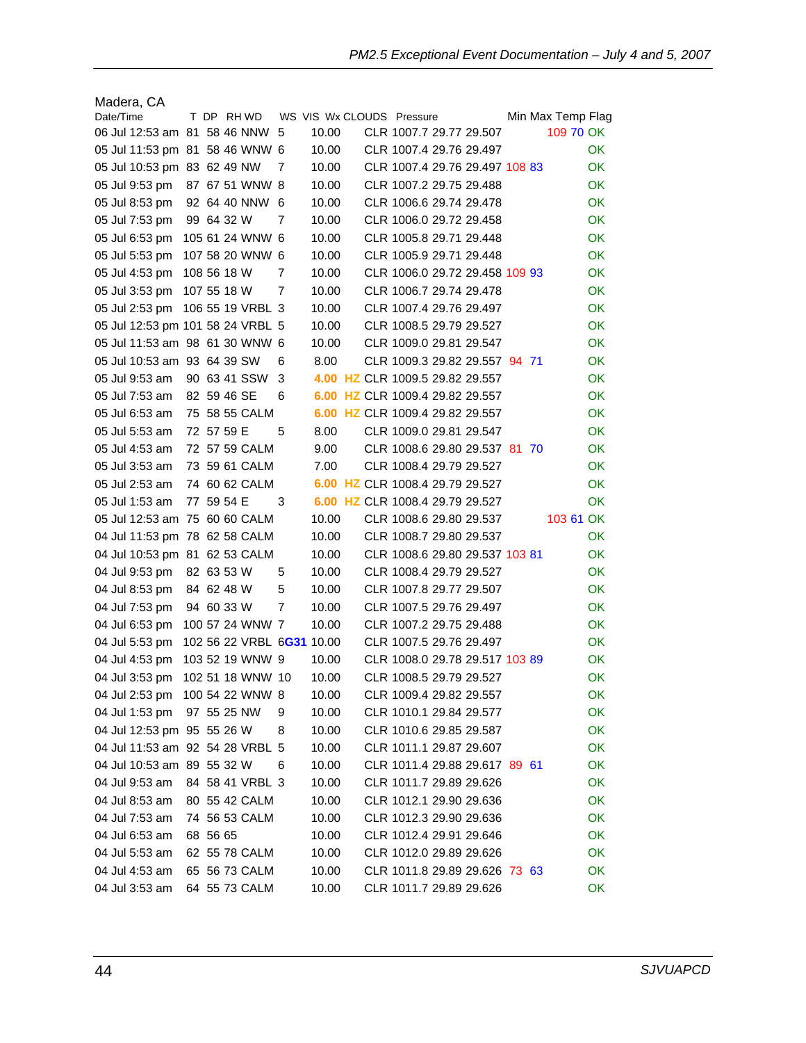Madera, CA

| Date/Time | T | DP | RH | WD | WS | VIS | Wx | CLOUDS | Pressure | | | Min | Max | Temp | Flag |
|---|---|---|---|---|---|---|---|---|---|---|---|---|---|---|---|
| 06 Jul 12:53 am | 81 | 58 | 46 | NNW | 5 | 10.00 | | CLR | 1007.7 | 29.77 | 29.507 | | | 109 70 | OK |
| 05 Jul 11:53 pm | 81 | 58 | 46 | WNW | 6 | 10.00 | | CLR | 1007.4 | 29.76 | 29.497 | | | | OK |
| 05 Jul 10:53 pm | 83 | 62 | 49 | NW | 7 | 10.00 | | CLR | 1007.4 | 29.76 | 29.497 | 108 | 83 | | OK |
| 05 Jul 9:53 pm | 87 | 67 | 51 | WNW | 8 | 10.00 | | CLR | 1007.2 | 29.75 | 29.488 | | | | OK |
| 05 Jul 8:53 pm | 92 | 64 | 40 | NNW | 6 | 10.00 | | CLR | 1006.6 | 29.74 | 29.478 | | | | OK |
| 05 Jul 7:53 pm | 99 | 64 | 32 | W | 7 | 10.00 | | CLR | 1006.0 | 29.72 | 29.458 | | | | OK |
| 05 Jul 6:53 pm | 105 | 61 | 24 | WNW | 6 | 10.00 | | CLR | 1005.8 | 29.71 | 29.448 | | | | OK |
| 05 Jul 5:53 pm | 107 | 58 | 20 | WNW | 6 | 10.00 | | CLR | 1005.9 | 29.71 | 29.448 | | | | OK |
| 05 Jul 4:53 pm | 108 | 56 | 18 | W | 7 | 10.00 | | CLR | 1006.0 | 29.72 | 29.458 | 109 | 93 | | OK |
| 05 Jul 3:53 pm | 107 | 55 | 18 | W | 7 | 10.00 | | CLR | 1006.7 | 29.74 | 29.478 | | | | OK |
| 05 Jul 2:53 pm | 106 | 55 | 19 | VRBL | 3 | 10.00 | | CLR | 1007.4 | 29.76 | 29.497 | | | | OK |
| 05 Jul 12:53 pm | 101 | 58 | 24 | VRBL | 5 | 10.00 | | CLR | 1008.5 | 29.79 | 29.527 | | | | OK |
| 05 Jul 11:53 am | 98 | 61 | 30 | WNW | 6 | 10.00 | | CLR | 1009.0 | 29.81 | 29.547 | | | | OK |
| 05 Jul 10:53 am | 93 | 64 | 39 | SW | 6 | 8.00 | | CLR | 1009.3 | 29.82 | 29.557 | 94 | 71 | | OK |
| 05 Jul 9:53 am | 90 | 63 | 41 | SSW | 3 | 4.00 | HZ | CLR | 1009.5 | 29.82 | 29.557 | | | | OK |
| 05 Jul 7:53 am | 82 | 59 | 46 | SE | 6 | 6.00 | HZ | CLR | 1009.4 | 29.82 | 29.557 | | | | OK |
| 05 Jul 6:53 am | 75 | 58 | 55 | CALM | | 6.00 | HZ | CLR | 1009.4 | 29.82 | 29.557 | | | | OK |
| 05 Jul 5:53 am | 72 | 57 | 59 | E | 5 | 8.00 | | CLR | 1009.0 | 29.81 | 29.547 | | | | OK |
| 05 Jul 4:53 am | 72 | 57 | 59 | CALM | | 9.00 | | CLR | 1008.6 | 29.80 | 29.537 | 81 | 70 | | OK |
| 05 Jul 3:53 am | 73 | 59 | 61 | CALM | | 7.00 | | CLR | 1008.4 | 29.79 | 29.527 | | | | OK |
| 05 Jul 2:53 am | 74 | 60 | 62 | CALM | | 6.00 | HZ | CLR | 1008.4 | 29.79 | 29.527 | | | | OK |
| 05 Jul 1:53 am | 77 | 59 | 54 | E | 3 | 6.00 | HZ | CLR | 1008.4 | 29.79 | 29.527 | | | | OK |
| 05 Jul 12:53 am | 75 | 60 | 60 | CALM | | 10.00 | | CLR | 1008.6 | 29.80 | 29.537 | | | 103 61 | OK |
| 04 Jul 11:53 pm | 78 | 62 | 58 | CALM | | 10.00 | | CLR | 1008.7 | 29.80 | 29.537 | | | | OK |
| 04 Jul 10:53 pm | 81 | 62 | 53 | CALM | | 10.00 | | CLR | 1008.6 | 29.80 | 29.537 | 103 | 81 | | OK |
| 04 Jul 9:53 pm | 82 | 63 | 53 | W | 5 | 10.00 | | CLR | 1008.4 | 29.79 | 29.527 | | | | OK |
| 04 Jul 8:53 pm | 84 | 62 | 48 | W | 5 | 10.00 | | CLR | 1007.8 | 29.77 | 29.507 | | | | OK |
| 04 Jul 7:53 pm | 94 | 60 | 33 | W | 7 | 10.00 | | CLR | 1007.5 | 29.76 | 29.497 | | | | OK |
| 04 Jul 6:53 pm | 100 | 57 | 24 | WNW | 7 | 10.00 | | CLR | 1007.2 | 29.75 | 29.488 | | | | OK |
| 04 Jul 5:53 pm | 102 | 56 | 22 | VRBL | 6G31 | 10.00 | | CLR | 1007.5 | 29.76 | 29.497 | | | | OK |
| 04 Jul 4:53 pm | 103 | 52 | 19 | WNW | 9 | 10.00 | | CLR | 1008.0 | 29.78 | 29.517 | 103 | 89 | | OK |
| 04 Jul 3:53 pm | 102 | 51 | 18 | WNW | 10 | 10.00 | | CLR | 1008.5 | 29.79 | 29.527 | | | | OK |
| 04 Jul 2:53 pm | 100 | 54 | 22 | WNW | 8 | 10.00 | | CLR | 1009.4 | 29.82 | 29.557 | | | | OK |
| 04 Jul 1:53 pm | 97 | 55 | 25 | NW | 9 | 10.00 | | CLR | 1010.1 | 29.84 | 29.577 | | | | OK |
| 04 Jul 12:53 pm | 95 | 55 | 26 | W | 8 | 10.00 | | CLR | 1010.6 | 29.85 | 29.587 | | | | OK |
| 04 Jul 11:53 am | 92 | 54 | 28 | VRBL | 5 | 10.00 | | CLR | 1011.1 | 29.87 | 29.607 | | | | OK |
| 04 Jul 10:53 am | 89 | 55 | 32 | W | 6 | 10.00 | | CLR | 1011.4 | 29.88 | 29.617 | 89 | 61 | | OK |
| 04 Jul 9:53 am | 84 | 58 | 41 | VRBL | 3 | 10.00 | | CLR | 1011.7 | 29.89 | 29.626 | | | | OK |
| 04 Jul 8:53 am | 80 | 55 | 42 | CALM | | 10.00 | | CLR | 1012.1 | 29.90 | 29.636 | | | | OK |
| 04 Jul 7:53 am | 74 | 56 | 53 | CALM | | 10.00 | | CLR | 1012.3 | 29.90 | 29.636 | | | | OK |
| 04 Jul 6:53 am | 68 | 56 | 65 | | | 10.00 | | CLR | 1012.4 | 29.91 | 29.646 | | | | OK |
| 04 Jul 5:53 am | 62 | 55 | 78 | CALM | | 10.00 | | CLR | 1012.0 | 29.89 | 29.626 | | | | OK |
| 04 Jul 4:53 am | 65 | 56 | 73 | CALM | | 10.00 | | CLR | 1011.8 | 29.89 | 29.626 | 73 | 63 | | OK |
| 04 Jul 3:53 am | 64 | 55 | 73 | CALM | | 10.00 | | CLR | 1011.7 | 29.89 | 29.626 | | | | OK |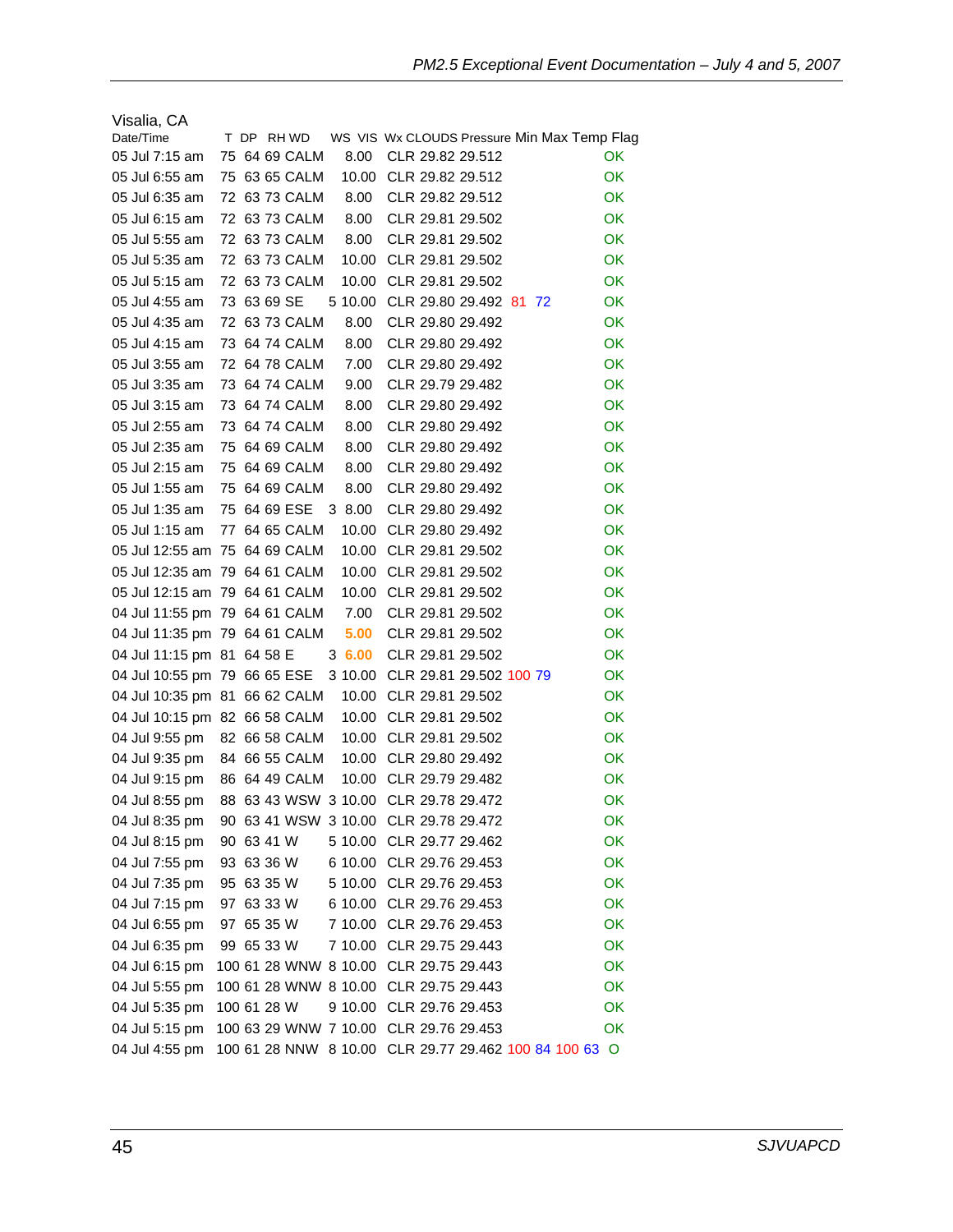Visalia, CA

| Date/Time | T | DP | RH | WD | WS | VIS | Wx | CLOUDS | Pressure | Min | Max | Temp | Flag |
|---|---|---|---|---|---|---|---|---|---|---|---|---|---|
| 05 Jul 7:15 am | 75 | 64 | 69 | CALM | | 8.00 | | CLR | 29.82 29.512 | | | | OK |
| 05 Jul 6:55 am | 75 | 63 | 65 | CALM | | 10.00 | | CLR | 29.82 29.512 | | | | OK |
| 05 Jul 6:35 am | 72 | 63 | 73 | CALM | | 8.00 | | CLR | 29.82 29.512 | | | | OK |
| 05 Jul 6:15 am | 72 | 63 | 73 | CALM | | 8.00 | | CLR | 29.81 29.502 | | | | OK |
| 05 Jul 5:55 am | 72 | 63 | 73 | CALM | | 8.00 | | CLR | 29.81 29.502 | | | | OK |
| 05 Jul 5:35 am | 72 | 63 | 73 | CALM | | 10.00 | | CLR | 29.81 29.502 | | | | OK |
| 05 Jul 5:15 am | 72 | 63 | 73 | CALM | | 10.00 | | CLR | 29.81 29.502 | | | | OK |
| 05 Jul 4:55 am | 73 | 63 | 69 | SE | 5 | 10.00 | | CLR | 29.80 29.492 | 81 | 72 | | OK |
| 05 Jul 4:35 am | 72 | 63 | 73 | CALM | | 8.00 | | CLR | 29.80 29.492 | | | | OK |
| 05 Jul 4:15 am | 73 | 64 | 74 | CALM | | 8.00 | | CLR | 29.80 29.492 | | | | OK |
| 05 Jul 3:55 am | 72 | 64 | 78 | CALM | | 7.00 | | CLR | 29.80 29.492 | | | | OK |
| 05 Jul 3:35 am | 73 | 64 | 74 | CALM | | 9.00 | | CLR | 29.79 29.482 | | | | OK |
| 05 Jul 3:15 am | 73 | 64 | 74 | CALM | | 8.00 | | CLR | 29.80 29.492 | | | | OK |
| 05 Jul 2:55 am | 73 | 64 | 74 | CALM | | 8.00 | | CLR | 29.80 29.492 | | | | OK |
| 05 Jul 2:35 am | 75 | 64 | 69 | CALM | | 8.00 | | CLR | 29.80 29.492 | | | | OK |
| 05 Jul 2:15 am | 75 | 64 | 69 | CALM | | 8.00 | | CLR | 29.80 29.492 | | | | OK |
| 05 Jul 1:55 am | 75 | 64 | 69 | CALM | | 8.00 | | CLR | 29.80 29.492 | | | | OK |
| 05 Jul 1:35 am | 75 | 64 | 69 | ESE | 3 | 8.00 | | CLR | 29.80 29.492 | | | | OK |
| 05 Jul 1:15 am | 77 | 64 | 65 | CALM | | 10.00 | | CLR | 29.80 29.492 | | | | OK |
| 05 Jul 12:55 am | 75 | 64 | 69 | CALM | | 10.00 | | CLR | 29.81 29.502 | | | | OK |
| 05 Jul 12:35 am | 79 | 64 | 61 | CALM | | 10.00 | | CLR | 29.81 29.502 | | | | OK |
| 05 Jul 12:15 am | 79 | 64 | 61 | CALM | | 10.00 | | CLR | 29.81 29.502 | | | | OK |
| 04 Jul 11:55 pm | 79 | 64 | 61 | CALM | | 7.00 | | CLR | 29.81 29.502 | | | | OK |
| 04 Jul 11:35 pm | 79 | 64 | 61 | CALM | | 5.00 | | CLR | 29.81 29.502 | | | | OK |
| 04 Jul 11:15 pm | 81 | 64 | 58 | E | 3 | 6.00 | | CLR | 29.81 29.502 | | | | OK |
| 04 Jul 10:55 pm | 79 | 66 | 65 | ESE | 3 | 10.00 | | CLR | 29.81 29.502 | 100 | 79 | | OK |
| 04 Jul 10:35 pm | 81 | 66 | 62 | CALM | | 10.00 | | CLR | 29.81 29.502 | | | | OK |
| 04 Jul 10:15 pm | 82 | 66 | 58 | CALM | | 10.00 | | CLR | 29.81 29.502 | | | | OK |
| 04 Jul 9:55 pm | 82 | 66 | 58 | CALM | | 10.00 | | CLR | 29.81 29.502 | | | | OK |
| 04 Jul 9:35 pm | 84 | 66 | 55 | CALM | | 10.00 | | CLR | 29.80 29.492 | | | | OK |
| 04 Jul 9:15 pm | 86 | 64 | 49 | CALM | | 10.00 | | CLR | 29.79 29.482 | | | | OK |
| 04 Jul 8:55 pm | 88 | 63 | 43 | WSW | 3 | 10.00 | | CLR | 29.78 29.472 | | | | OK |
| 04 Jul 8:35 pm | 90 | 63 | 41 | WSW | 3 | 10.00 | | CLR | 29.78 29.472 | | | | OK |
| 04 Jul 8:15 pm | 90 | 63 | 41 | W | 5 | 10.00 | | CLR | 29.77 29.462 | | | | OK |
| 04 Jul 7:55 pm | 93 | 63 | 36 | W | 6 | 10.00 | | CLR | 29.76 29.453 | | | | OK |
| 04 Jul 7:35 pm | 95 | 63 | 35 | W | 5 | 10.00 | | CLR | 29.76 29.453 | | | | OK |
| 04 Jul 7:15 pm | 97 | 63 | 33 | W | 6 | 10.00 | | CLR | 29.76 29.453 | | | | OK |
| 04 Jul 6:55 pm | 97 | 65 | 35 | W | 7 | 10.00 | | CLR | 29.76 29.453 | | | | OK |
| 04 Jul 6:35 pm | 99 | 65 | 33 | W | 7 | 10.00 | | CLR | 29.75 29.443 | | | | OK |
| 04 Jul 6:15 pm | 100 | 61 | 28 | WNW | 8 | 10.00 | | CLR | 29.75 29.443 | | | | OK |
| 04 Jul 5:55 pm | 100 | 61 | 28 | WNW | 8 | 10.00 | | CLR | 29.75 29.443 | | | | OK |
| 04 Jul 5:35 pm | 100 | 61 | 28 | W | 9 | 10.00 | | CLR | 29.76 29.453 | | | | OK |
| 04 Jul 5:15 pm | 100 | 63 | 29 | WNW | 7 | 10.00 | | CLR | 29.76 29.453 | | | | OK |
| 04 Jul 4:55 pm | 100 | 61 | 28 | NNW | 8 | 10.00 | | CLR | 29.77 29.462 | 100 | 84 | 100 63 | O |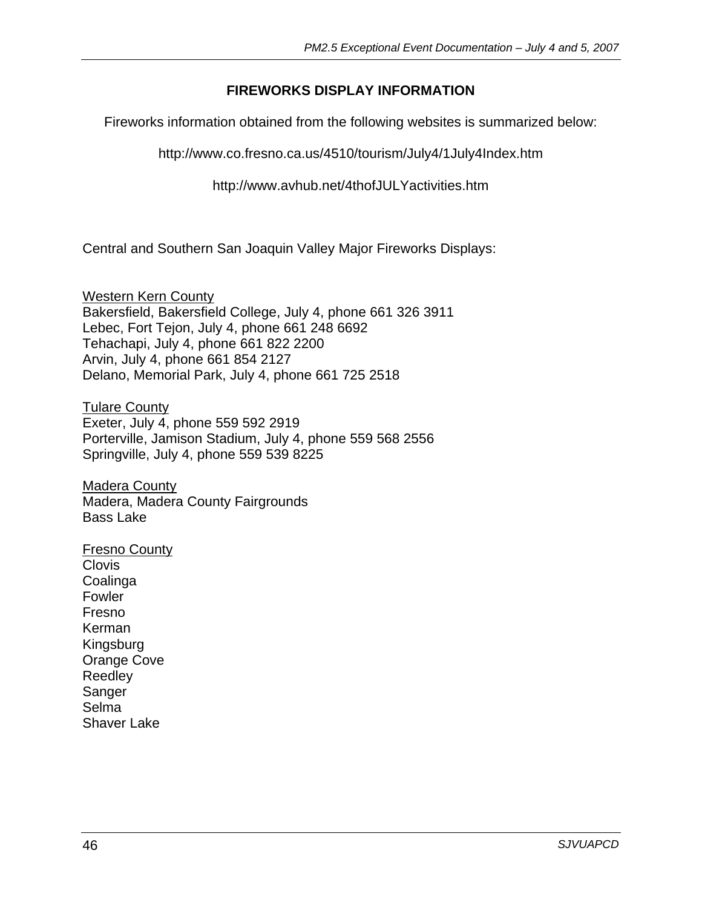## FIREWORKS DISPLAY INFORMATION

Fireworks information obtained from the following websites is summarized below:

http://www.co.fresno.ca.us/4510/tourism/July4/1July4Index.htm

http://www.avhub.net/4thofJULYactivities.htm

Central and Southern San Joaquin Valley Major Fireworks Displays:

<u>Western Kern County</u>
Bakersfield, Bakersfield College, July 4, phone 661 326 3911
Lebec, Fort Tejon, July 4, phone 661 248 6692
Tehachapi, July 4, phone 661 822 2200
Arvin, July 4, phone 661 854 2127
Delano, Memorial Park, July 4, phone 661 725 2518

<u>Tulare County</u>
Exeter, July 4, phone 559 592 2919
Porterville, Jamison Stadium, July 4, phone 559 568 2556
Springville, July 4, phone 559 539 8225

<u>Madera County</u>
Madera, Madera County Fairgrounds
Bass Lake

<u>Fresno County</u>
Clovis
Coalinga
Fowler
Fresno
Kerman
Kingsburg
Orange Cove
Reedley
Sanger
Selma
Shaver Lake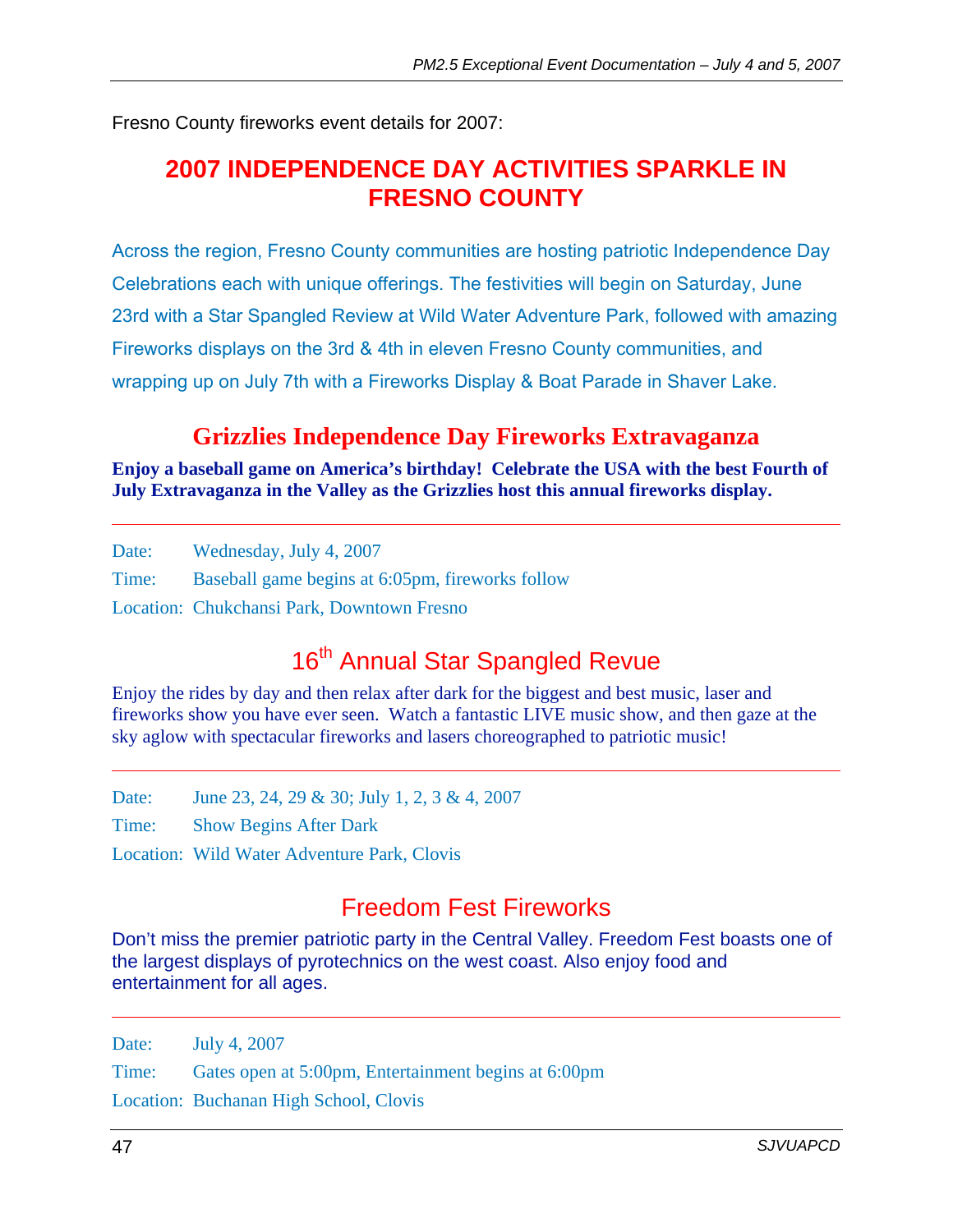Fresno County fireworks event details for 2007:

# 2007 INDEPENDENCE DAY ACTIVITIES SPARKLE IN FRESNO COUNTY

Across the region, Fresno County communities are hosting patriotic Independence Day Celebrations each with unique offerings. The festivities will begin on Saturday, June 23rd with a Star Spangled Review at Wild Water Adventure Park, followed with amazing Fireworks displays on the 3rd & 4th in eleven Fresno County communities, and wrapping up on July 7th with a Fireworks Display & Boat Parade in Shaver Lake.

## Grizzlies Independence Day Fireworks Extravaganza

**Enjoy a baseball game on America's birthday! Celebrate the USA with the best Fourth of July Extravaganza in the Valley as the Grizzlies host this annual fireworks display.**

---

Date: Wednesday, July 4, 2007

Time: Baseball game begins at 6:05pm, fireworks follow

Location: Chukchansi Park, Downtown Fresno

## 16th Annual Star Spangled Revue

Enjoy the rides by day and then relax after dark for the biggest and best music, laser and fireworks show you have ever seen. Watch a fantastic LIVE music show, and then gaze at the sky aglow with spectacular fireworks and lasers choreographed to patriotic music!

---

Date: June 23, 24, 29 & 30; July 1, 2, 3 & 4, 2007

Time: Show Begins After Dark

Location: Wild Water Adventure Park, Clovis

## Freedom Fest Fireworks

Don't miss the premier patriotic party in the Central Valley. Freedom Fest boasts one of the largest displays of pyrotechnics on the west coast. Also enjoy food and entertainment for all ages.

---

Date: July 4, 2007

Time: Gates open at 5:00pm, Entertainment begins at 6:00pm

Location: Buchanan High School, Clovis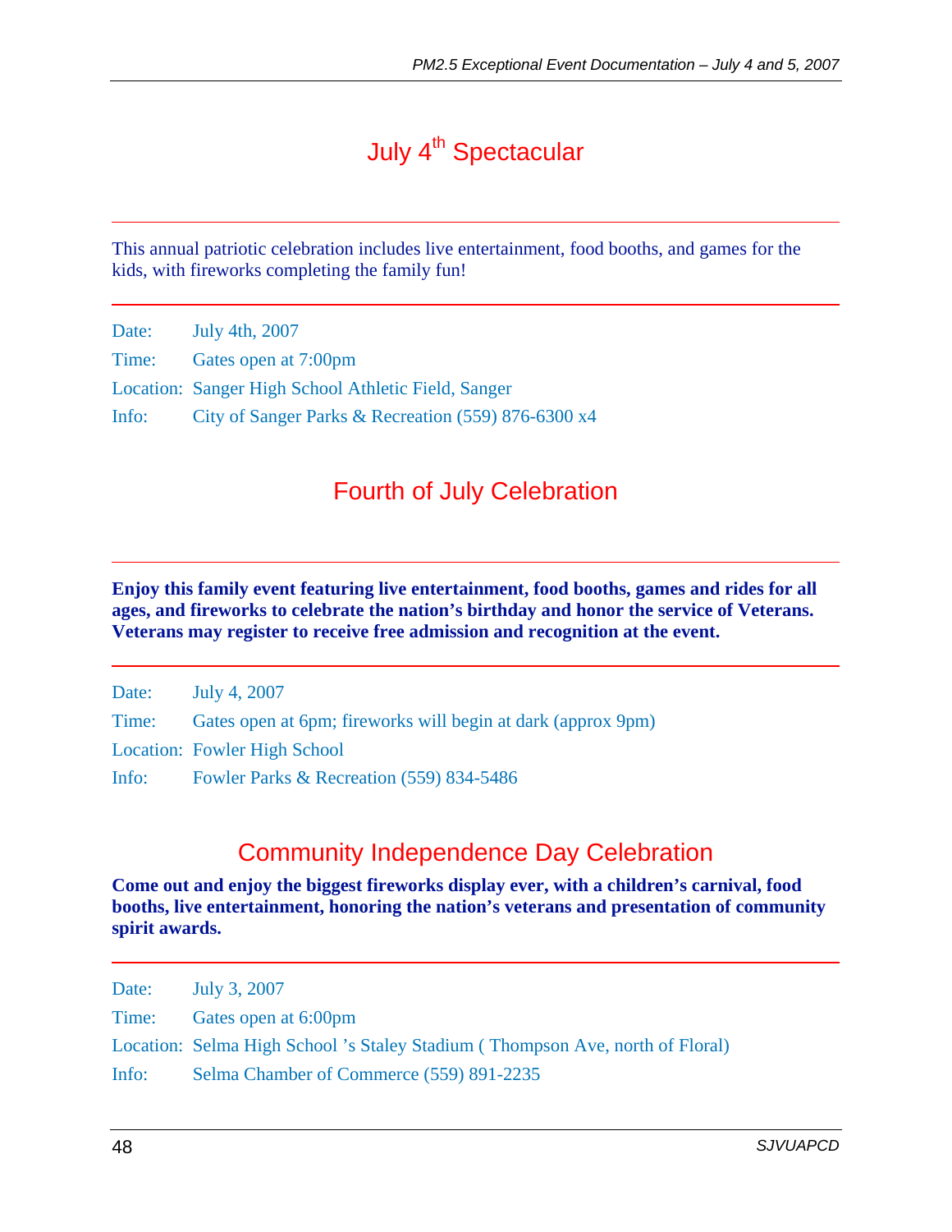## July 4th Spectacular

This annual patriotic celebration includes live entertainment, food booths, and games for the kids, with fireworks completing the family fun!

Date: July 4th, 2007

Time: Gates open at 7:00pm

Location: Sanger High School Athletic Field, Sanger

Info: City of Sanger Parks & Recreation (559) 876-6300 x4

## Fourth of July Celebration

**Enjoy this family event featuring live entertainment, food booths, games and rides for all ages, and fireworks to celebrate the nation's birthday and honor the service of Veterans. Veterans may register to receive free admission and recognition at the event.**

Date: July 4, 2007

Time: Gates open at 6pm; fireworks will begin at dark (approx 9pm)

Location: Fowler High School

Info: Fowler Parks & Recreation (559) 834-5486

## Community Independence Day Celebration

**Come out and enjoy the biggest fireworks display ever, with a children's carnival, food booths, live entertainment, honoring the nation's veterans and presentation of community spirit awards.**

Date: July 3, 2007

Time: Gates open at 6:00pm

Location: Selma High School 's Staley Stadium ( Thompson Ave, north of Floral)

Info: Selma Chamber of Commerce (559) 891-2235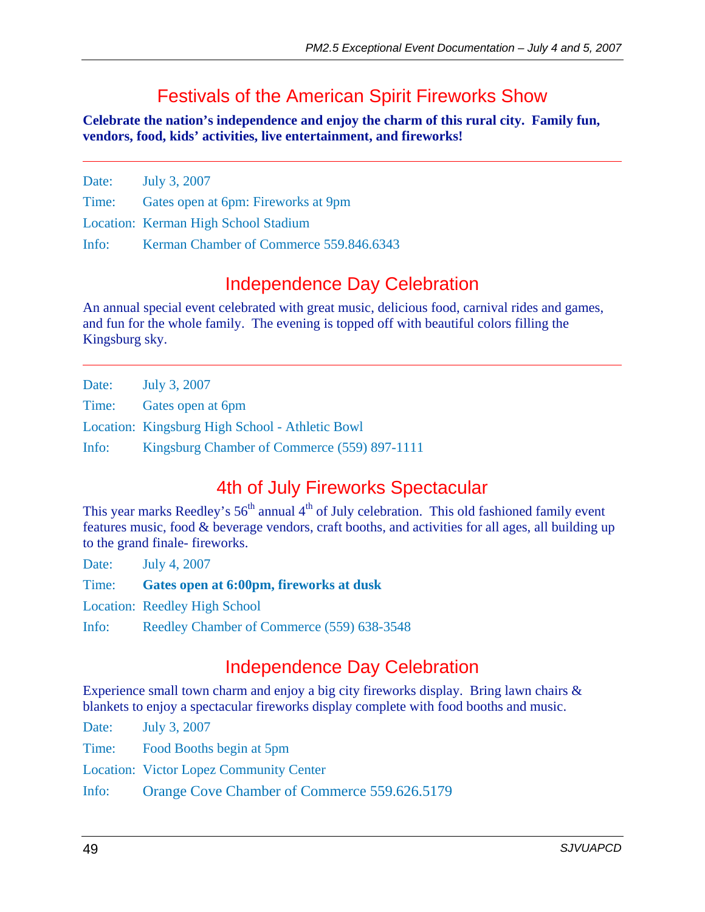## Festivals of the American Spirit Fireworks Show

**Celebrate the nation's independence and enjoy the charm of this rural city. Family fun, vendors, food, kids' activities, live entertainment, and fireworks!**

---

Date: July 3, 2007

Time: Gates open at 6pm: Fireworks at 9pm

Location: Kerman High School Stadium

Info: Kerman Chamber of Commerce 559.846.6343

## Independence Day Celebration

An annual special event celebrated with great music, delicious food, carnival rides and games, and fun for the whole family. The evening is topped off with beautiful colors filling the Kingsburg sky.

---

Date: July 3, 2007

Time: Gates open at 6pm

Location: Kingsburg High School - Athletic Bowl

Info: Kingsburg Chamber of Commerce (559) 897-1111

## 4th of July Fireworks Spectacular

This year marks Reedley's 56th annual 4th of July celebration. This old fashioned family event features music, food & beverage vendors, craft booths, and activities for all ages, all building up to the grand finale- fireworks.

Date: July 4, 2007

Time: **Gates open at 6:00pm, fireworks at dusk**

Location: Reedley High School

Info: Reedley Chamber of Commerce (559) 638-3548

## Independence Day Celebration

Experience small town charm and enjoy a big city fireworks display. Bring lawn chairs & blankets to enjoy a spectacular fireworks display complete with food booths and music.

Date: July 3, 2007

Time: Food Booths begin at 5pm

Location: Victor Lopez Community Center

Info: Orange Cove Chamber of Commerce 559.626.5179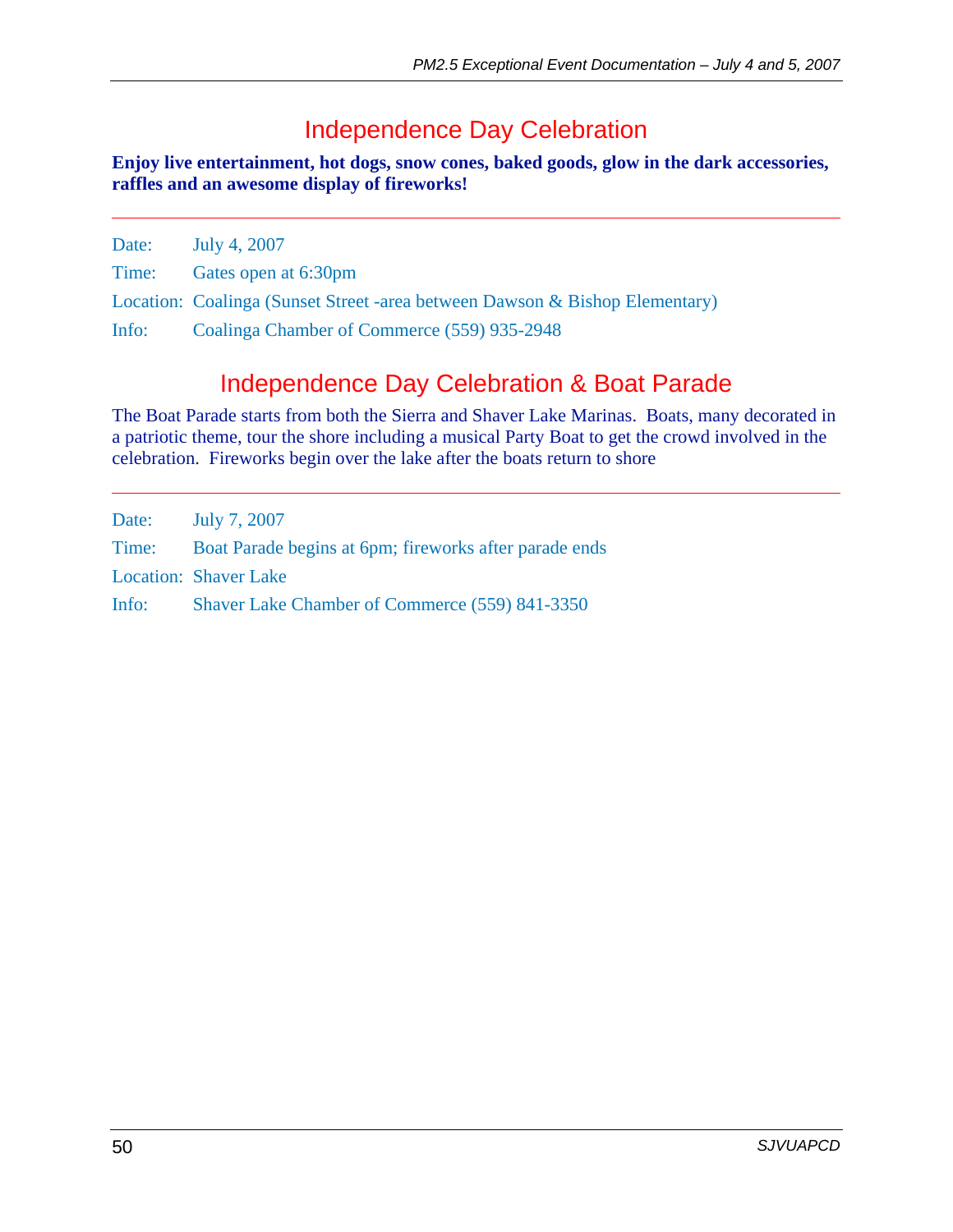## Independence Day Celebration

**Enjoy live entertainment, hot dogs, snow cones, baked goods, glow in the dark accessories, raffles and an awesome display of fireworks!**

---

Date: July 4, 2007

Time: Gates open at 6:30pm

Location: Coalinga (Sunset Street -area between Dawson & Bishop Elementary)

Info: Coalinga Chamber of Commerce (559) 935-2948

## Independence Day Celebration & Boat Parade

The Boat Parade starts from both the Sierra and Shaver Lake Marinas. Boats, many decorated in a patriotic theme, tour the shore including a musical Party Boat to get the crowd involved in the celebration. Fireworks begin over the lake after the boats return to shore

---

Date: July 7, 2007

Time: Boat Parade begins at 6pm; fireworks after parade ends

Location: Shaver Lake

Info: Shaver Lake Chamber of Commerce (559) 841-3350